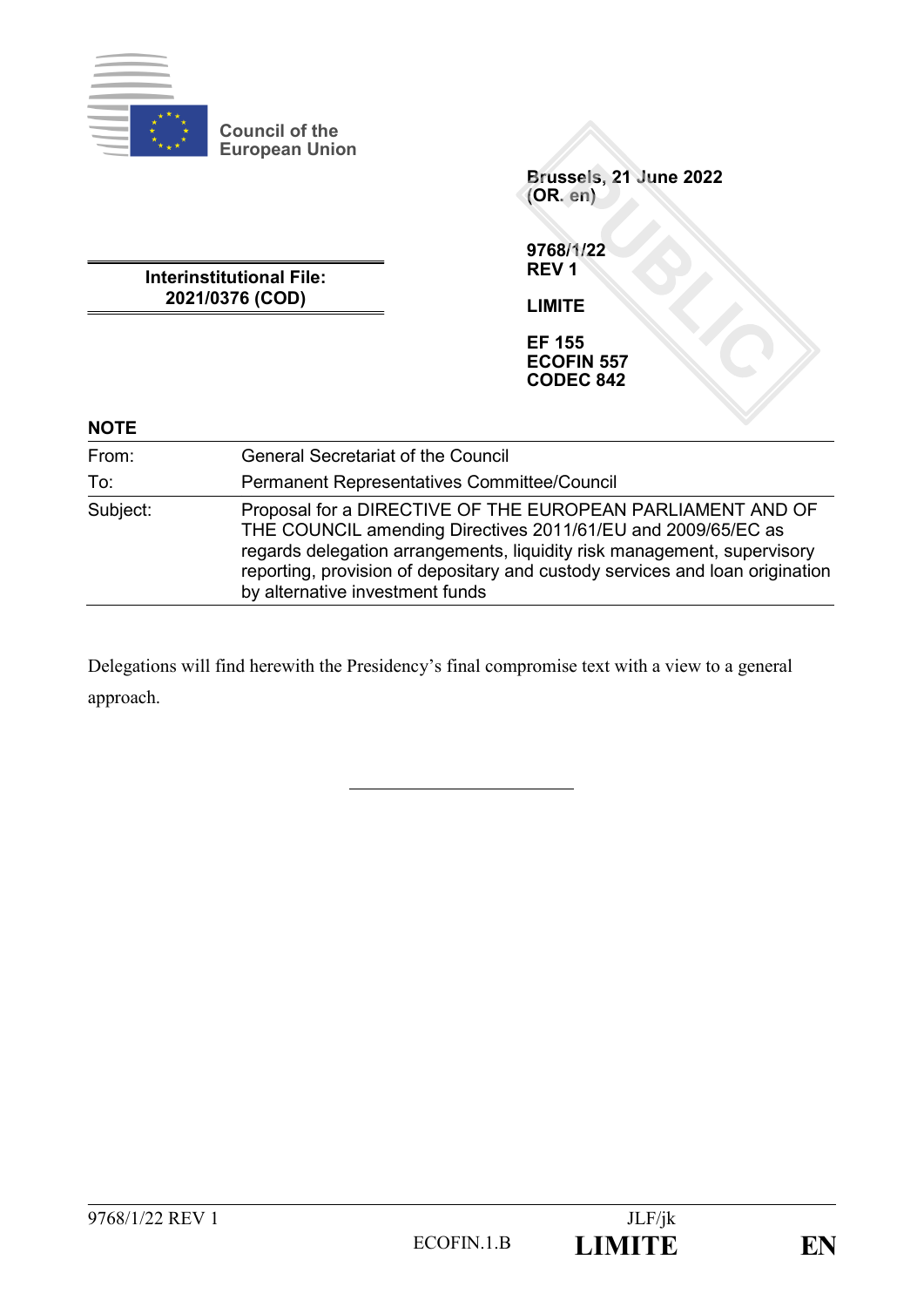Council of the European Union

Brussels, 21 June 2022
(OR. en)

**Interinstitutional File:**
**2021/0376 (COD)**

**9768/1/22**
**REV 1**

**LIMITE**

**EF 155**
**ECOFIN 557**
**CODEC 842**

**NOTE**

| | |
|---|---|
| From: | General Secretariat of the Council |
| To: | Permanent Representatives Committee/Council |
| Subject: | Proposal for a DIRECTIVE OF THE EUROPEAN PARLIAMENT AND OF THE COUNCIL amending Directives 2011/61/EU and 2009/65/EC as regards delegation arrangements, liquidity risk management, supervisory reporting, provision of depositary and custody services and loan origination by alternative investment funds |

Delegations will find herewith the Presidency's final compromise text with a view to a general approach.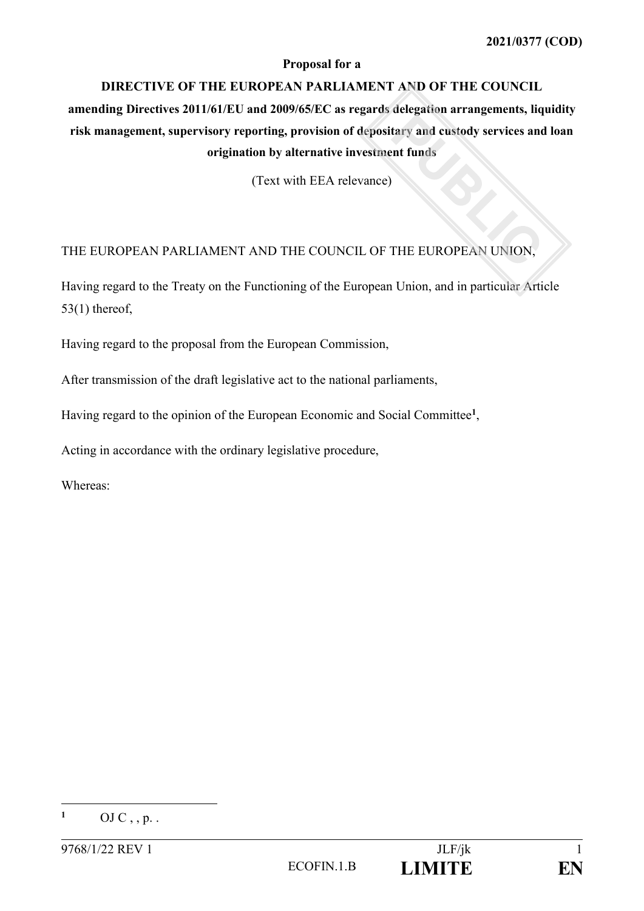**2021/0377 (COD)**

**Proposal for a**

**DIRECTIVE OF THE EUROPEAN PARLIAMENT AND OF THE COUNCIL**

**amending Directives 2011/61/EU and 2009/65/EC as regards delegation arrangements, liquidity risk management, supervisory reporting, provision of depositary and custody services and loan origination by alternative investment funds**

(Text with EEA relevance)

THE EUROPEAN PARLIAMENT AND THE COUNCIL OF THE EUROPEAN UNION,

Having regard to the Treaty on the Functioning of the European Union, and in particular Article 53(1) thereof,

Having regard to the proposal from the European Commission,

After transmission of the draft legislative act to the national parliaments,

Having regard to the opinion of the European Economic and Social Committee[1],

Acting in accordance with the ordinary legislative procedure,

Whereas:

---

[1] OJ C , , p. .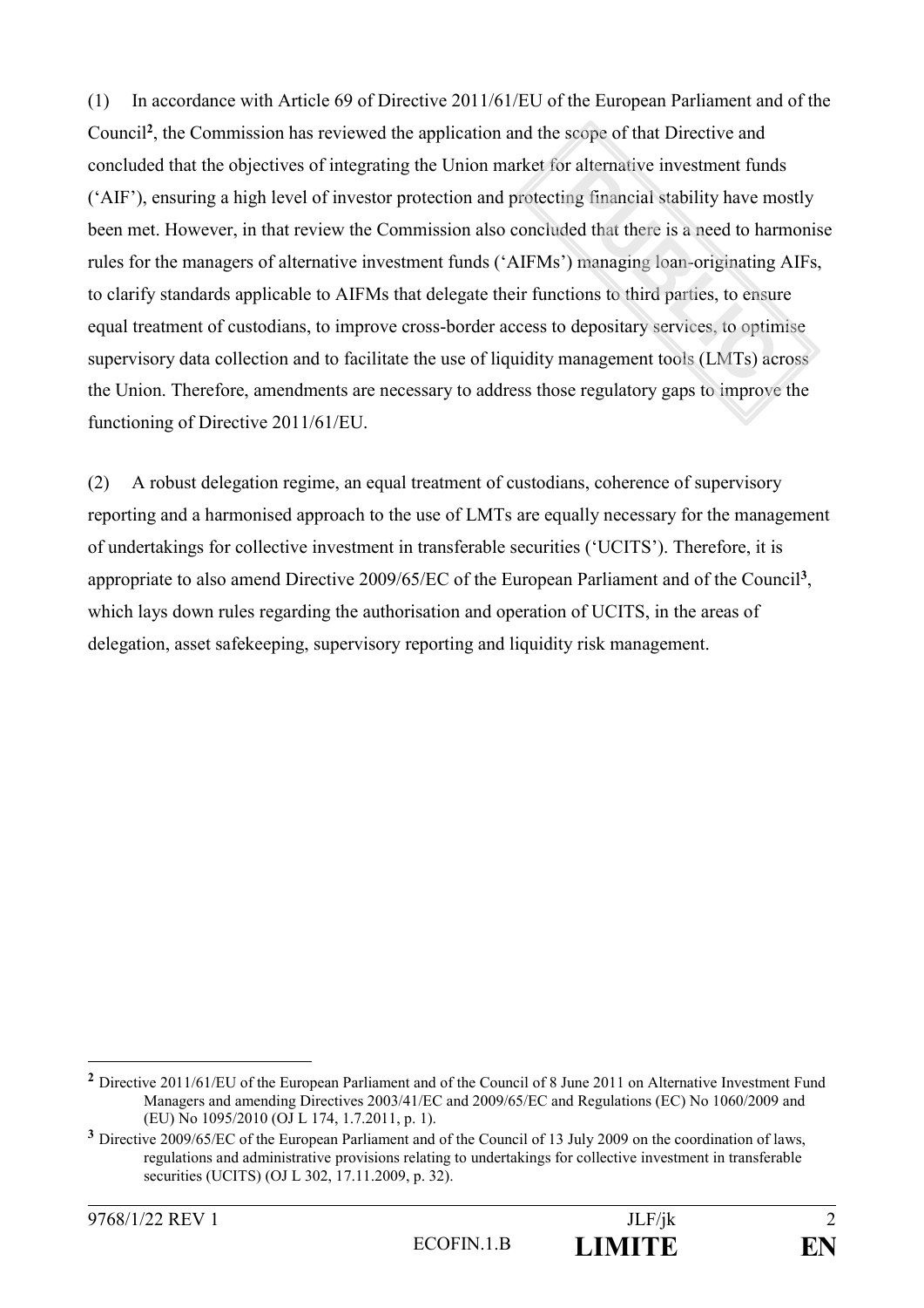(1) In accordance with Article 69 of Directive 2011/61/EU of the European Parliament and of the Council[2], the Commission has reviewed the application and the scope of that Directive and concluded that the objectives of integrating the Union market for alternative investment funds ('AIF'), ensuring a high level of investor protection and protecting financial stability have mostly been met. However, in that review the Commission also concluded that there is a need to harmonise rules for the managers of alternative investment funds ('AIFMs') managing loan-originating AIFs, to clarify standards applicable to AIFMs that delegate their functions to third parties, to ensure equal treatment of custodians, to improve cross-border access to depositary services, to optimise supervisory data collection and to facilitate the use of liquidity management tools (LMTs) across the Union. Therefore, amendments are necessary to address those regulatory gaps to improve the functioning of Directive 2011/61/EU.

(2) A robust delegation regime, an equal treatment of custodians, coherence of supervisory reporting and a harmonised approach to the use of LMTs are equally necessary for the management of undertakings for collective investment in transferable securities ('UCITS'). Therefore, it is appropriate to also amend Directive 2009/65/EC of the European Parliament and of the Council[3], which lays down rules regarding the authorisation and operation of UCITS, in the areas of delegation, asset safekeeping, supervisory reporting and liquidity risk management.

---

[2] Directive 2011/61/EU of the European Parliament and of the Council of 8 June 2011 on Alternative Investment Fund Managers and amending Directives 2003/41/EC and 2009/65/EC and Regulations (EC) No 1060/2009 and (EU) No 1095/2010 (OJ L 174, 1.7.2011, p. 1).

[3] Directive 2009/65/EC of the European Parliament and of the Council of 13 July 2009 on the coordination of laws, regulations and administrative provisions relating to undertakings for collective investment in transferable securities (UCITS) (OJ L 302, 17.11.2009, p. 32).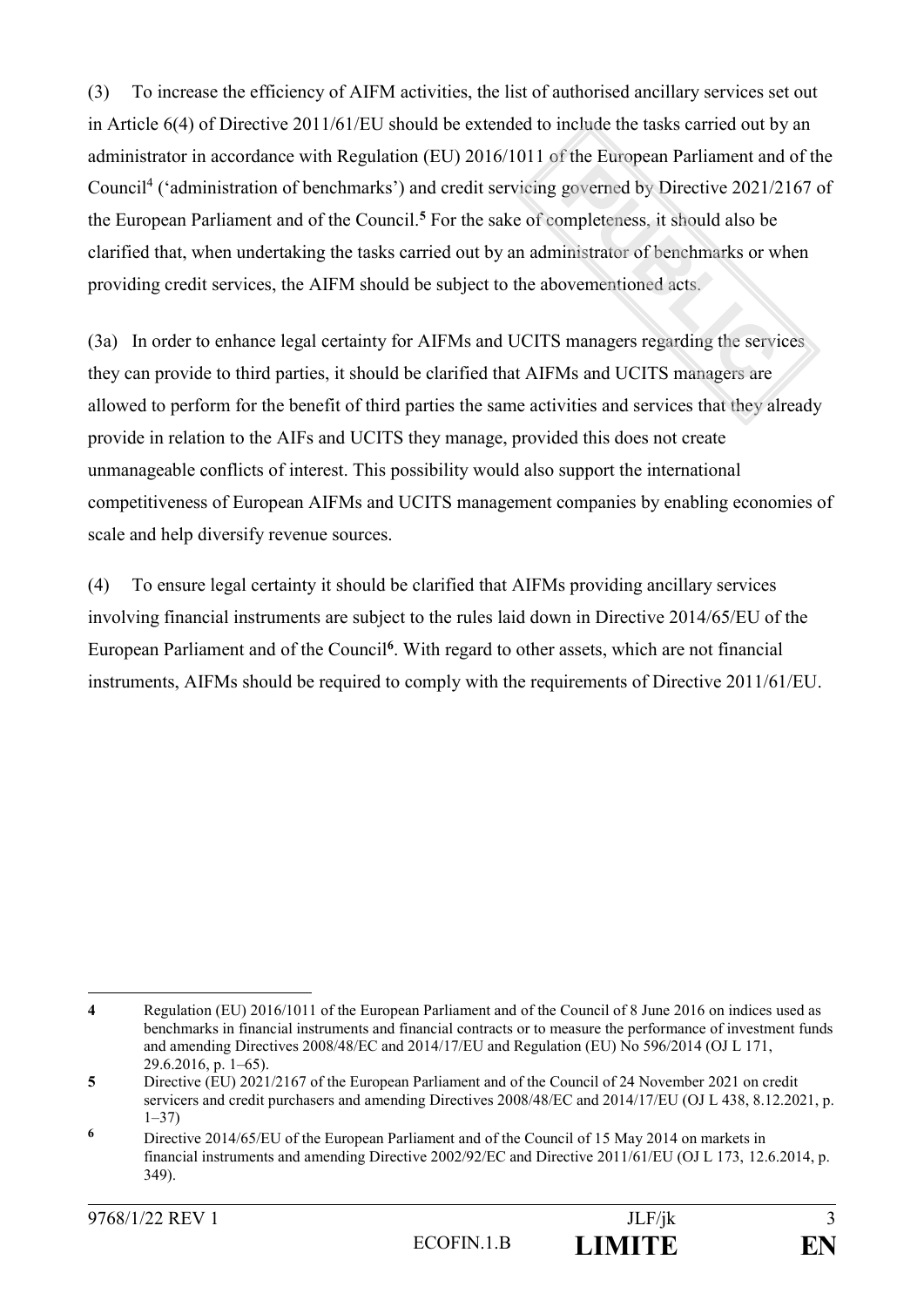(3) To increase the efficiency of AIFM activities, the list of authorised ancillary services set out in Article 6(4) of Directive 2011/61/EU should be extended to include the tasks carried out by an administrator in accordance with Regulation (EU) 2016/1011 of the European Parliament and of the Council[4] ('administration of benchmarks') and credit servicing governed by Directive 2021/2167 of the European Parliament and of the Council.[5] For the sake of completeness, it should also be clarified that, when undertaking the tasks carried out by an administrator of benchmarks or when providing credit services, the AIFM should be subject to the abovementioned acts.

(3a) In order to enhance legal certainty for AIFMs and UCITS managers regarding the services they can provide to third parties, it should be clarified that AIFMs and UCITS managers are allowed to perform for the benefit of third parties the same activities and services that they already provide in relation to the AIFs and UCITS they manage, provided this does not create unmanageable conflicts of interest. This possibility would also support the international competitiveness of European AIFMs and UCITS management companies by enabling economies of scale and help diversify revenue sources.

(4) To ensure legal certainty it should be clarified that AIFMs providing ancillary services involving financial instruments are subject to the rules laid down in Directive 2014/65/EU of the European Parliament and of the Council[6]. With regard to other assets, which are not financial instruments, AIFMs should be required to comply with the requirements of Directive 2011/61/EU.

---

[4] Regulation (EU) 2016/1011 of the European Parliament and of the Council of 8 June 2016 on indices used as benchmarks in financial instruments and financial contracts or to measure the performance of investment funds and amending Directives 2008/48/EC and 2014/17/EU and Regulation (EU) No 596/2014 (OJ L 171, 29.6.2016, p. 1–65).

[5] Directive (EU) 2021/2167 of the European Parliament and of the Council of 24 November 2021 on credit servicers and credit purchasers and amending Directives 2008/48/EC and 2014/17/EU (OJ L 438, 8.12.2021, p. 1–37)

[6] Directive 2014/65/EU of the European Parliament and of the Council of 15 May 2014 on markets in financial instruments and amending Directive 2002/92/EC and Directive 2011/61/EU (OJ L 173, 12.6.2014, p. 349).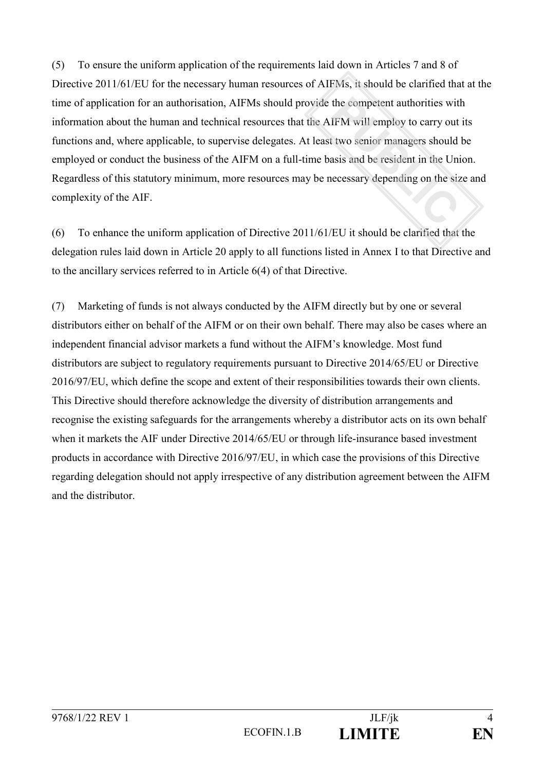(5) To ensure the uniform application of the requirements laid down in Articles 7 and 8 of Directive 2011/61/EU for the necessary human resources of AIFMs, it should be clarified that at the time of application for an authorisation, AIFMs should provide the competent authorities with information about the human and technical resources that the AIFM will employ to carry out its functions and, where applicable, to supervise delegates. At least two senior managers should be employed or conduct the business of the AIFM on a full-time basis and be resident in the Union. Regardless of this statutory minimum, more resources may be necessary depending on the size and complexity of the AIF.

(6) To enhance the uniform application of Directive 2011/61/EU it should be clarified that the delegation rules laid down in Article 20 apply to all functions listed in Annex I to that Directive and to the ancillary services referred to in Article 6(4) of that Directive.

(7) Marketing of funds is not always conducted by the AIFM directly but by one or several distributors either on behalf of the AIFM or on their own behalf. There may also be cases where an independent financial advisor markets a fund without the AIFM's knowledge. Most fund distributors are subject to regulatory requirements pursuant to Directive 2014/65/EU or Directive 2016/97/EU, which define the scope and extent of their responsibilities towards their own clients. This Directive should therefore acknowledge the diversity of distribution arrangements and recognise the existing safeguards for the arrangements whereby a distributor acts on its own behalf when it markets the AIF under Directive 2014/65/EU or through life-insurance based investment products in accordance with Directive 2016/97/EU, in which case the provisions of this Directive regarding delegation should not apply irrespective of any distribution agreement between the AIFM and the distributor.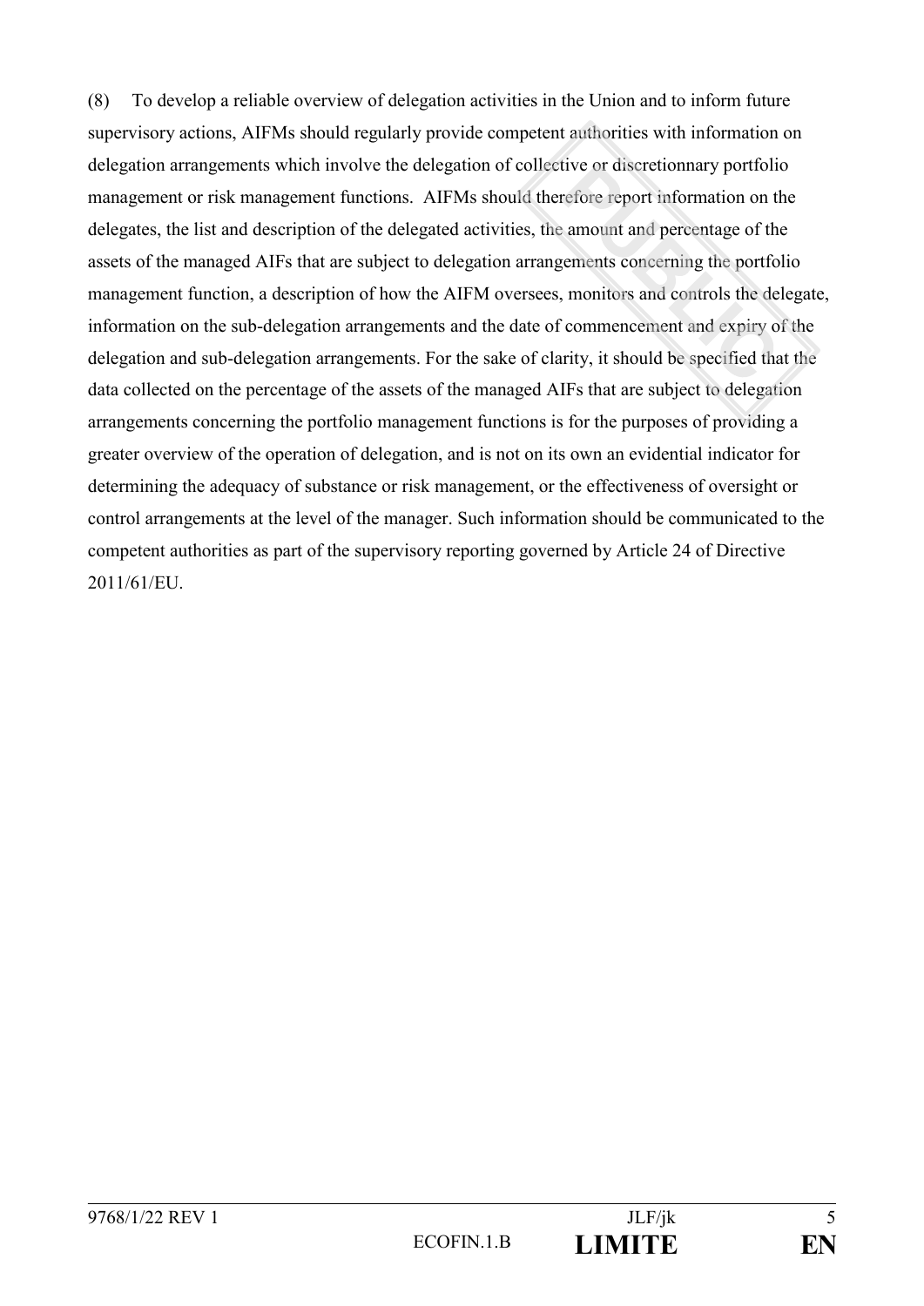(8) To develop a reliable overview of delegation activities in the Union and to inform future supervisory actions, AIFMs should regularly provide competent authorities with information on delegation arrangements which involve the delegation of collective or discretionnary portfolio management or risk management functions. AIFMs should therefore report information on the delegates, the list and description of the delegated activities, the amount and percentage of the assets of the managed AIFs that are subject to delegation arrangements concerning the portfolio management function, a description of how the AIFM oversees, monitors and controls the delegate, information on the sub-delegation arrangements and the date of commencement and expiry of the delegation and sub-delegation arrangements. For the sake of clarity, it should be specified that the data collected on the percentage of the assets of the managed AIFs that are subject to delegation arrangements concerning the portfolio management functions is for the purposes of providing a greater overview of the operation of delegation, and is not on its own an evidential indicator for determining the adequacy of substance or risk management, or the effectiveness of oversight or control arrangements at the level of the manager. Such information should be communicated to the competent authorities as part of the supervisory reporting governed by Article 24 of Directive 2011/61/EU.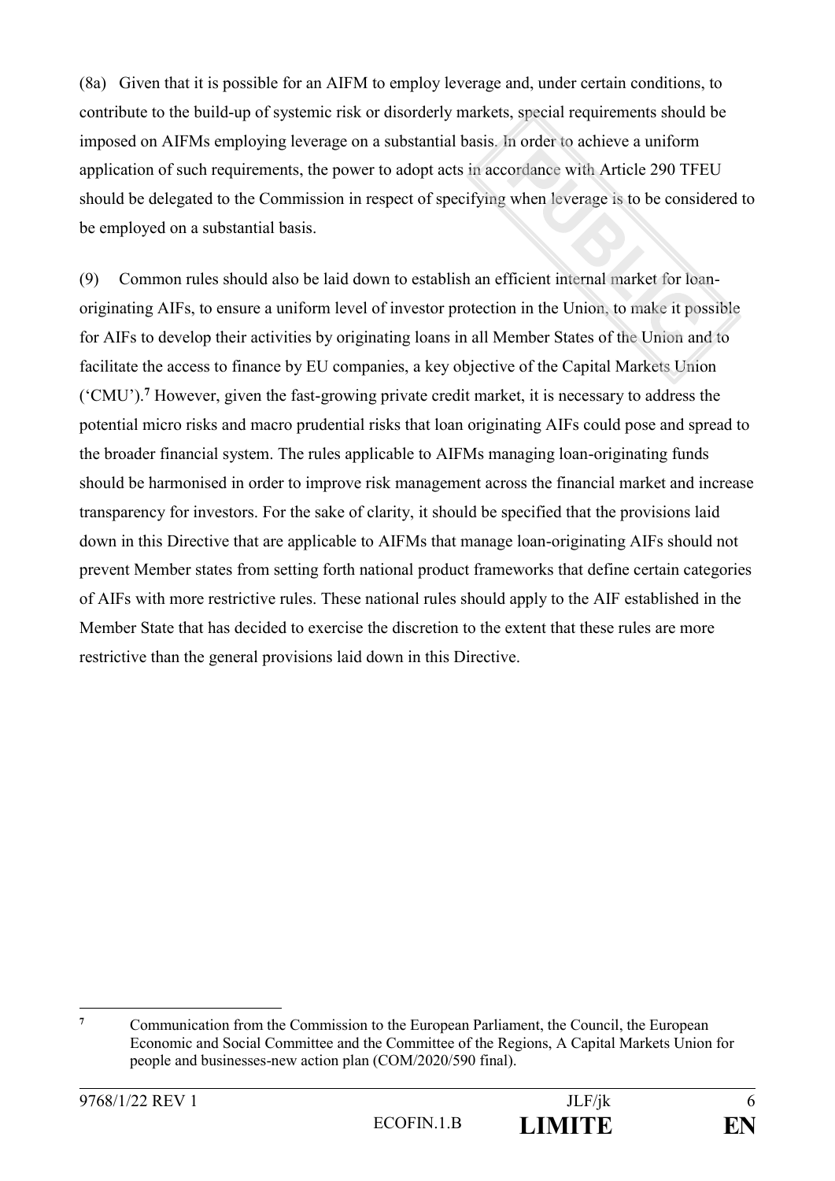(8a) Given that it is possible for an AIFM to employ leverage and, under certain conditions, to contribute to the build-up of systemic risk or disorderly markets, special requirements should be imposed on AIFMs employing leverage on a substantial basis. In order to achieve a uniform application of such requirements, the power to adopt acts in accordance with Article 290 TFEU should be delegated to the Commission in respect of specifying when leverage is to be considered to be employed on a substantial basis.

(9) Common rules should also be laid down to establish an efficient internal market for loan-originating AIFs, to ensure a uniform level of investor protection in the Union, to make it possible for AIFs to develop their activities by originating loans in all Member States of the Union and to facilitate the access to finance by EU companies, a key objective of the Capital Markets Union ('CMU').[7] However, given the fast-growing private credit market, it is necessary to address the potential micro risks and macro prudential risks that loan originating AIFs could pose and spread to the broader financial system. The rules applicable to AIFMs managing loan-originating funds should be harmonised in order to improve risk management across the financial market and increase transparency for investors. For the sake of clarity, it should be specified that the provisions laid down in this Directive that are applicable to AIFMs that manage loan-originating AIFs should not prevent Member states from setting forth national product frameworks that define certain categories of AIFs with more restrictive rules. These national rules should apply to the AIF established in the Member State that has decided to exercise the discretion to the extent that these rules are more restrictive than the general provisions laid down in this Directive.

---

[7] Communication from the Commission to the European Parliament, the Council, the European Economic and Social Committee and the Committee of the Regions, A Capital Markets Union for people and businesses-new action plan (COM/2020/590 final).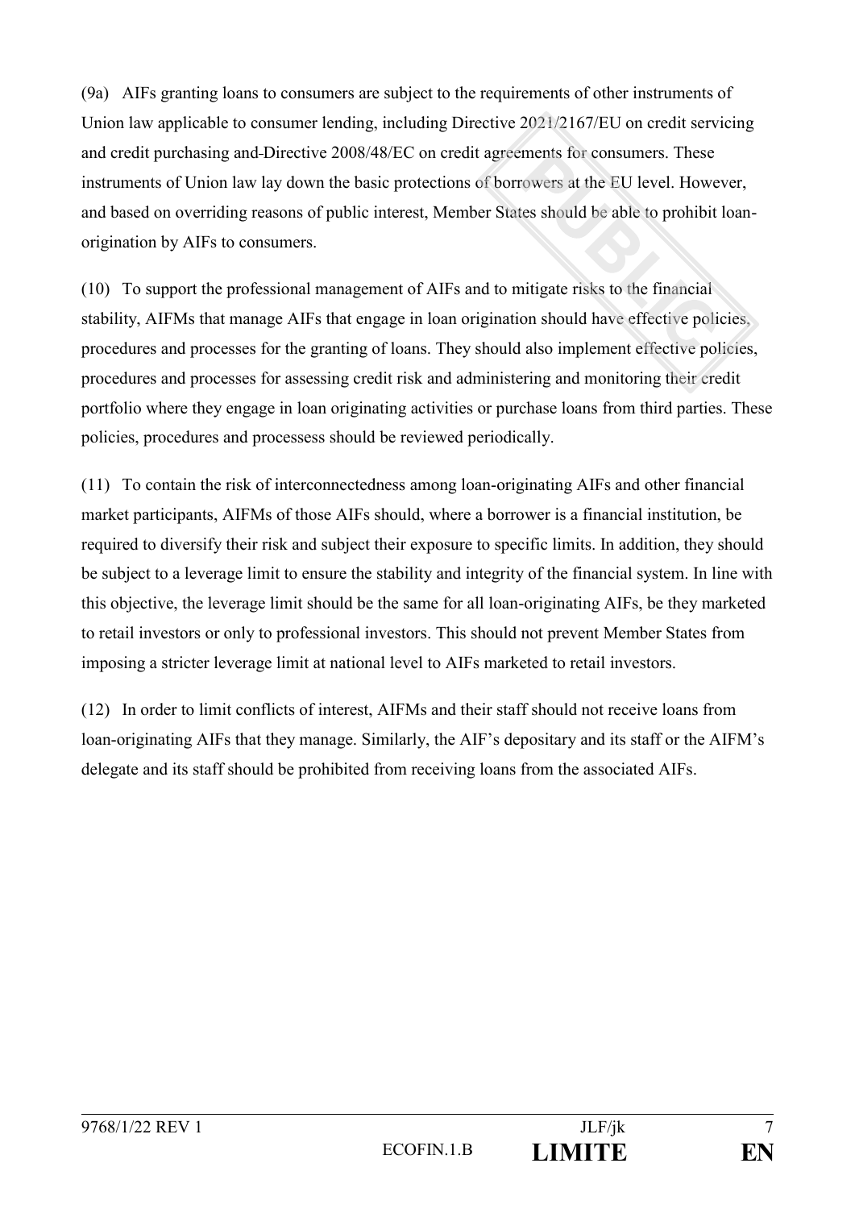(9a) AIFs granting loans to consumers are subject to the requirements of other instruments of Union law applicable to consumer lending, including Directive 2021/2167/EU on credit servicing and credit purchasing and Directive 2008/48/EC on credit agreements for consumers. These instruments of Union law lay down the basic protections of borrowers at the EU level. However, and based on overriding reasons of public interest, Member States should be able to prohibit loan-origination by AIFs to consumers.

(10) To support the professional management of AIFs and to mitigate risks to the financial stability, AIFMs that manage AIFs that engage in loan origination should have effective policies, procedures and processes for the granting of loans. They should also implement effective policies, procedures and processes for assessing credit risk and administering and monitoring their credit portfolio where they engage in loan originating activities or purchase loans from third parties. These policies, procedures and processess should be reviewed periodically.

(11) To contain the risk of interconnectedness among loan-originating AIFs and other financial market participants, AIFMs of those AIFs should, where a borrower is a financial institution, be required to diversify their risk and subject their exposure to specific limits. In addition, they should be subject to a leverage limit to ensure the stability and integrity of the financial system. In line with this objective, the leverage limit should be the same for all loan-originating AIFs, be they marketed to retail investors or only to professional investors. This should not prevent Member States from imposing a stricter leverage limit at national level to AIFs marketed to retail investors.

(12) In order to limit conflicts of interest, AIFMs and their staff should not receive loans from loan-originating AIFs that they manage. Similarly, the AIF's depositary and its staff or the AIFM's delegate and its staff should be prohibited from receiving loans from the associated AIFs.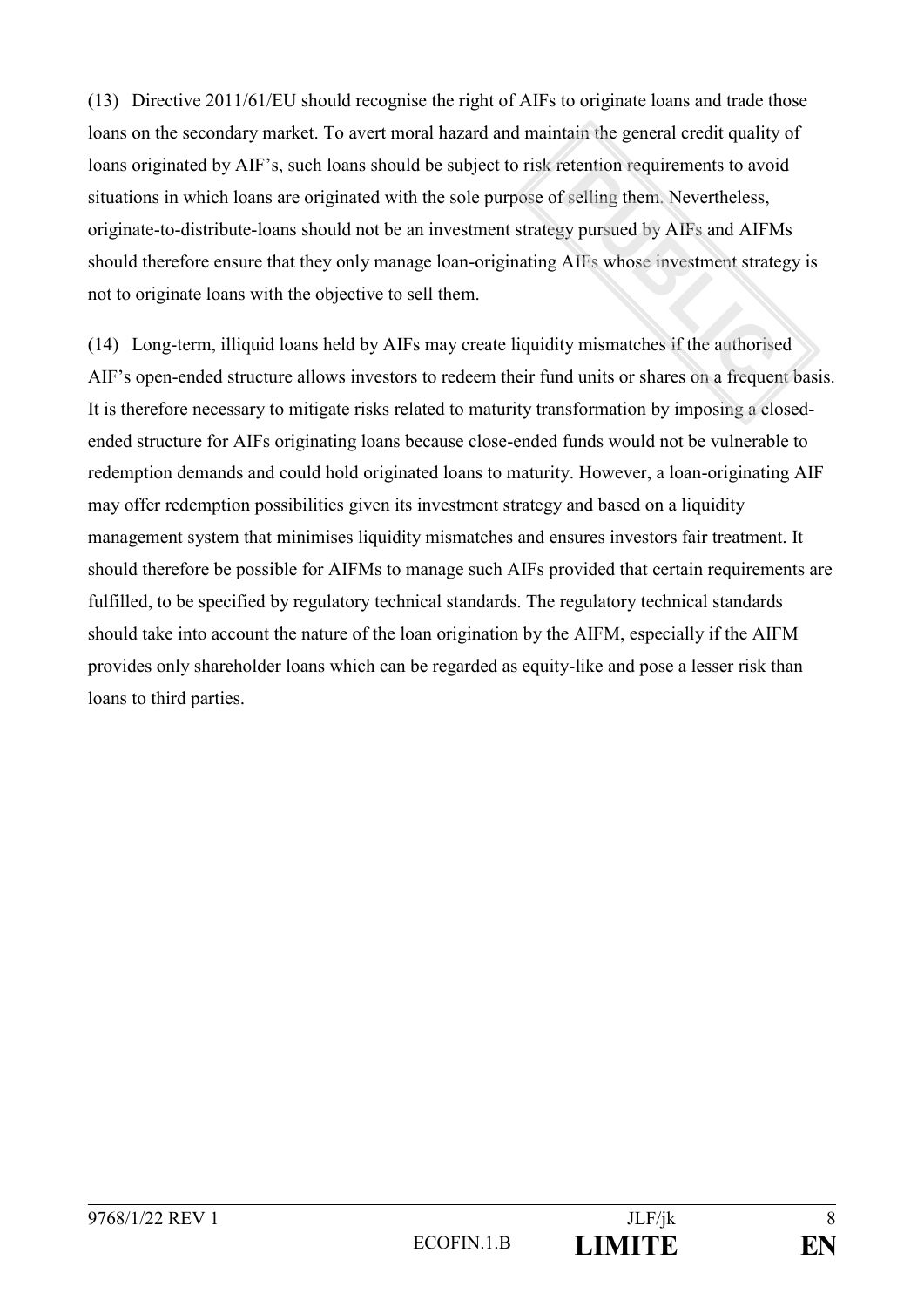(13) Directive 2011/61/EU should recognise the right of AIFs to originate loans and trade those loans on the secondary market. To avert moral hazard and maintain the general credit quality of loans originated by AIF's, such loans should be subject to risk retention requirements to avoid situations in which loans are originated with the sole purpose of selling them. Nevertheless, originate-to-distribute-loans should not be an investment strategy pursued by AIFs and AIFMs should therefore ensure that they only manage loan-originating AIFs whose investment strategy is not to originate loans with the objective to sell them.

(14) Long-term, illiquid loans held by AIFs may create liquidity mismatches if the authorised AIF's open-ended structure allows investors to redeem their fund units or shares on a frequent basis. It is therefore necessary to mitigate risks related to maturity transformation by imposing a closed-ended structure for AIFs originating loans because close-ended funds would not be vulnerable to redemption demands and could hold originated loans to maturity. However, a loan-originating AIF may offer redemption possibilities given its investment strategy and based on a liquidity management system that minimises liquidity mismatches and ensures investors fair treatment. It should therefore be possible for AIFMs to manage such AIFs provided that certain requirements are fulfilled, to be specified by regulatory technical standards. The regulatory technical standards should take into account the nature of the loan origination by the AIFM, especially if the AIFM provides only shareholder loans which can be regarded as equity-like and pose a lesser risk than loans to third parties.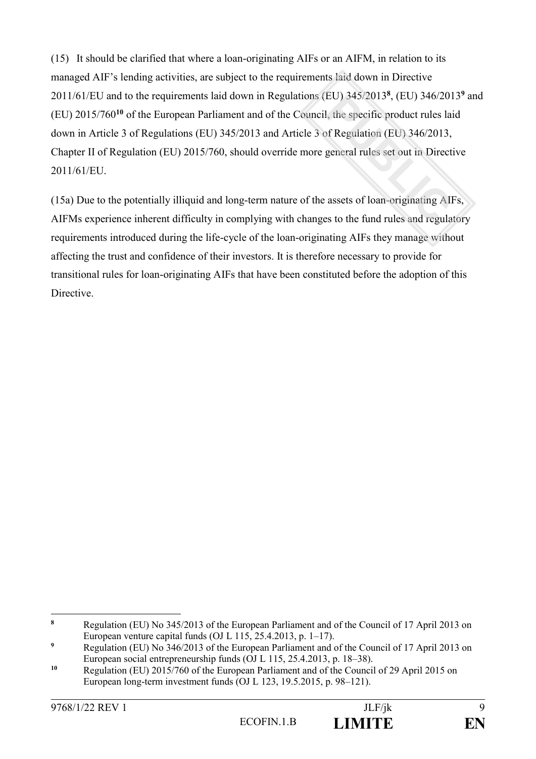(15) It should be clarified that where a loan-originating AIFs or an AIFM, in relation to its managed AIF's lending activities, are subject to the requirements laid down in Directive 2011/61/EU and to the requirements laid down in Regulations (EU) 345/2013[8], (EU) 346/2013[9] and (EU) 2015/760[10] of the European Parliament and of the Council, the specific product rules laid down in Article 3 of Regulations (EU) 345/2013 and Article 3 of Regulation (EU) 346/2013, Chapter II of Regulation (EU) 2015/760, should override more general rules set out in Directive 2011/61/EU.

(15a) Due to the potentially illiquid and long-term nature of the assets of loan-originating AIFs, AIFMs experience inherent difficulty in complying with changes to the fund rules and regulatory requirements introduced during the life-cycle of the loan-originating AIFs they manage without affecting the trust and confidence of their investors. It is therefore necessary to provide for transitional rules for loan-originating AIFs that have been constituted before the adoption of this Directive.

---

[8] Regulation (EU) No 345/2013 of the European Parliament and of the Council of 17 April 2013 on European venture capital funds (OJ L 115, 25.4.2013, p. 1–17).

[9] Regulation (EU) No 346/2013 of the European Parliament and of the Council of 17 April 2013 on European social entrepreneurship funds (OJ L 115, 25.4.2013, p. 18–38).

[10] Regulation (EU) 2015/760 of the European Parliament and of the Council of 29 April 2015 on European long-term investment funds (OJ L 123, 19.5.2015, p. 98–121).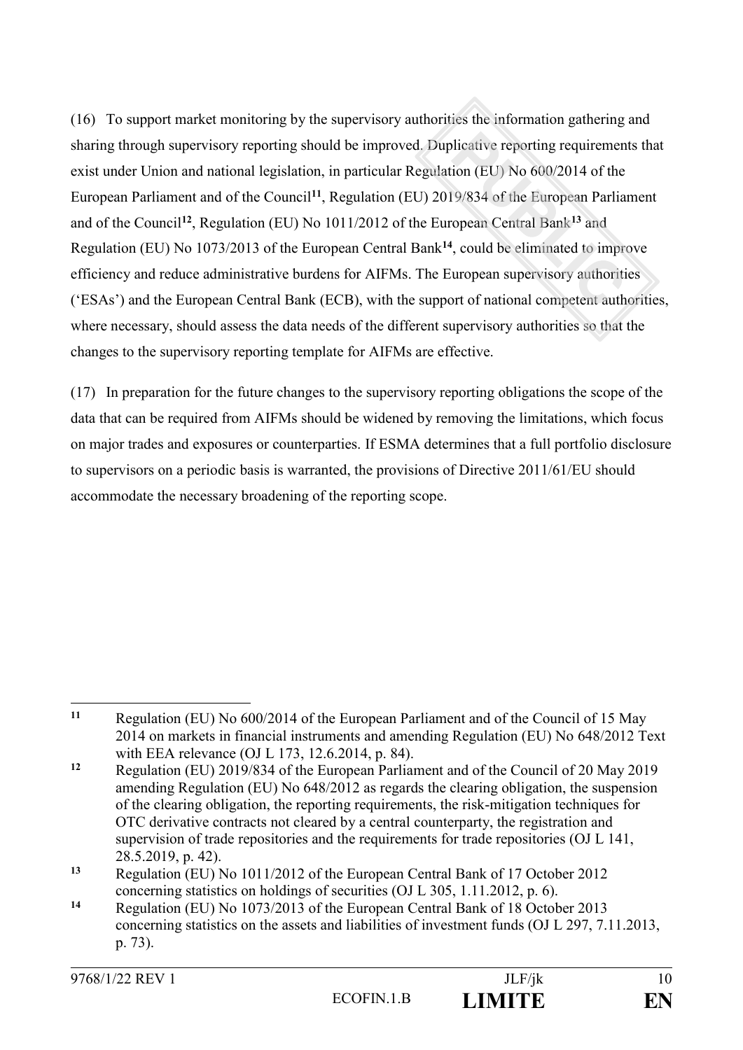(16) To support market monitoring by the supervisory authorities the information gathering and sharing through supervisory reporting should be improved. Duplicative reporting requirements that exist under Union and national legislation, in particular Regulation (EU) No 600/2014 of the European Parliament and of the Council[11], Regulation (EU) 2019/834 of the European Parliament and of the Council[12], Regulation (EU) No 1011/2012 of the European Central Bank[13] and Regulation (EU) No 1073/2013 of the European Central Bank[14], could be eliminated to improve efficiency and reduce administrative burdens for AIFMs. The European supervisory authorities ('ESAs') and the European Central Bank (ECB), with the support of national competent authorities, where necessary, should assess the data needs of the different supervisory authorities so that the changes to the supervisory reporting template for AIFMs are effective.

(17) In preparation for the future changes to the supervisory reporting obligations the scope of the data that can be required from AIFMs should be widened by removing the limitations, which focus on major trades and exposures or counterparties. If ESMA determines that a full portfolio disclosure to supervisors on a periodic basis is warranted, the provisions of Directive 2011/61/EU should accommodate the necessary broadening of the reporting scope.

---

[11] Regulation (EU) No 600/2014 of the European Parliament and of the Council of 15 May 2014 on markets in financial instruments and amending Regulation (EU) No 648/2012 Text with EEA relevance (OJ L 173, 12.6.2014, p. 84).

[12] Regulation (EU) 2019/834 of the European Parliament and of the Council of 20 May 2019 amending Regulation (EU) No 648/2012 as regards the clearing obligation, the suspension of the clearing obligation, the reporting requirements, the risk-mitigation techniques for OTC derivative contracts not cleared by a central counterparty, the registration and supervision of trade repositories and the requirements for trade repositories (OJ L 141, 28.5.2019, p. 42).

[13] Regulation (EU) No 1011/2012 of the European Central Bank of 17 October 2012 concerning statistics on holdings of securities (OJ L 305, 1.11.2012, p. 6).

[14] Regulation (EU) No 1073/2013 of the European Central Bank of 18 October 2013 concerning statistics on the assets and liabilities of investment funds (OJ L 297, 7.11.2013, p. 73).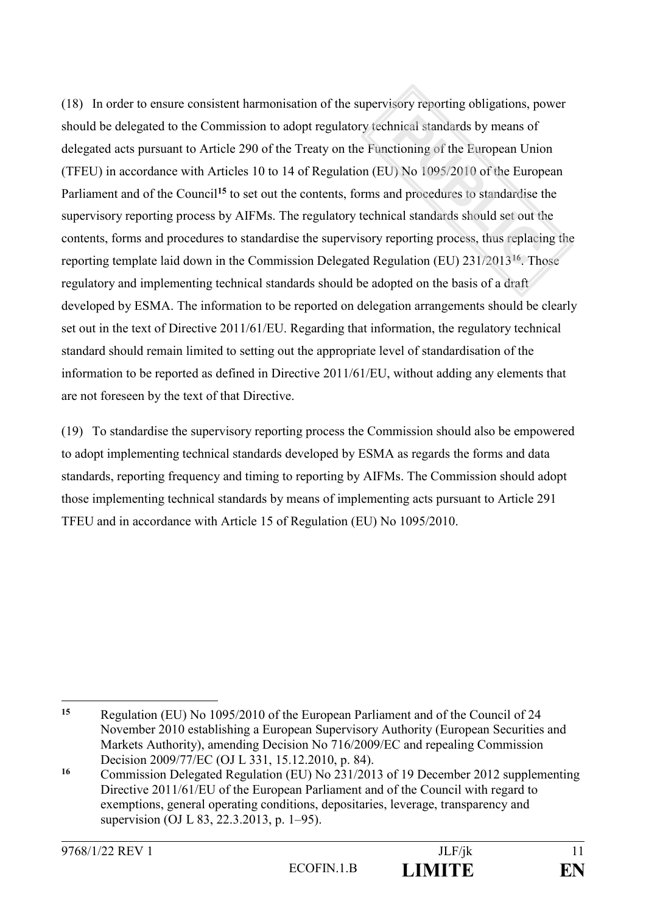(18) In order to ensure consistent harmonisation of the supervisory reporting obligations, power should be delegated to the Commission to adopt regulatory technical standards by means of delegated acts pursuant to Article 290 of the Treaty on the Functioning of the European Union (TFEU) in accordance with Articles 10 to 14 of Regulation (EU) No 1095/2010 of the European Parliament and of the Council[15] to set out the contents, forms and procedures to standardise the supervisory reporting process by AIFMs. The regulatory technical standards should set out the contents, forms and procedures to standardise the supervisory reporting process, thus replacing the reporting template laid down in the Commission Delegated Regulation (EU) 231/2013[16]. Those regulatory and implementing technical standards should be adopted on the basis of a draft developed by ESMA. The information to be reported on delegation arrangements should be clearly set out in the text of Directive 2011/61/EU. Regarding that information, the regulatory technical standard should remain limited to setting out the appropriate level of standardisation of the information to be reported as defined in Directive 2011/61/EU, without adding any elements that are not foreseen by the text of that Directive.

(19) To standardise the supervisory reporting process the Commission should also be empowered to adopt implementing technical standards developed by ESMA as regards the forms and data standards, reporting frequency and timing to reporting by AIFMs. The Commission should adopt those implementing technical standards by means of implementing acts pursuant to Article 291 TFEU and in accordance with Article 15 of Regulation (EU) No 1095/2010.

---

[15] Regulation (EU) No 1095/2010 of the European Parliament and of the Council of 24 November 2010 establishing a European Supervisory Authority (European Securities and Markets Authority), amending Decision No 716/2009/EC and repealing Commission Decision 2009/77/EC (OJ L 331, 15.12.2010, p. 84).

[16] Commission Delegated Regulation (EU) No 231/2013 of 19 December 2012 supplementing Directive 2011/61/EU of the European Parliament and of the Council with regard to exemptions, general operating conditions, depositaries, leverage, transparency and supervision (OJ L 83, 22.3.2013, p. 1–95).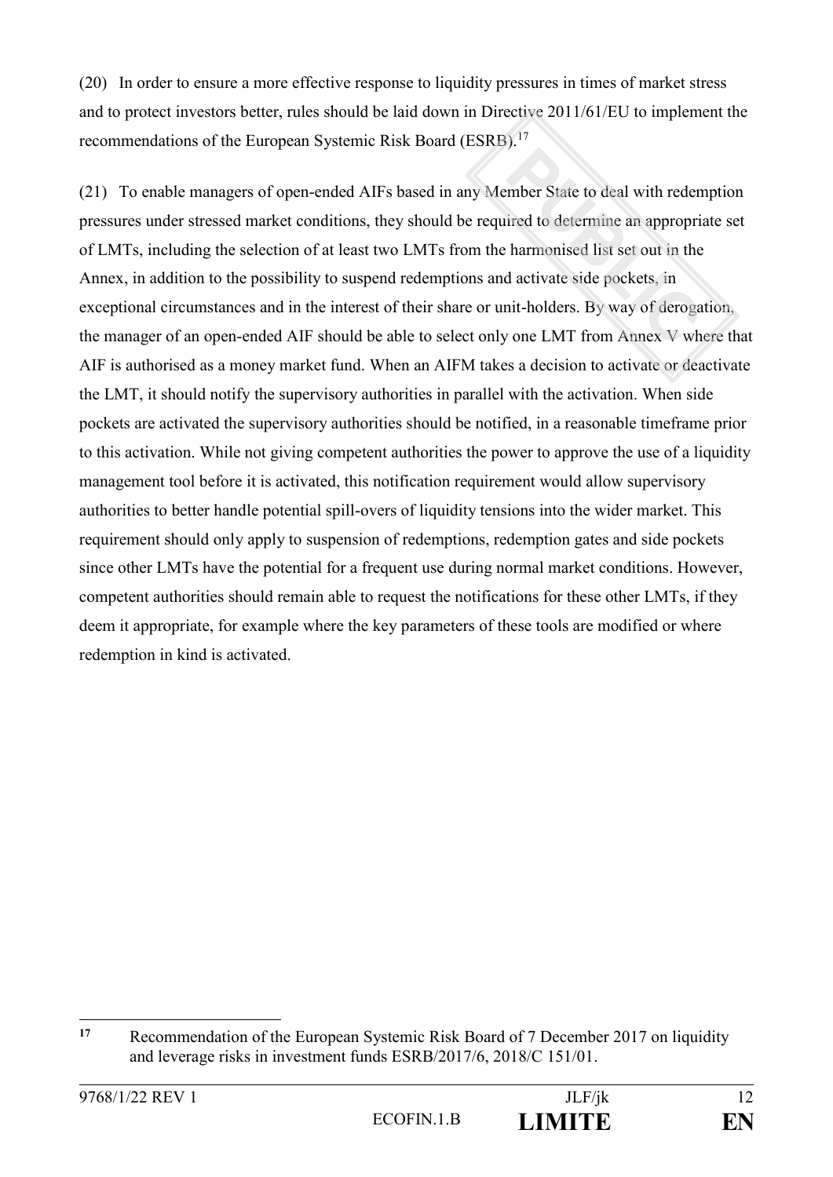(20) In order to ensure a more effective response to liquidity pressures in times of market stress and to protect investors better, rules should be laid down in Directive 2011/61/EU to implement the recommendations of the European Systemic Risk Board (ESRB).[17]

(21) To enable managers of open-ended AIFs based in any Member State to deal with redemption pressures under stressed market conditions, they should be required to determine an appropriate set of LMTs, including the selection of at least two LMTs from the harmonised list set out in the Annex, in addition to the possibility to suspend redemptions and activate side pockets, in exceptional circumstances and in the interest of their share or unit-holders. By way of derogation, the manager of an open-ended AIF should be able to select only one LMT from Annex V where that AIF is authorised as a money market fund. When an AIFM takes a decision to activate or deactivate the LMT, it should notify the supervisory authorities in parallel with the activation. When side pockets are activated the supervisory authorities should be notified, in a reasonable timeframe prior to this activation. While not giving competent authorities the power to approve the use of a liquidity management tool before it is activated, this notification requirement would allow supervisory authorities to better handle potential spill-overs of liquidity tensions into the wider market. This requirement should only apply to suspension of redemptions, redemption gates and side pockets since other LMTs have the potential for a frequent use during normal market conditions. However, competent authorities should remain able to request the notifications for these other LMTs, if they deem it appropriate, for example where the key parameters of these tools are modified or where redemption in kind is activated.

---

[17] Recommendation of the European Systemic Risk Board of 7 December 2017 on liquidity and leverage risks in investment funds ESRB/2017/6, 2018/C 151/01.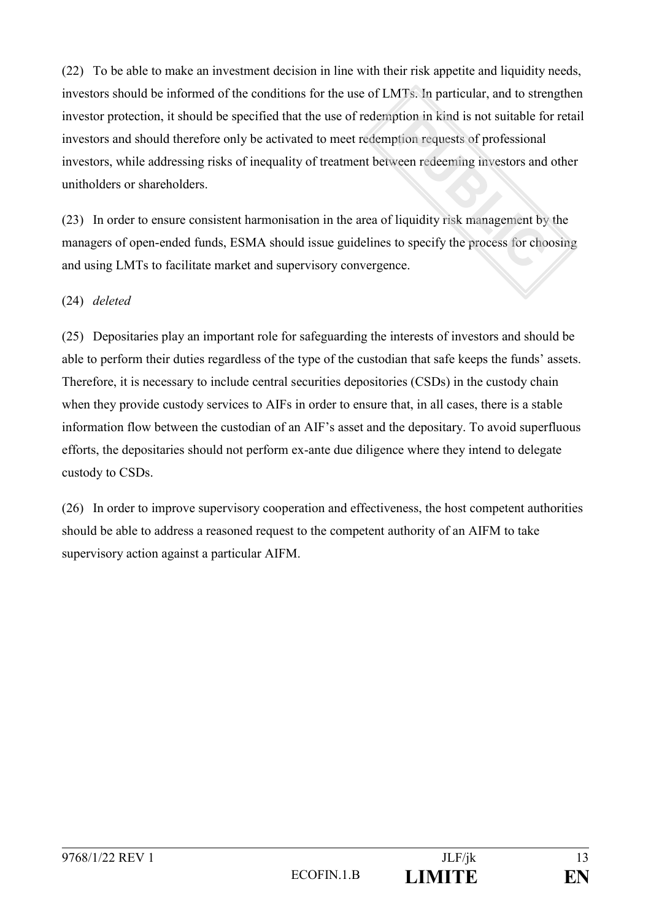(22) To be able to make an investment decision in line with their risk appetite and liquidity needs, investors should be informed of the conditions for the use of LMTs. In particular, and to strengthen investor protection, it should be specified that the use of redemption in kind is not suitable for retail investors and should therefore only be activated to meet redemption requests of professional investors, while addressing risks of inequality of treatment between redeeming investors and other unitholders or shareholders.

(23) In order to ensure consistent harmonisation in the area of liquidity risk management by the managers of open-ended funds, ESMA should issue guidelines to specify the process for choosing and using LMTs to facilitate market and supervisory convergence.

(24) *deleted*

(25) Depositaries play an important role for safeguarding the interests of investors and should be able to perform their duties regardless of the type of the custodian that safe keeps the funds' assets. Therefore, it is necessary to include central securities depositories (CSDs) in the custody chain when they provide custody services to AIFs in order to ensure that, in all cases, there is a stable information flow between the custodian of an AIF's asset and the depositary. To avoid superfluous efforts, the depositaries should not perform ex-ante due diligence where they intend to delegate custody to CSDs.

(26) In order to improve supervisory cooperation and effectiveness, the host competent authorities should be able to address a reasoned request to the competent authority of an AIFM to take supervisory action against a particular AIFM.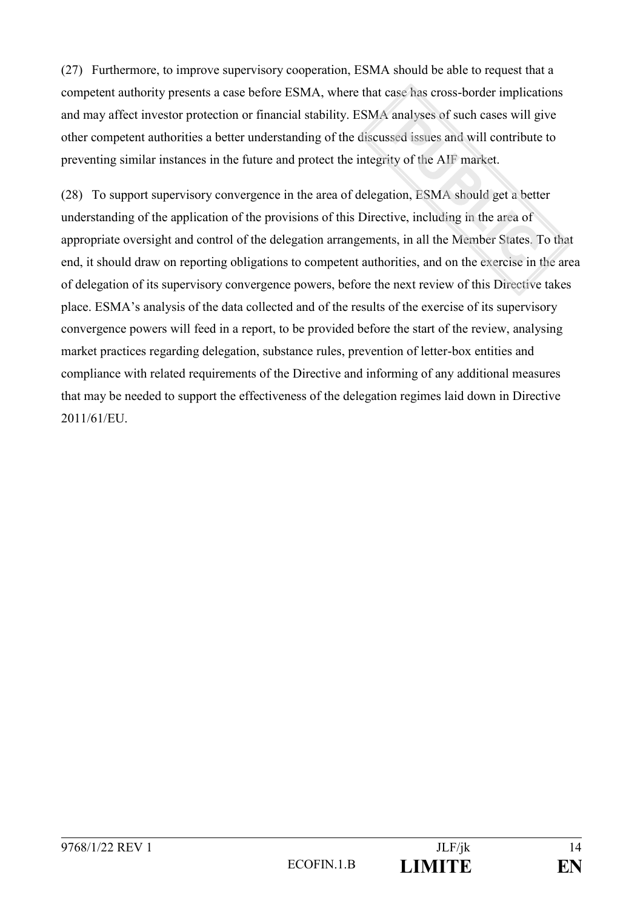(27) Furthermore, to improve supervisory cooperation, ESMA should be able to request that a competent authority presents a case before ESMA, where that case has cross-border implications and may affect investor protection or financial stability. ESMA analyses of such cases will give other competent authorities a better understanding of the discussed issues and will contribute to preventing similar instances in the future and protect the integrity of the AIF market.

(28) To support supervisory convergence in the area of delegation, ESMA should get a better understanding of the application of the provisions of this Directive, including in the area of appropriate oversight and control of the delegation arrangements, in all the Member States. To that end, it should draw on reporting obligations to competent authorities, and on the exercise in the area of delegation of its supervisory convergence powers, before the next review of this Directive takes place. ESMA's analysis of the data collected and of the results of the exercise of its supervisory convergence powers will feed in a report, to be provided before the start of the review, analysing market practices regarding delegation, substance rules, prevention of letter-box entities and compliance with related requirements of the Directive and informing of any additional measures that may be needed to support the effectiveness of the delegation regimes laid down in Directive 2011/61/EU.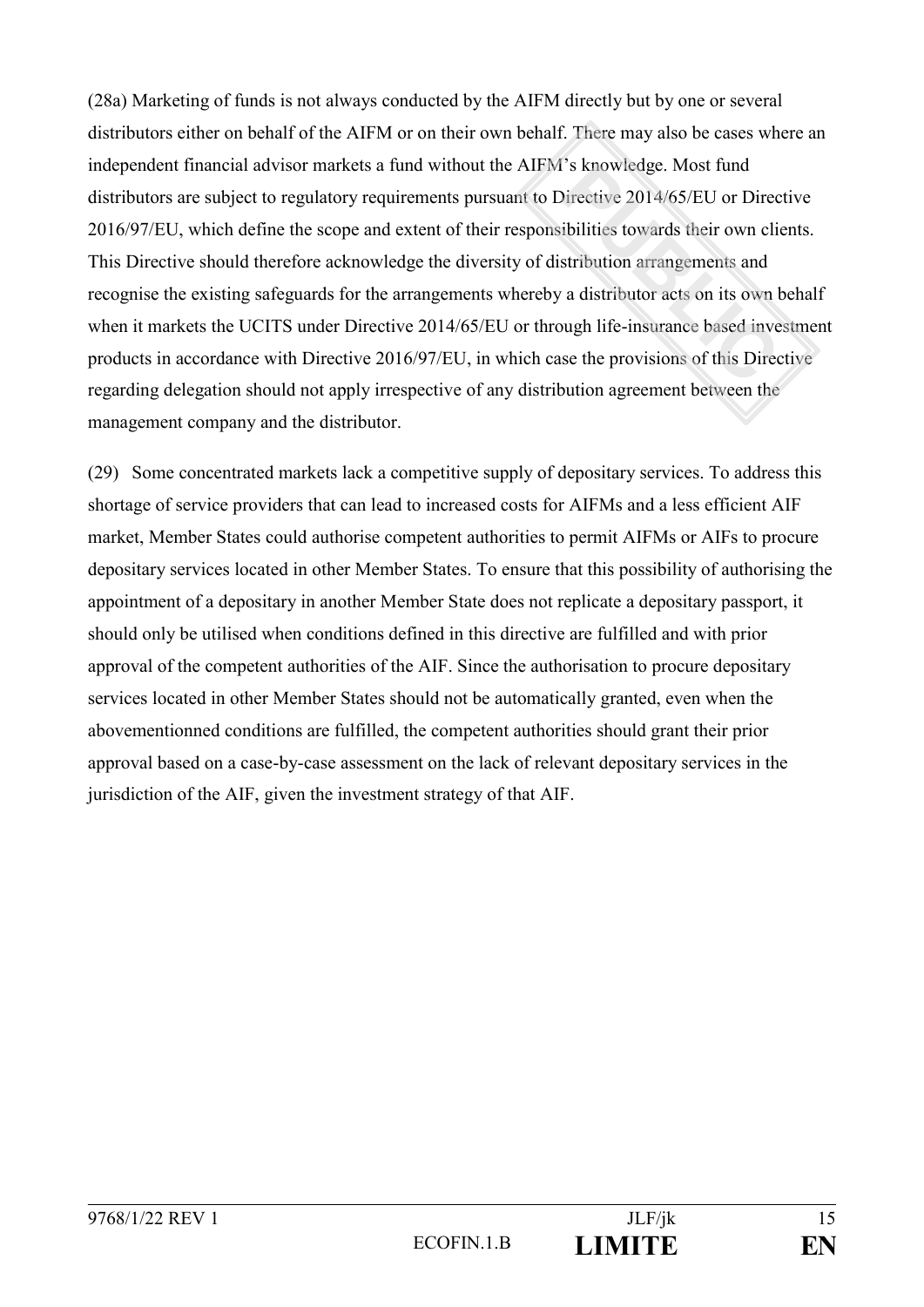(28a) Marketing of funds is not always conducted by the AIFM directly but by one or several distributors either on behalf of the AIFM or on their own behalf. There may also be cases where an independent financial advisor markets a fund without the AIFM's knowledge. Most fund distributors are subject to regulatory requirements pursuant to Directive 2014/65/EU or Directive 2016/97/EU, which define the scope and extent of their responsibilities towards their own clients. This Directive should therefore acknowledge the diversity of distribution arrangements and recognise the existing safeguards for the arrangements whereby a distributor acts on its own behalf when it markets the UCITS under Directive 2014/65/EU or through life-insurance based investment products in accordance with Directive 2016/97/EU, in which case the provisions of this Directive regarding delegation should not apply irrespective of any distribution agreement between the management company and the distributor.

(29) Some concentrated markets lack a competitive supply of depositary services. To address this shortage of service providers that can lead to increased costs for AIFMs and a less efficient AIF market, Member States could authorise competent authorities to permit AIFMs or AIFs to procure depositary services located in other Member States. To ensure that this possibility of authorising the appointment of a depositary in another Member State does not replicate a depositary passport, it should only be utilised when conditions defined in this directive are fulfilled and with prior approval of the competent authorities of the AIF. Since the authorisation to procure depositary services located in other Member States should not be automatically granted, even when the abovementionned conditions are fulfilled, the competent authorities should grant their prior approval based on a case-by-case assessment on the lack of relevant depositary services in the jurisdiction of the AIF, given the investment strategy of that AIF.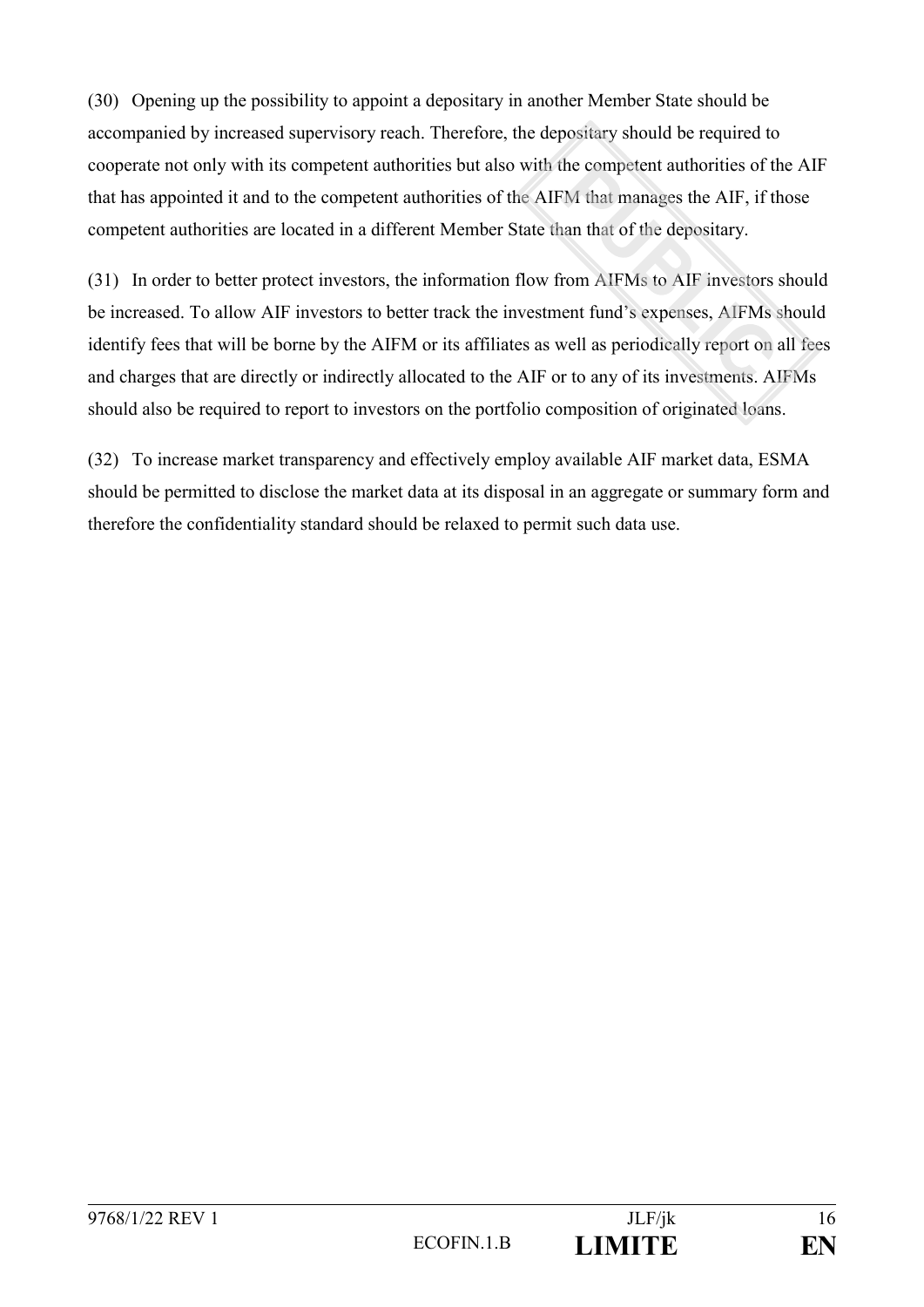(30) Opening up the possibility to appoint a depositary in another Member State should be accompanied by increased supervisory reach. Therefore, the depositary should be required to cooperate not only with its competent authorities but also with the competent authorities of the AIF that has appointed it and to the competent authorities of the AIFM that manages the AIF, if those competent authorities are located in a different Member State than that of the depositary.

(31) In order to better protect investors, the information flow from AIFMs to AIF investors should be increased. To allow AIF investors to better track the investment fund's expenses, AIFMs should identify fees that will be borne by the AIFM or its affiliates as well as periodically report on all fees and charges that are directly or indirectly allocated to the AIF or to any of its investments. AIFMs should also be required to report to investors on the portfolio composition of originated loans.

(32) To increase market transparency and effectively employ available AIF market data, ESMA should be permitted to disclose the market data at its disposal in an aggregate or summary form and therefore the confidentiality standard should be relaxed to permit such data use.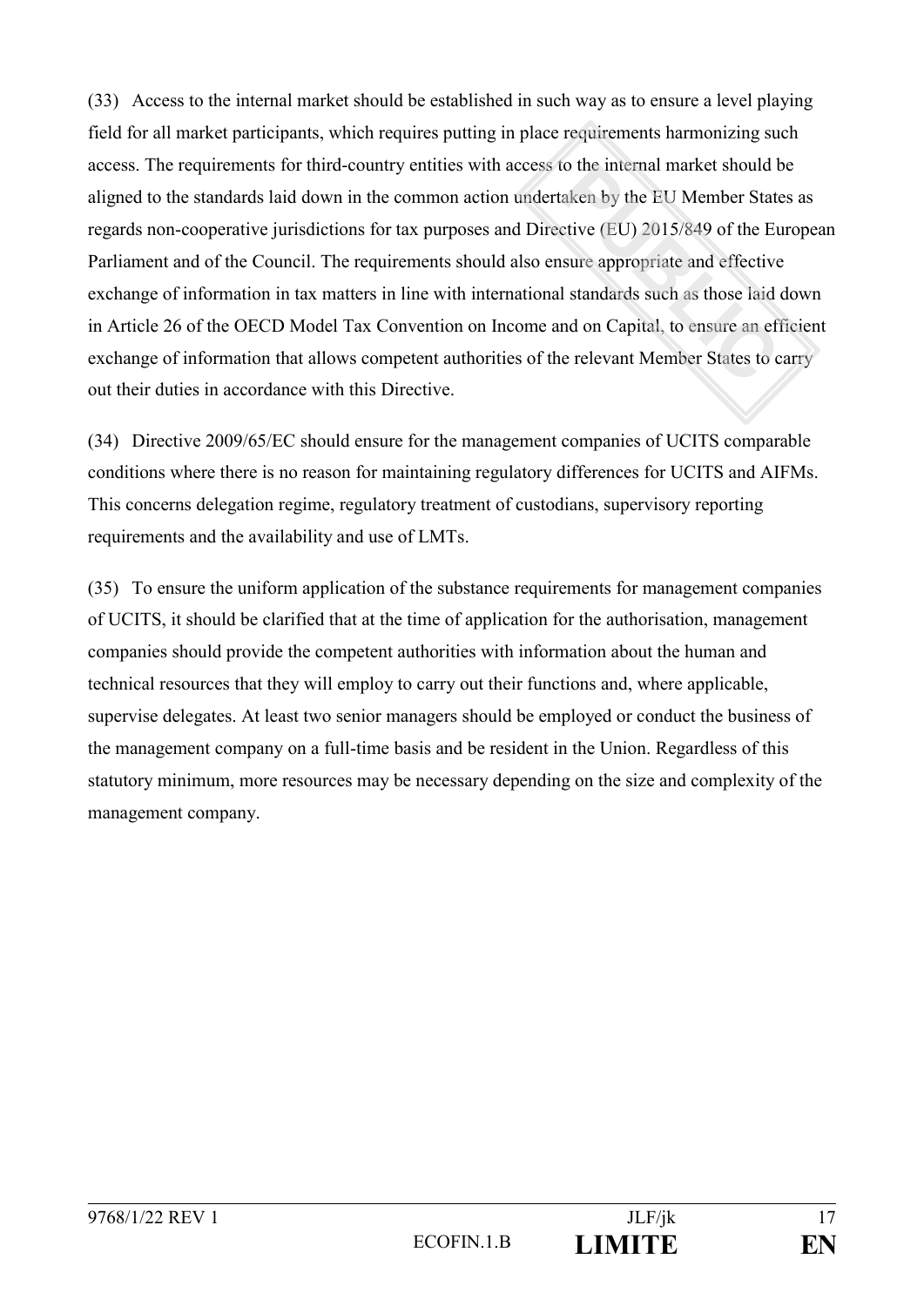(33) Access to the internal market should be established in such way as to ensure a level playing field for all market participants, which requires putting in place requirements harmonizing such access. The requirements for third-country entities with access to the internal market should be aligned to the standards laid down in the common action undertaken by the EU Member States as regards non-cooperative jurisdictions for tax purposes and Directive (EU) 2015/849 of the European Parliament and of the Council. The requirements should also ensure appropriate and effective exchange of information in tax matters in line with international standards such as those laid down in Article 26 of the OECD Model Tax Convention on Income and on Capital, to ensure an efficient exchange of information that allows competent authorities of the relevant Member States to carry out their duties in accordance with this Directive.

(34) Directive 2009/65/EC should ensure for the management companies of UCITS comparable conditions where there is no reason for maintaining regulatory differences for UCITS and AIFMs. This concerns delegation regime, regulatory treatment of custodians, supervisory reporting requirements and the availability and use of LMTs.

(35) To ensure the uniform application of the substance requirements for management companies of UCITS, it should be clarified that at the time of application for the authorisation, management companies should provide the competent authorities with information about the human and technical resources that they will employ to carry out their functions and, where applicable, supervise delegates. At least two senior managers should be employed or conduct the business of the management company on a full-time basis and be resident in the Union. Regardless of this statutory minimum, more resources may be necessary depending on the size and complexity of the management company.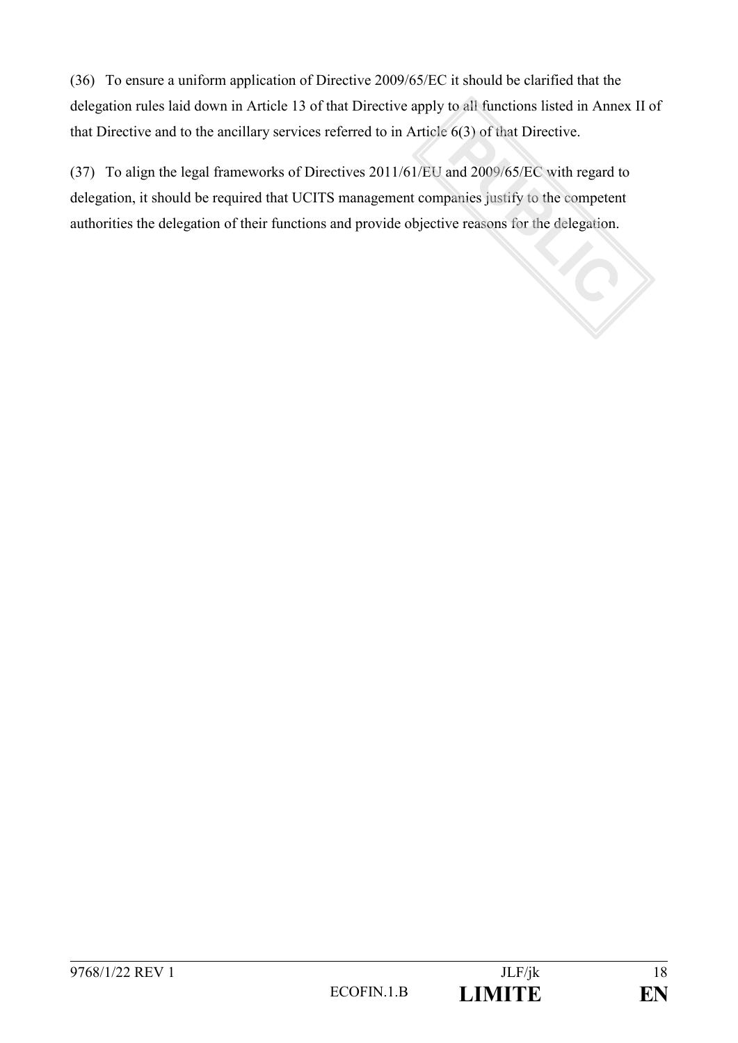(36) To ensure a uniform application of Directive 2009/65/EC it should be clarified that the delegation rules laid down in Article 13 of that Directive apply to all functions listed in Annex II of that Directive and to the ancillary services referred to in Article 6(3) of that Directive.

(37) To align the legal frameworks of Directives 2011/61/EU and 2009/65/EC with regard to delegation, it should be required that UCITS management companies justify to the competent authorities the delegation of their functions and provide objective reasons for the delegation.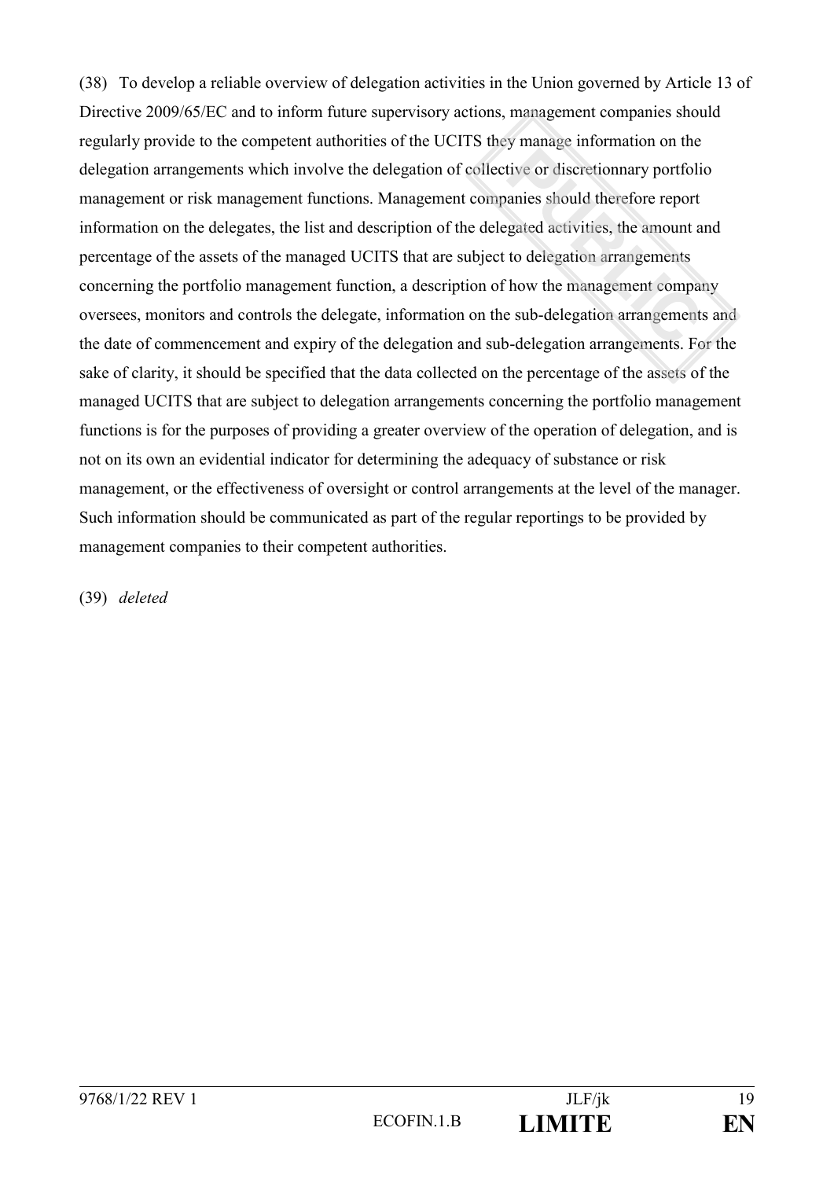(38) To develop a reliable overview of delegation activities in the Union governed by Article 13 of Directive 2009/65/EC and to inform future supervisory actions, management companies should regularly provide to the competent authorities of the UCITS they manage information on the delegation arrangements which involve the delegation of collective or discretionnary portfolio management or risk management functions. Management companies should therefore report information on the delegates, the list and description of the delegated activities, the amount and percentage of the assets of the managed UCITS that are subject to delegation arrangements concerning the portfolio management function, a description of how the management company oversees, monitors and controls the delegate, information on the sub-delegation arrangements and the date of commencement and expiry of the delegation and sub-delegation arrangements. For the sake of clarity, it should be specified that the data collected on the percentage of the assets of the managed UCITS that are subject to delegation arrangements concerning the portfolio management functions is for the purposes of providing a greater overview of the operation of delegation, and is not on its own an evidential indicator for determining the adequacy of substance or risk management, or the effectiveness of oversight or control arrangements at the level of the manager. Such information should be communicated as part of the regular reportings to be provided by management companies to their competent authorities.

(39) *deleted*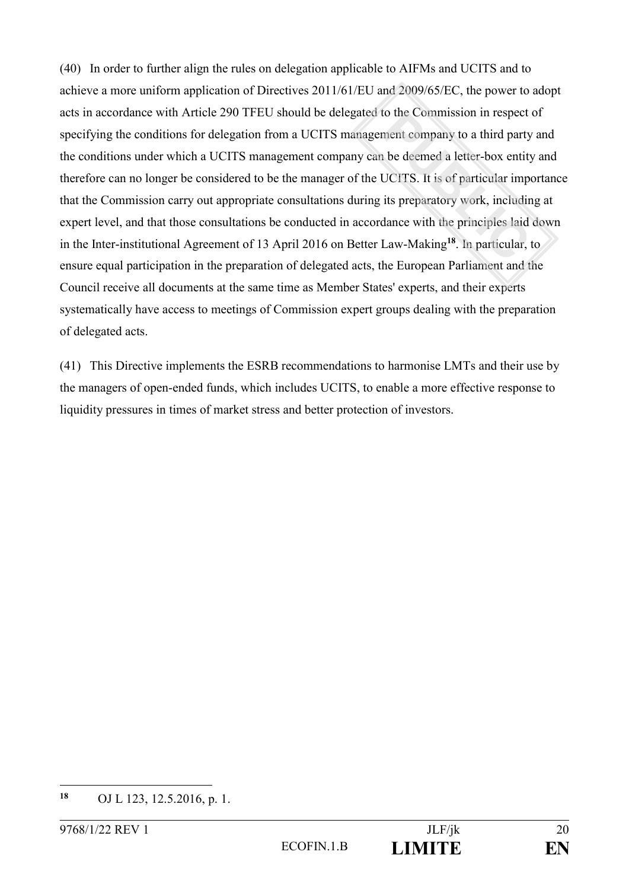(40) In order to further align the rules on delegation applicable to AIFMs and UCITS and to achieve a more uniform application of Directives 2011/61/EU and 2009/65/EC, the power to adopt acts in accordance with Article 290 TFEU should be delegated to the Commission in respect of specifying the conditions for delegation from a UCITS management company to a third party and the conditions under which a UCITS management company can be deemed a letter-box entity and therefore can no longer be considered to be the manager of the UCITS. It is of particular importance that the Commission carry out appropriate consultations during its preparatory work, including at expert level, and that those consultations be conducted in accordance with the principles laid down in the Inter-institutional Agreement of 13 April 2016 on Better Law-Making[18]. In particular, to ensure equal participation in the preparation of delegated acts, the European Parliament and the Council receive all documents at the same time as Member States' experts, and their experts systematically have access to meetings of Commission expert groups dealing with the preparation of delegated acts.

(41) This Directive implements the ESRB recommendations to harmonise LMTs and their use by the managers of open-ended funds, which includes UCITS, to enable a more effective response to liquidity pressures in times of market stress and better protection of investors.

---

[18] OJ L 123, 12.5.2016, p. 1.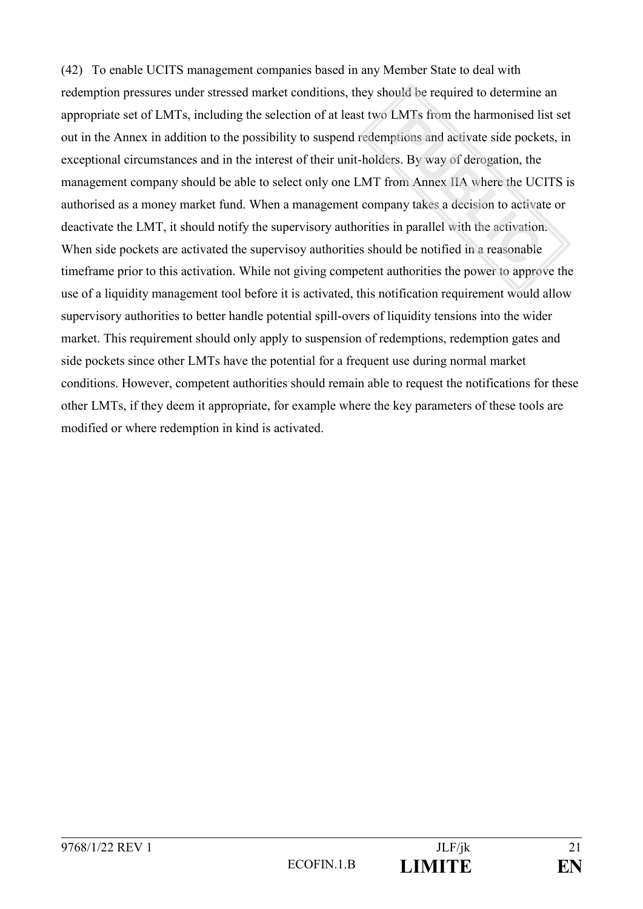(42) To enable UCITS management companies based in any Member State to deal with redemption pressures under stressed market conditions, they should be required to determine an appropriate set of LMTs, including the selection of at least two LMTs from the harmonised list set out in the Annex in addition to the possibility to suspend redemptions and activate side pockets, in exceptional circumstances and in the interest of their unit-holders. By way of derogation, the management company should be able to select only one LMT from Annex IIA where the UCITS is authorised as a money market fund. When a management company takes a decision to activate or deactivate the LMT, it should notify the supervisory authorities in parallel with the activation. When side pockets are activated the supervisoy authorities should be notified in a reasonable timeframe prior to this activation. While not giving competent authorities the power to approve the use of a liquidity management tool before it is activated, this notification requirement would allow supervisory authorities to better handle potential spill-overs of liquidity tensions into the wider market. This requirement should only apply to suspension of redemptions, redemption gates and side pockets since other LMTs have the potential for a frequent use during normal market conditions. However, competent authorities should remain able to request the notifications for these other LMTs, if they deem it appropriate, for example where the key parameters of these tools are modified or where redemption in kind is activated.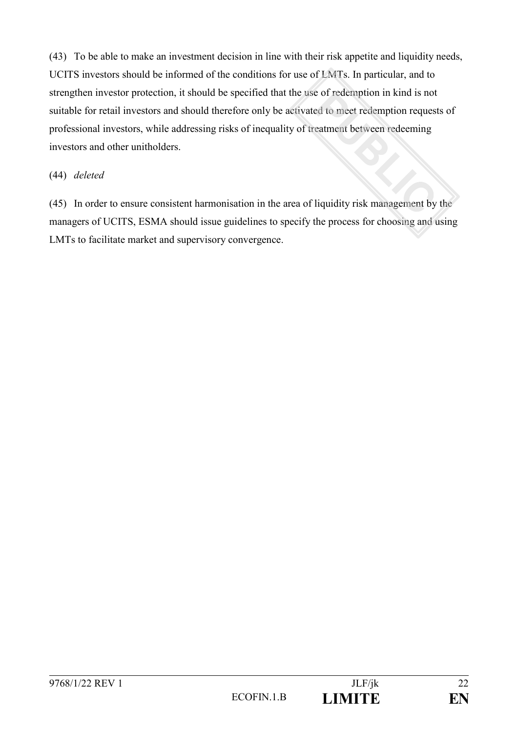(43) To be able to make an investment decision in line with their risk appetite and liquidity needs, UCITS investors should be informed of the conditions for use of LMTs. In particular, and to strengthen investor protection, it should be specified that the use of redemption in kind is not suitable for retail investors and should therefore only be activated to meet redemption requests of professional investors, while addressing risks of inequality of treatment between redeeming investors and other unitholders.

(44) *deleted*

(45) In order to ensure consistent harmonisation in the area of liquidity risk management by the managers of UCITS, ESMA should issue guidelines to specify the process for choosing and using LMTs to facilitate market and supervisory convergence.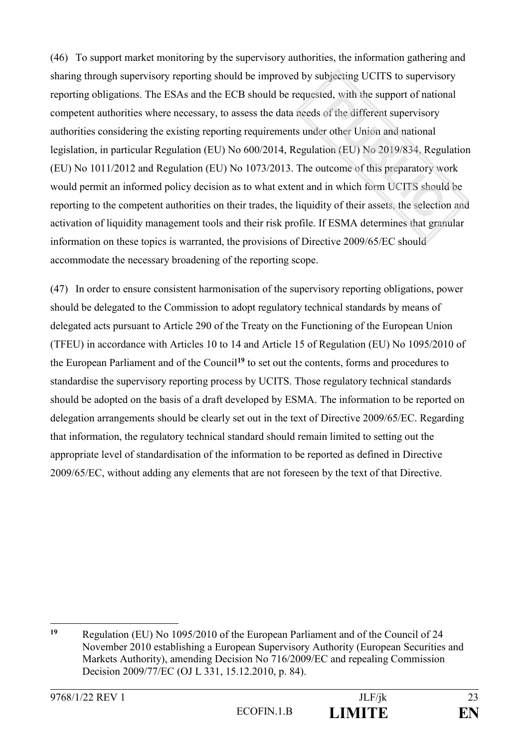(46) To support market monitoring by the supervisory authorities, the information gathering and sharing through supervisory reporting should be improved by subjecting UCITS to supervisory reporting obligations. The ESAs and the ECB should be requested, with the support of national competent authorities where necessary, to assess the data needs of the different supervisory authorities considering the existing reporting requirements under other Union and national legislation, in particular Regulation (EU) No 600/2014, Regulation (EU) No 2019/834, Regulation (EU) No 1011/2012 and Regulation (EU) No 1073/2013. The outcome of this preparatory work would permit an informed policy decision as to what extent and in which form UCITS should be reporting to the competent authorities on their trades, the liquidity of their assets, the selection and activation of liquidity management tools and their risk profile. If ESMA determines that granular information on these topics is warranted, the provisions of Directive 2009/65/EC should accommodate the necessary broadening of the reporting scope.

(47) In order to ensure consistent harmonisation of the supervisory reporting obligations, power should be delegated to the Commission to adopt regulatory technical standards by means of delegated acts pursuant to Article 290 of the Treaty on the Functioning of the European Union (TFEU) in accordance with Articles 10 to 14 and Article 15 of Regulation (EU) No 1095/2010 of the European Parliament and of the Council[19] to set out the contents, forms and procedures to standardise the supervisory reporting process by UCITS. Those regulatory technical standards should be adopted on the basis of a draft developed by ESMA. The information to be reported on delegation arrangements should be clearly set out in the text of Directive 2009/65/EC. Regarding that information, the regulatory technical standard should remain limited to setting out the appropriate level of standardisation of the information to be reported as defined in Directive 2009/65/EC, without adding any elements that are not foreseen by the text of that Directive.

[19] Regulation (EU) No 1095/2010 of the European Parliament and of the Council of 24 November 2010 establishing a European Supervisory Authority (European Securities and Markets Authority), amending Decision No 716/2009/EC and repealing Commission Decision 2009/77/EC (OJ L 331, 15.12.2010, p. 84).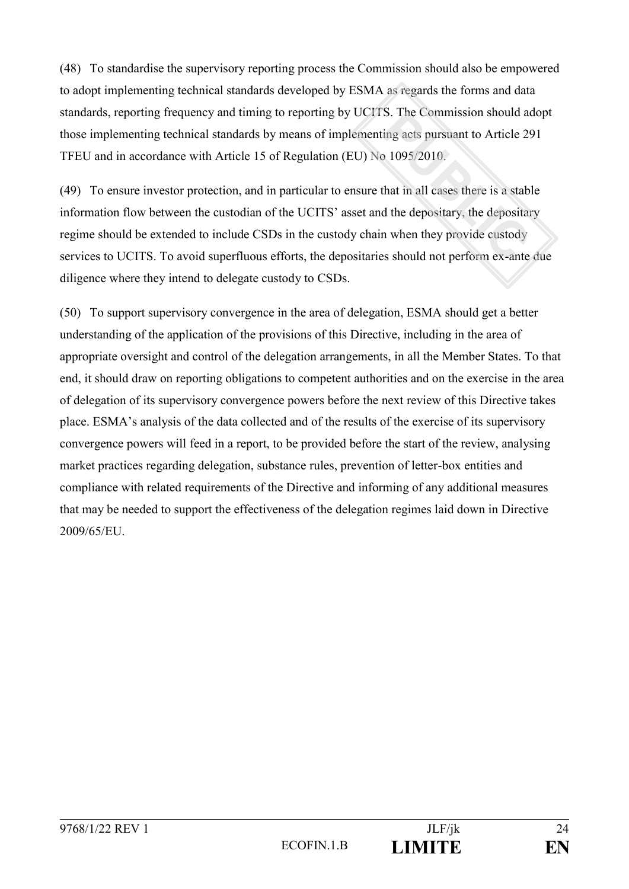(48) To standardise the supervisory reporting process the Commission should also be empowered to adopt implementing technical standards developed by ESMA as regards the forms and data standards, reporting frequency and timing to reporting by UCITS. The Commission should adopt those implementing technical standards by means of implementing acts pursuant to Article 291 TFEU and in accordance with Article 15 of Regulation (EU) No 1095/2010.

(49) To ensure investor protection, and in particular to ensure that in all cases there is a stable information flow between the custodian of the UCITS' asset and the depositary, the depositary regime should be extended to include CSDs in the custody chain when they provide custody services to UCITS. To avoid superfluous efforts, the depositaries should not perform ex-ante due diligence where they intend to delegate custody to CSDs.

(50) To support supervisory convergence in the area of delegation, ESMA should get a better understanding of the application of the provisions of this Directive, including in the area of appropriate oversight and control of the delegation arrangements, in all the Member States. To that end, it should draw on reporting obligations to competent authorities and on the exercise in the area of delegation of its supervisory convergence powers before the next review of this Directive takes place. ESMA's analysis of the data collected and of the results of the exercise of its supervisory convergence powers will feed in a report, to be provided before the start of the review, analysing market practices regarding delegation, substance rules, prevention of letter-box entities and compliance with related requirements of the Directive and informing of any additional measures that may be needed to support the effectiveness of the delegation regimes laid down in Directive 2009/65/EU.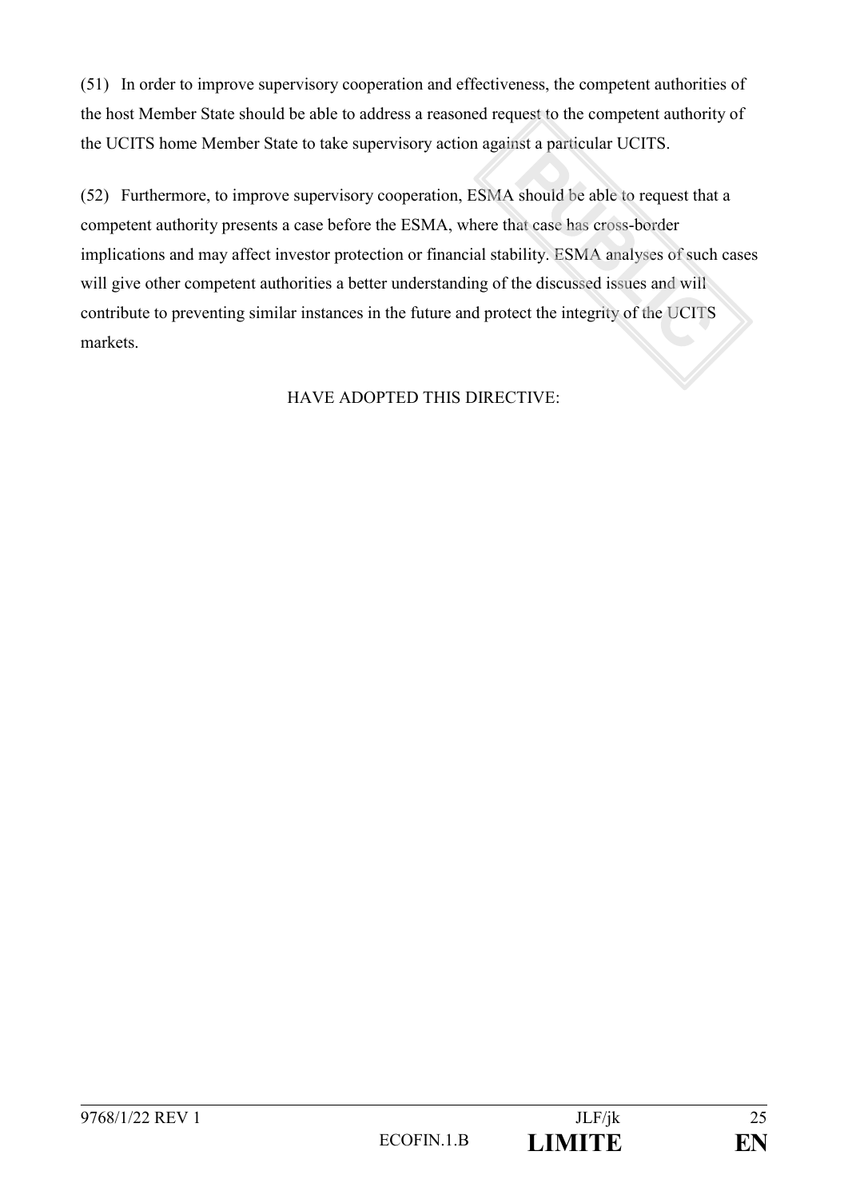(51) In order to improve supervisory cooperation and effectiveness, the competent authorities of the host Member State should be able to address a reasoned request to the competent authority of the UCITS home Member State to take supervisory action against a particular UCITS.

(52) Furthermore, to improve supervisory cooperation, ESMA should be able to request that a competent authority presents a case before the ESMA, where that case has cross-border implications and may affect investor protection or financial stability. ESMA analyses of such cases will give other competent authorities a better understanding of the discussed issues and will contribute to preventing similar instances in the future and protect the integrity of the UCITS markets.

HAVE ADOPTED THIS DIRECTIVE: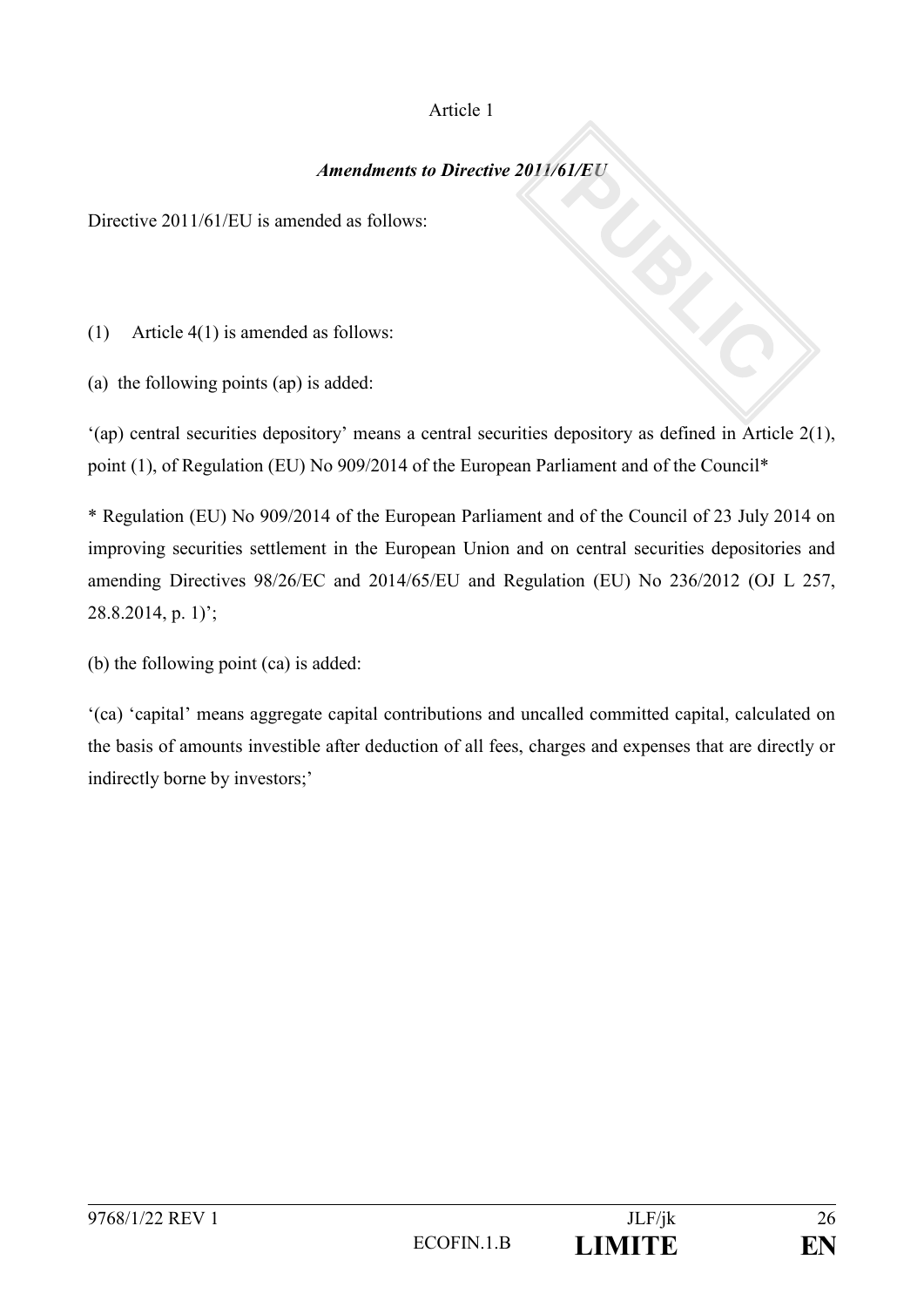Article 1

***Amendments to Directive 2011/61/EU***

Directive 2011/61/EU is amended as follows:

(1) Article 4(1) is amended as follows:

(a) the following points (ap) is added:

'(ap) central securities depository' means a central securities depository as defined in Article 2(1), point (1), of Regulation (EU) No 909/2014 of the European Parliament and of the Council*

* Regulation (EU) No 909/2014 of the European Parliament and of the Council of 23 July 2014 on improving securities settlement in the European Union and on central securities depositories and amending Directives 98/26/EC and 2014/65/EU and Regulation (EU) No 236/2012 (OJ L 257, 28.8.2014, p. 1)';

(b) the following point (ca) is added:

'(ca) 'capital' means aggregate capital contributions and uncalled committed capital, calculated on the basis of amounts investible after deduction of all fees, charges and expenses that are directly or indirectly borne by investors;'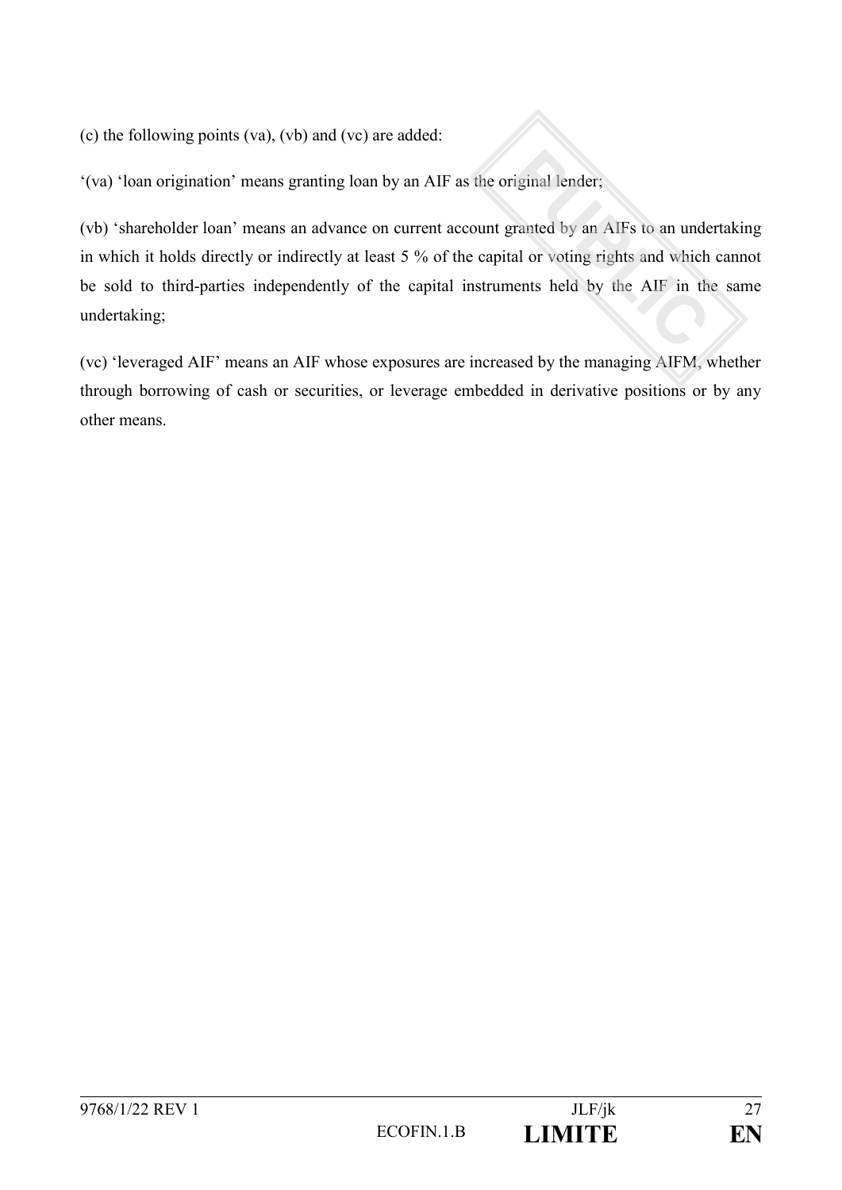(c) the following points (va), (vb) and (vc) are added:

'(va) 'loan origination' means granting loan by an AIF as the original lender;

(vb) 'shareholder loan' means an advance on current account granted by an AIFs to an undertaking in which it holds directly or indirectly at least 5 % of the capital or voting rights and which cannot be sold to third-parties independently of the capital instruments held by the AIF in the same undertaking;

(vc) 'leveraged AIF' means an AIF whose exposures are increased by the managing AIFM, whether through borrowing of cash or securities, or leverage embedded in derivative positions or by any other means.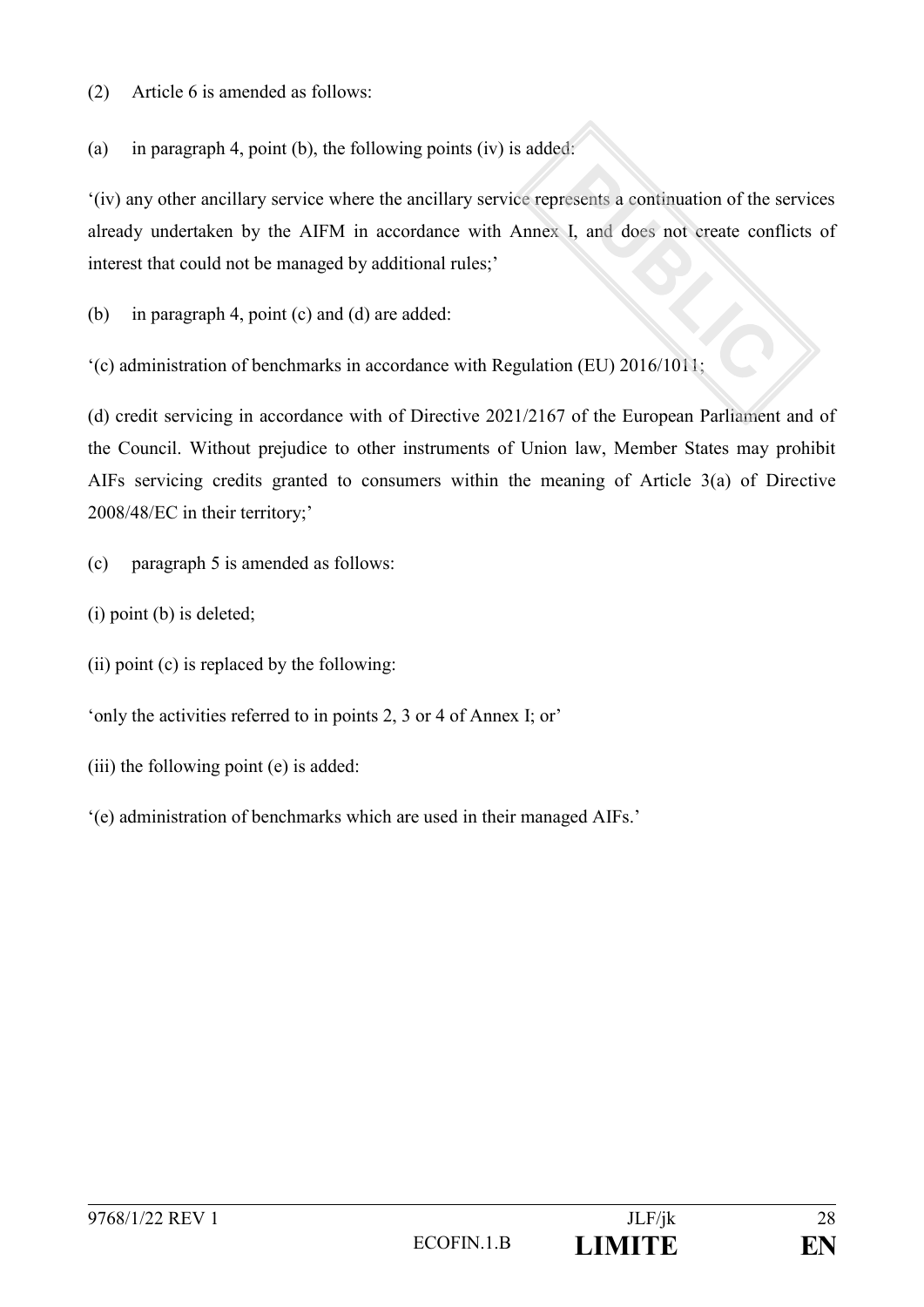(2) Article 6 is amended as follows:

(a) in paragraph 4, point (b), the following points (iv) is added:

'(iv) any other ancillary service where the ancillary service represents a continuation of the services already undertaken by the AIFM in accordance with Annex I, and does not create conflicts of interest that could not be managed by additional rules;'

(b) in paragraph 4, point (c) and (d) are added:

'(c) administration of benchmarks in accordance with Regulation (EU) 2016/1011;

(d) credit servicing in accordance with of Directive 2021/2167 of the European Parliament and of the Council. Without prejudice to other instruments of Union law, Member States may prohibit AIFs servicing credits granted to consumers within the meaning of Article 3(a) of Directive 2008/48/EC in their territory;'

(c) paragraph 5 is amended as follows:

(i) point (b) is deleted;

(ii) point (c) is replaced by the following:

'only the activities referred to in points 2, 3 or 4 of Annex I; or'

(iii) the following point (e) is added:

'(e) administration of benchmarks which are used in their managed AIFs.'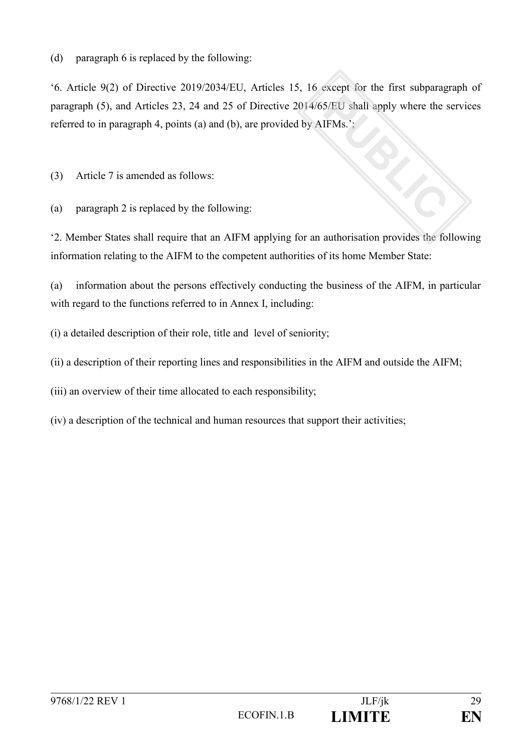(d) paragraph 6 is replaced by the following:

‘6. Article 9(2) of Directive 2019/2034/EU, Articles 15, 16 except for the first subparagraph of paragraph (5), and Articles 23, 24 and 25 of Directive 2014/65/EU shall apply where the services referred to in paragraph 4, points (a) and (b), are provided by AIFMs.’;

(3) Article 7 is amended as follows:

(a) paragraph 2 is replaced by the following:

‘2. Member States shall require that an AIFM applying for an authorisation provides the following information relating to the AIFM to the competent authorities of its home Member State:

(a) information about the persons effectively conducting the business of the AIFM, in particular with regard to the functions referred to in Annex I, including:

(i) a detailed description of their role, title and level of seniority;

(ii) a description of their reporting lines and responsibilities in the AIFM and outside the AIFM;

(iii) an overview of their time allocated to each responsibility;

(iv) a description of the technical and human resources that support their activities;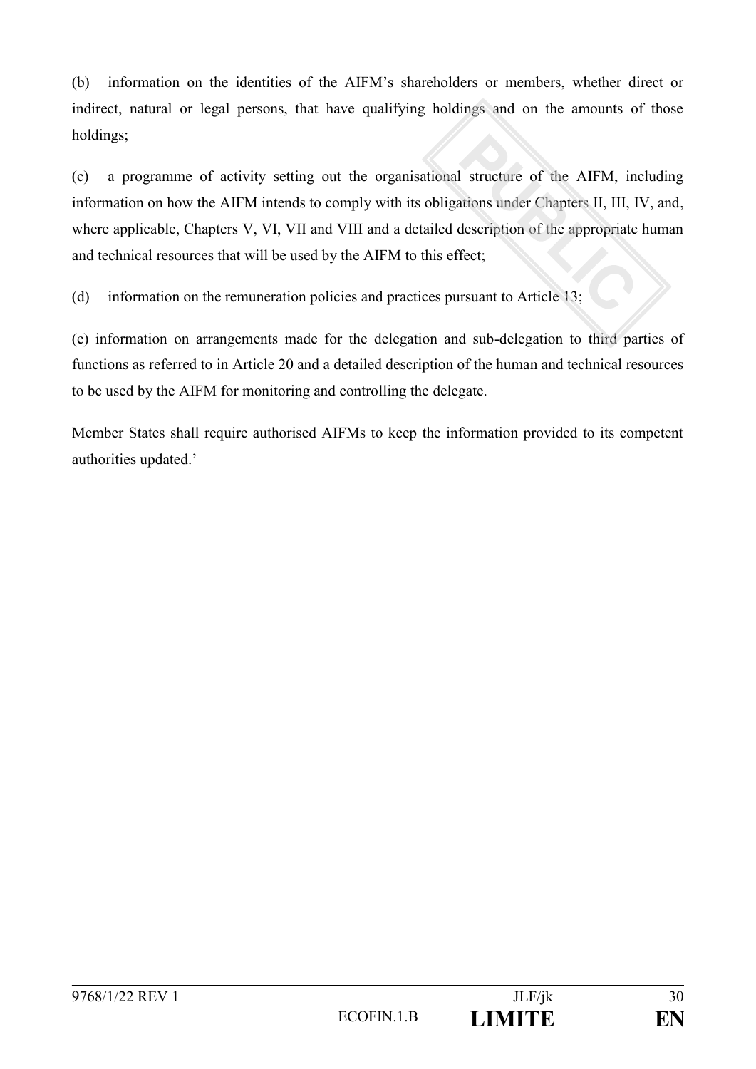(b) information on the identities of the AIFM's shareholders or members, whether direct or indirect, natural or legal persons, that have qualifying holdings and on the amounts of those holdings;

(c) a programme of activity setting out the organisational structure of the AIFM, including information on how the AIFM intends to comply with its obligations under Chapters II, III, IV, and, where applicable, Chapters V, VI, VII and VIII and a detailed description of the appropriate human and technical resources that will be used by the AIFM to this effect;

(d) information on the remuneration policies and practices pursuant to Article 13;

(e) information on arrangements made for the delegation and sub-delegation to third parties of functions as referred to in Article 20 and a detailed description of the human and technical resources to be used by the AIFM for monitoring and controlling the delegate.

Member States shall require authorised AIFMs to keep the information provided to its competent authorities updated.'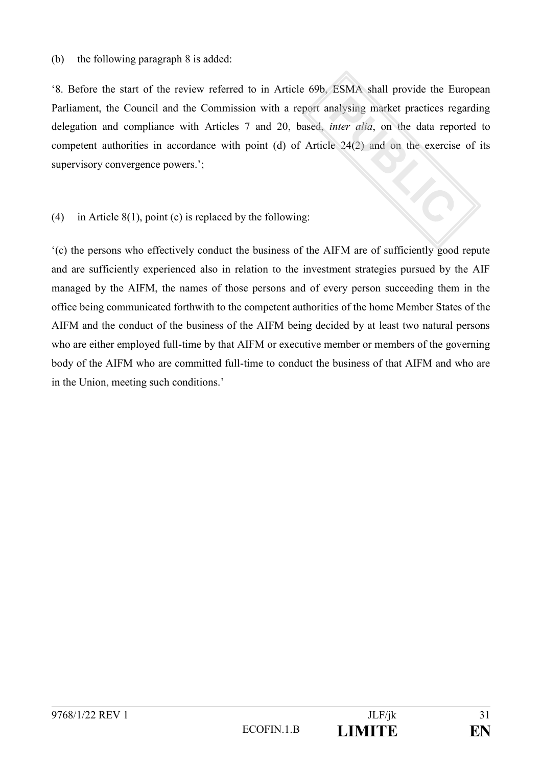(b) the following paragraph 8 is added:

‘8. Before the start of the review referred to in Article 69b, ESMA shall provide the European Parliament, the Council and the Commission with a report analysing market practices regarding delegation and compliance with Articles 7 and 20, based, *inter alia*, on the data reported to competent authorities in accordance with point (d) of Article 24(2) and on the exercise of its supervisory convergence powers.’;

(4) in Article 8(1), point (c) is replaced by the following:

‘(c) the persons who effectively conduct the business of the AIFM are of sufficiently good repute and are sufficiently experienced also in relation to the investment strategies pursued by the AIF managed by the AIFM, the names of those persons and of every person succeeding them in the office being communicated forthwith to the competent authorities of the home Member States of the AIFM and the conduct of the business of the AIFM being decided by at least two natural persons who are either employed full-time by that AIFM or executive member or members of the governing body of the AIFM who are committed full-time to conduct the business of that AIFM and who are in the Union, meeting such conditions.’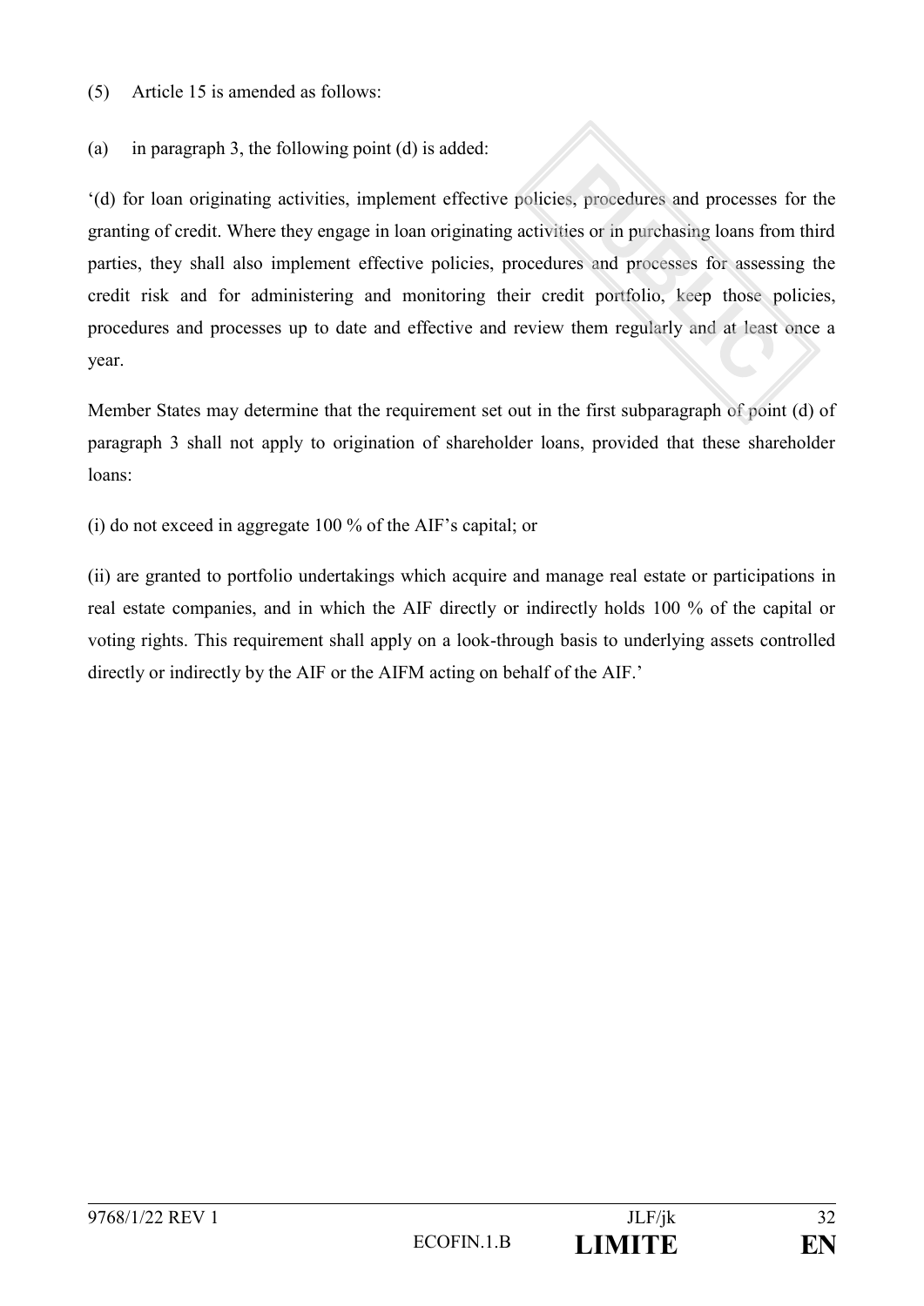(5) Article 15 is amended as follows:

(a) in paragraph 3, the following point (d) is added:

‘(d) for loan originating activities, implement effective policies, procedures and processes for the granting of credit. Where they engage in loan originating activities or in purchasing loans from third parties, they shall also implement effective policies, procedures and processes for assessing the credit risk and for administering and monitoring their credit portfolio, keep those policies, procedures and processes up to date and effective and review them regularly and at least once a year.

Member States may determine that the requirement set out in the first subparagraph of point (d) of paragraph 3 shall not apply to origination of shareholder loans, provided that these shareholder loans:

(i) do not exceed in aggregate 100 % of the AIF’s capital; or

(ii) are granted to portfolio undertakings which acquire and manage real estate or participations in real estate companies, and in which the AIF directly or indirectly holds 100 % of the capital or voting rights. This requirement shall apply on a look-through basis to underlying assets controlled directly or indirectly by the AIF or the AIFM acting on behalf of the AIF.’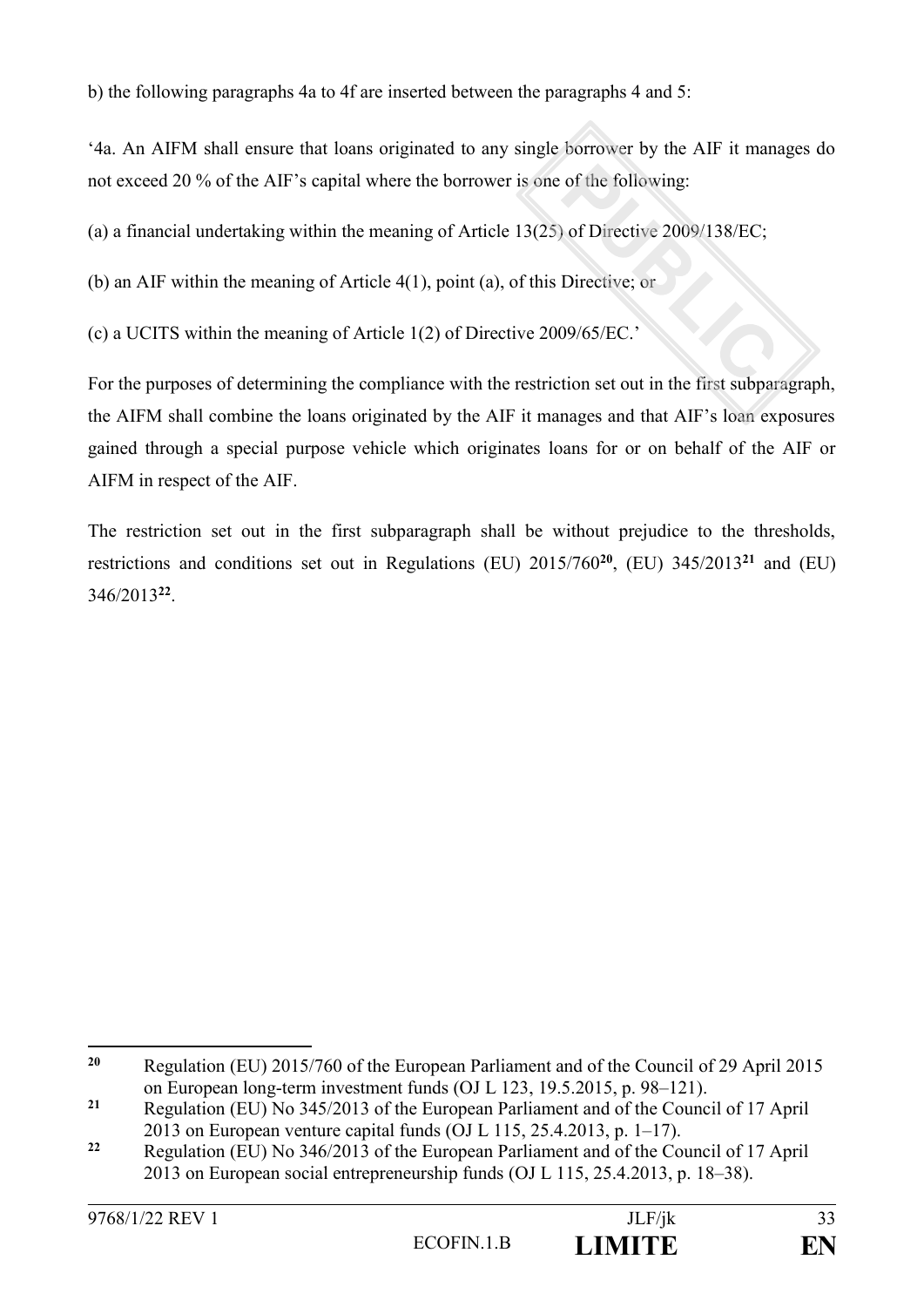b) the following paragraphs 4a to 4f are inserted between the paragraphs 4 and 5:

'4a. An AIFM shall ensure that loans originated to any single borrower by the AIF it manages do not exceed 20 % of the AIF's capital where the borrower is one of the following:

(a) a financial undertaking within the meaning of Article 13(25) of Directive 2009/138/EC;

(b) an AIF within the meaning of Article 4(1), point (a), of this Directive; or

(c) a UCITS within the meaning of Article 1(2) of Directive 2009/65/EC.'

For the purposes of determining the compliance with the restriction set out in the first subparagraph, the AIFM shall combine the loans originated by the AIF it manages and that AIF's loan exposures gained through a special purpose vehicle which originates loans for or on behalf of the AIF or AIFM in respect of the AIF.

The restriction set out in the first subparagraph shall be without prejudice to the thresholds, restrictions and conditions set out in Regulations (EU) 2015/760[20], (EU) 345/2013[21] and (EU) 346/2013[22].

---

[20] Regulation (EU) 2015/760 of the European Parliament and of the Council of 29 April 2015 on European long-term investment funds (OJ L 123, 19.5.2015, p. 98–121).

[21] Regulation (EU) No 345/2013 of the European Parliament and of the Council of 17 April 2013 on European venture capital funds (OJ L 115, 25.4.2013, p. 1–17).

[22] Regulation (EU) No 346/2013 of the European Parliament and of the Council of 17 April 2013 on European social entrepreneurship funds (OJ L 115, 25.4.2013, p. 18–38).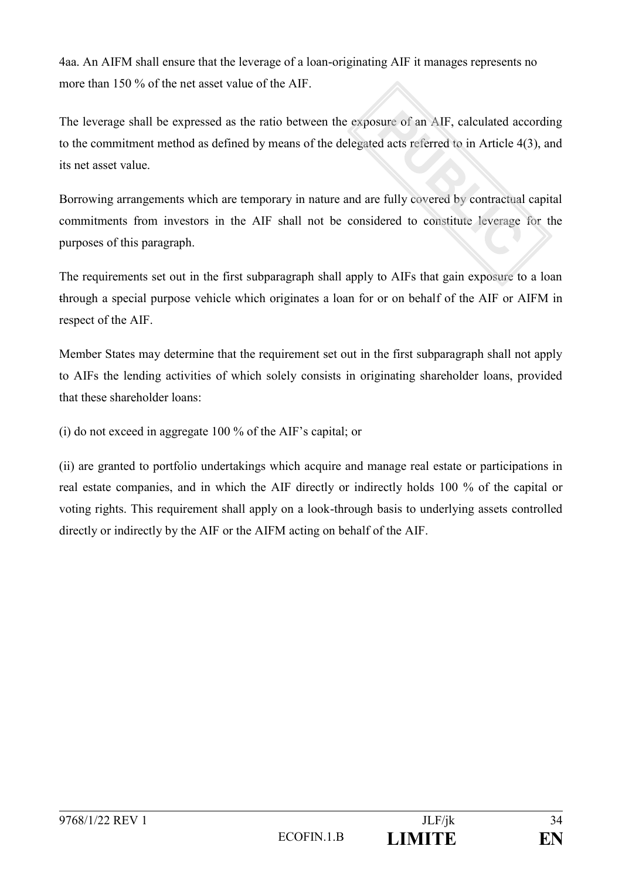4aa. An AIFM shall ensure that the leverage of a loan-originating AIF it manages represents no more than 150 % of the net asset value of the AIF.

The leverage shall be expressed as the ratio between the exposure of an AIF, calculated according to the commitment method as defined by means of the delegated acts referred to in Article 4(3), and its net asset value.

Borrowing arrangements which are temporary in nature and are fully covered by contractual capital commitments from investors in the AIF shall not be considered to constitute leverage for the purposes of this paragraph.

The requirements set out in the first subparagraph shall apply to AIFs that gain exposure to a loan through a special purpose vehicle which originates a loan for or on behalf of the AIF or AIFM in respect of the AIF.

Member States may determine that the requirement set out in the first subparagraph shall not apply to AIFs the lending activities of which solely consists in originating shareholder loans, provided that these shareholder loans:

(i) do not exceed in aggregate 100 % of the AIF's capital; or

(ii) are granted to portfolio undertakings which acquire and manage real estate or participations in real estate companies, and in which the AIF directly or indirectly holds 100 % of the capital or voting rights. This requirement shall apply on a look-through basis to underlying assets controlled directly or indirectly by the AIF or the AIFM acting on behalf of the AIF.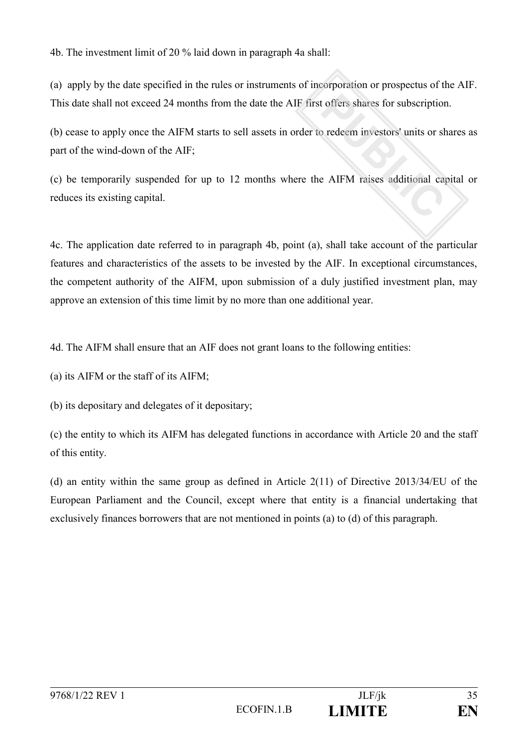4b. The investment limit of 20 % laid down in paragraph 4a shall:

(a) apply by the date specified in the rules or instruments of incorporation or prospectus of the AIF. This date shall not exceed 24 months from the date the AIF first offers shares for subscription.

(b) cease to apply once the AIFM starts to sell assets in order to redeem investors' units or shares as part of the wind-down of the AIF;

(c) be temporarily suspended for up to 12 months where the AIFM raises additional capital or reduces its existing capital.

4c. The application date referred to in paragraph 4b, point (a), shall take account of the particular features and characteristics of the assets to be invested by the AIF. In exceptional circumstances, the competent authority of the AIFM, upon submission of a duly justified investment plan, may approve an extension of this time limit by no more than one additional year.

4d. The AIFM shall ensure that an AIF does not grant loans to the following entities:

(a) its AIFM or the staff of its AIFM;

(b) its depositary and delegates of it depositary;

(c) the entity to which its AIFM has delegated functions in accordance with Article 20 and the staff of this entity.

(d) an entity within the same group as defined in Article 2(11) of Directive 2013/34/EU of the European Parliament and the Council, except where that entity is a financial undertaking that exclusively finances borrowers that are not mentioned in points (a) to (d) of this paragraph.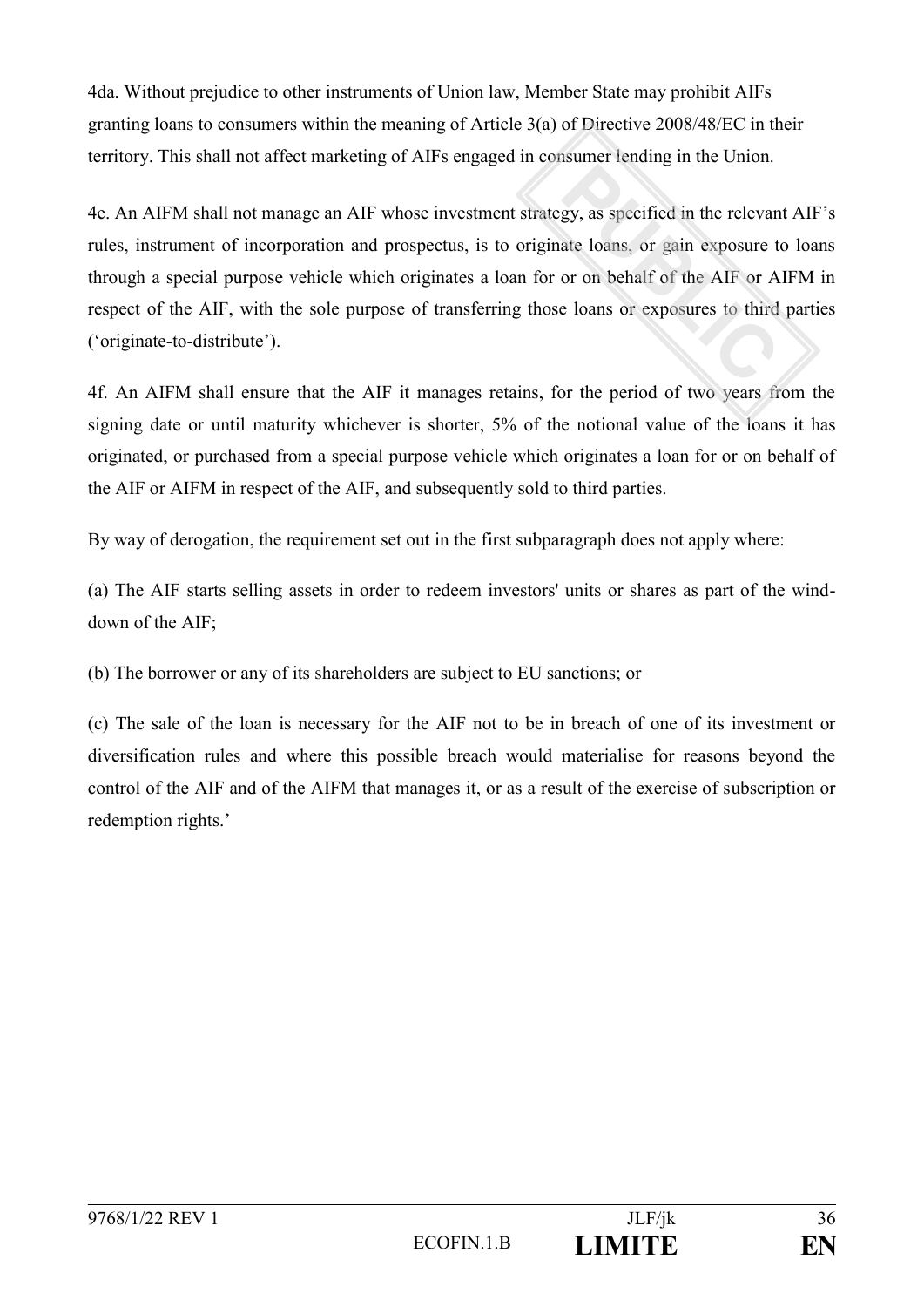4da. Without prejudice to other instruments of Union law, Member State may prohibit AIFs granting loans to consumers within the meaning of Article 3(a) of Directive 2008/48/EC in their territory. This shall not affect marketing of AIFs engaged in consumer lending in the Union.

4e. An AIFM shall not manage an AIF whose investment strategy, as specified in the relevant AIF's rules, instrument of incorporation and prospectus, is to originate loans, or gain exposure to loans through a special purpose vehicle which originates a loan for or on behalf of the AIF or AIFM in respect of the AIF, with the sole purpose of transferring those loans or exposures to third parties ('originate-to-distribute').

4f. An AIFM shall ensure that the AIF it manages retains, for the period of two years from the signing date or until maturity whichever is shorter, 5% of the notional value of the loans it has originated, or purchased from a special purpose vehicle which originates a loan for or on behalf of the AIF or AIFM in respect of the AIF, and subsequently sold to third parties.

By way of derogation, the requirement set out in the first subparagraph does not apply where:

(a) The AIF starts selling assets in order to redeem investors' units or shares as part of the wind-down of the AIF;

(b) The borrower or any of its shareholders are subject to EU sanctions; or

(c) The sale of the loan is necessary for the AIF not to be in breach of one of its investment or diversification rules and where this possible breach would materialise for reasons beyond the control of the AIF and of the AIFM that manages it, or as a result of the exercise of subscription or redemption rights.'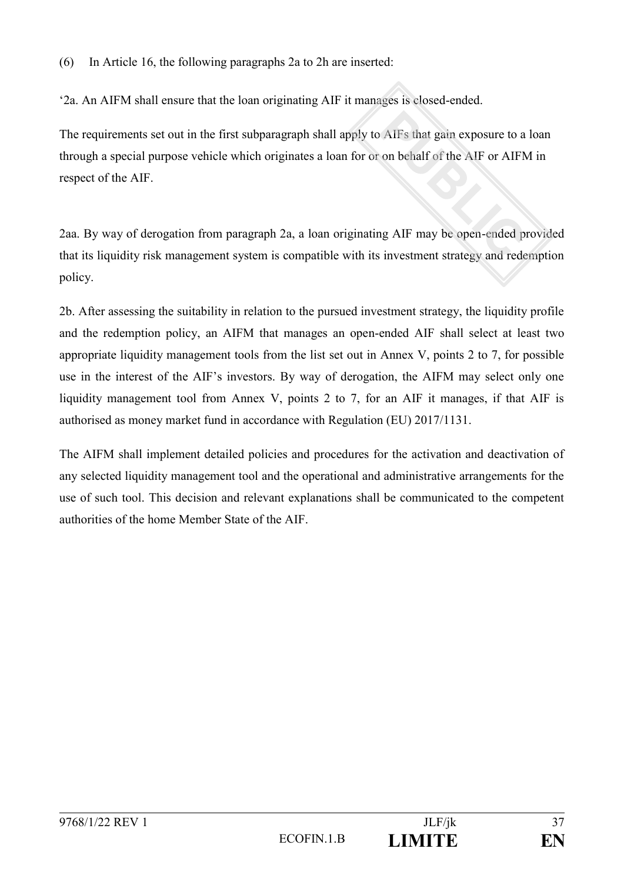(6) In Article 16, the following paragraphs 2a to 2h are inserted:

'2a. An AIFM shall ensure that the loan originating AIF it manages is closed-ended.

The requirements set out in the first subparagraph shall apply to AIFs that gain exposure to a loan through a special purpose vehicle which originates a loan for or on behalf of the AIF or AIFM in respect of the AIF.

2aa. By way of derogation from paragraph 2a, a loan originating AIF may be open-ended provided that its liquidity risk management system is compatible with its investment strategy and redemption policy.

2b. After assessing the suitability in relation to the pursued investment strategy, the liquidity profile and the redemption policy, an AIFM that manages an open-ended AIF shall select at least two appropriate liquidity management tools from the list set out in Annex V, points 2 to 7, for possible use in the interest of the AIF's investors. By way of derogation, the AIFM may select only one liquidity management tool from Annex V, points 2 to 7, for an AIF it manages, if that AIF is authorised as money market fund in accordance with Regulation (EU) 2017/1131.

The AIFM shall implement detailed policies and procedures for the activation and deactivation of any selected liquidity management tool and the operational and administrative arrangements for the use of such tool. This decision and relevant explanations shall be communicated to the competent authorities of the home Member State of the AIF.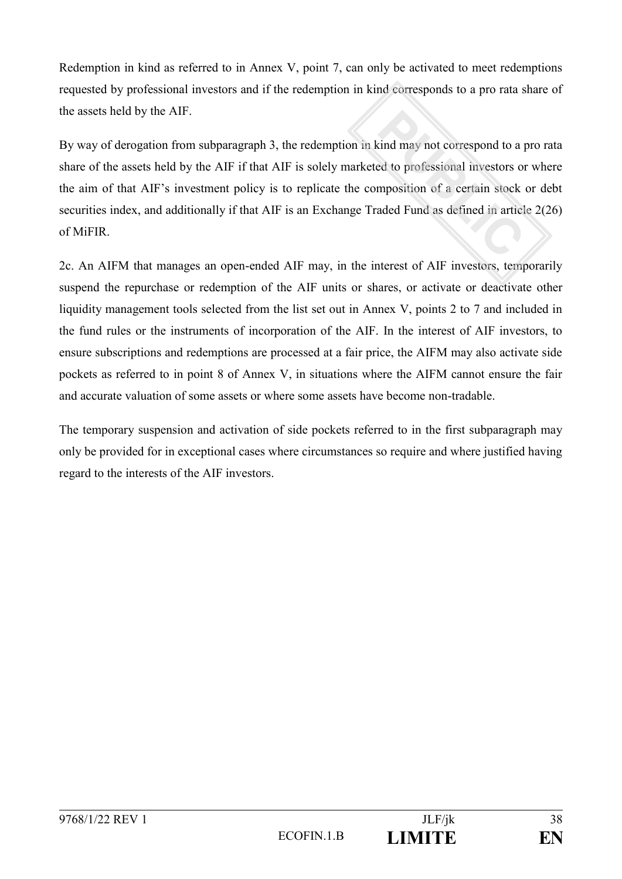Redemption in kind as referred to in Annex V, point 7, can only be activated to meet redemptions requested by professional investors and if the redemption in kind corresponds to a pro rata share of the assets held by the AIF.

By way of derogation from subparagraph 3, the redemption in kind may not correspond to a pro rata share of the assets held by the AIF if that AIF is solely marketed to professional investors or where the aim of that AIF's investment policy is to replicate the composition of a certain stock or debt securities index, and additionally if that AIF is an Exchange Traded Fund as defined in article 2(26) of MiFIR.

2c. An AIFM that manages an open-ended AIF may, in the interest of AIF investors, temporarily suspend the repurchase or redemption of the AIF units or shares, or activate or deactivate other liquidity management tools selected from the list set out in Annex V, points 2 to 7 and included in the fund rules or the instruments of incorporation of the AIF. In the interest of AIF investors, to ensure subscriptions and redemptions are processed at a fair price, the AIFM may also activate side pockets as referred to in point 8 of Annex V, in situations where the AIFM cannot ensure the fair and accurate valuation of some assets or where some assets have become non-tradable.

The temporary suspension and activation of side pockets referred to in the first subparagraph may only be provided for in exceptional cases where circumstances so require and where justified having regard to the interests of the AIF investors.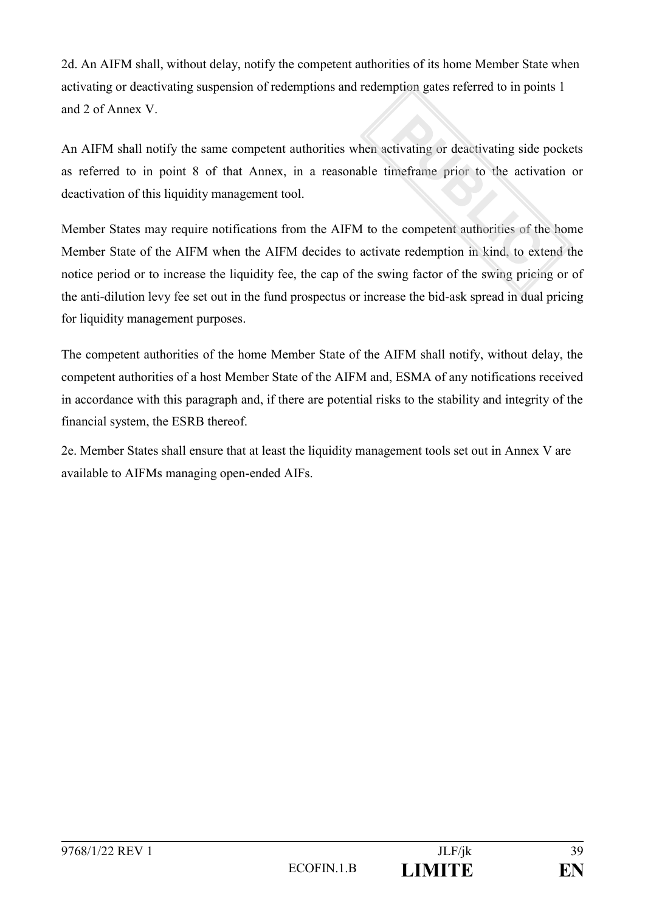2d. An AIFM shall, without delay, notify the competent authorities of its home Member State when activating or deactivating suspension of redemptions and redemption gates referred to in points 1 and 2 of Annex V.

An AIFM shall notify the same competent authorities when activating or deactivating side pockets as referred to in point 8 of that Annex, in a reasonable timeframe prior to the activation or deactivation of this liquidity management tool.

Member States may require notifications from the AIFM to the competent authorities of the home Member State of the AIFM when the AIFM decides to activate redemption in kind, to extend the notice period or to increase the liquidity fee, the cap of the swing factor of the swing pricing or of the anti-dilution levy fee set out in the fund prospectus or increase the bid-ask spread in dual pricing for liquidity management purposes.

The competent authorities of the home Member State of the AIFM shall notify, without delay, the competent authorities of a host Member State of the AIFM and, ESMA of any notifications received in accordance with this paragraph and, if there are potential risks to the stability and integrity of the financial system, the ESRB thereof.

2e. Member States shall ensure that at least the liquidity management tools set out in Annex V are available to AIFMs managing open-ended AIFs.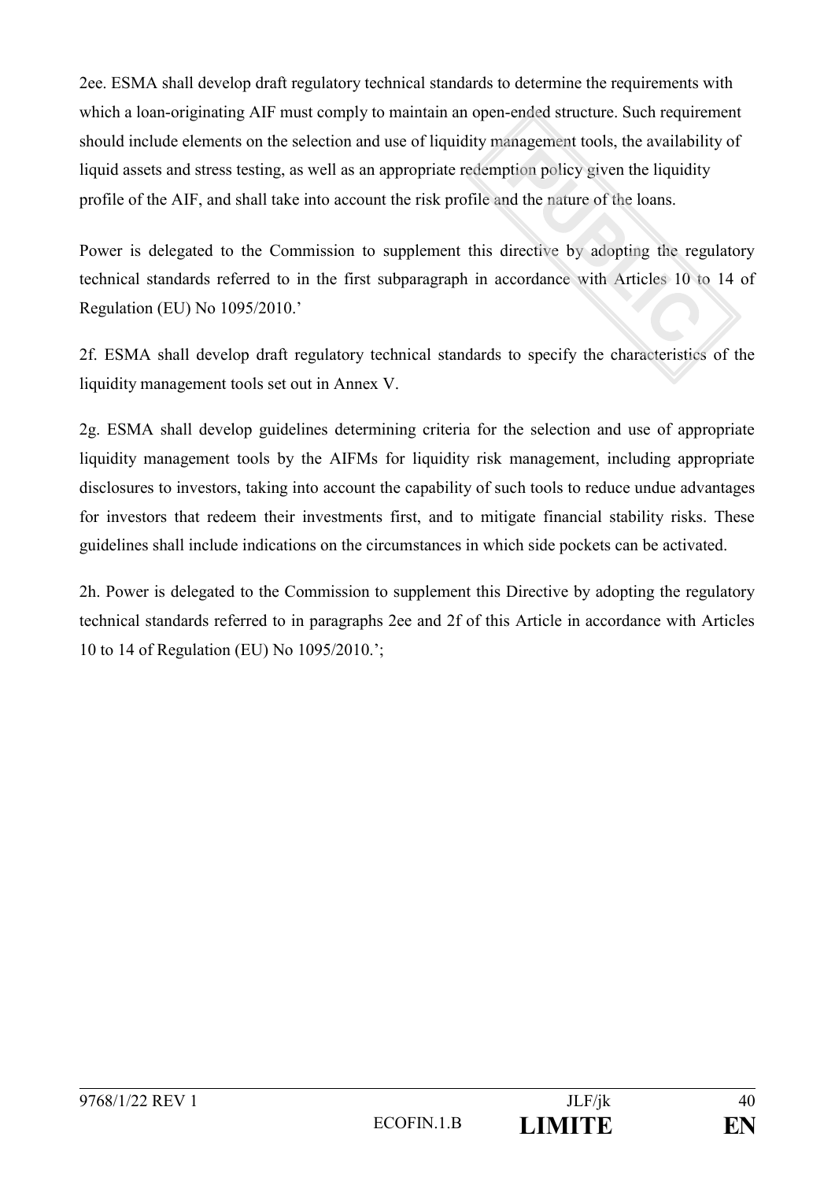2ee. ESMA shall develop draft regulatory technical standards to determine the requirements with which a loan-originating AIF must comply to maintain an open-ended structure. Such requirement should include elements on the selection and use of liquidity management tools, the availability of liquid assets and stress testing, as well as an appropriate redemption policy given the liquidity profile of the AIF, and shall take into account the risk profile and the nature of the loans.

Power is delegated to the Commission to supplement this directive by adopting the regulatory technical standards referred to in the first subparagraph in accordance with Articles 10 to 14 of Regulation (EU) No 1095/2010.'

2f. ESMA shall develop draft regulatory technical standards to specify the characteristics of the liquidity management tools set out in Annex V.

2g. ESMA shall develop guidelines determining criteria for the selection and use of appropriate liquidity management tools by the AIFMs for liquidity risk management, including appropriate disclosures to investors, taking into account the capability of such tools to reduce undue advantages for investors that redeem their investments first, and to mitigate financial stability risks. These guidelines shall include indications on the circumstances in which side pockets can be activated.

2h. Power is delegated to the Commission to supplement this Directive by adopting the regulatory technical standards referred to in paragraphs 2ee and 2f of this Article in accordance with Articles 10 to 14 of Regulation (EU) No 1095/2010.';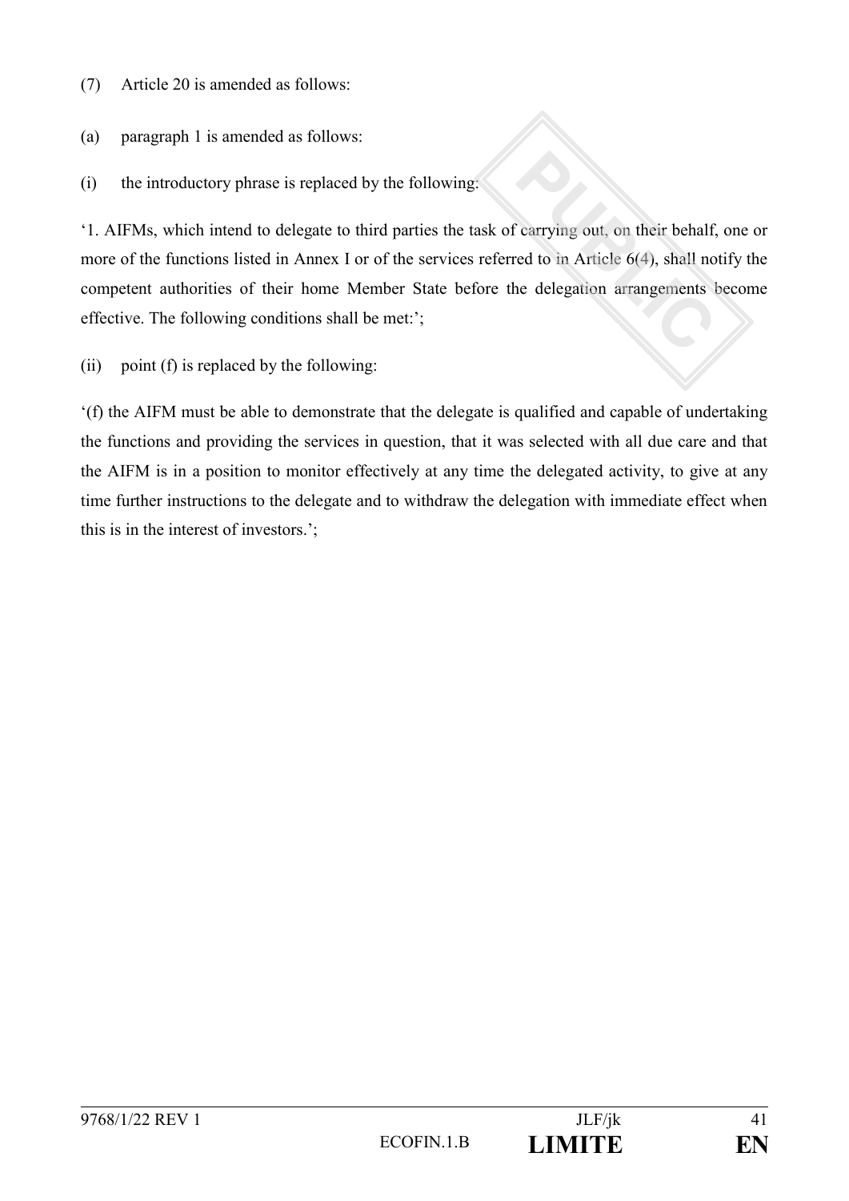(7) Article 20 is amended as follows:

(a) paragraph 1 is amended as follows:

(i) the introductory phrase is replaced by the following:

'1. AIFMs, which intend to delegate to third parties the task of carrying out, on their behalf, one or more of the functions listed in Annex I or of the services referred to in Article 6(4), shall notify the competent authorities of their home Member State before the delegation arrangements become effective. The following conditions shall be met:';

(ii) point (f) is replaced by the following:

'(f) the AIFM must be able to demonstrate that the delegate is qualified and capable of undertaking the functions and providing the services in question, that it was selected with all due care and that the AIFM is in a position to monitor effectively at any time the delegated activity, to give at any time further instructions to the delegate and to withdraw the delegation with immediate effect when this is in the interest of investors.';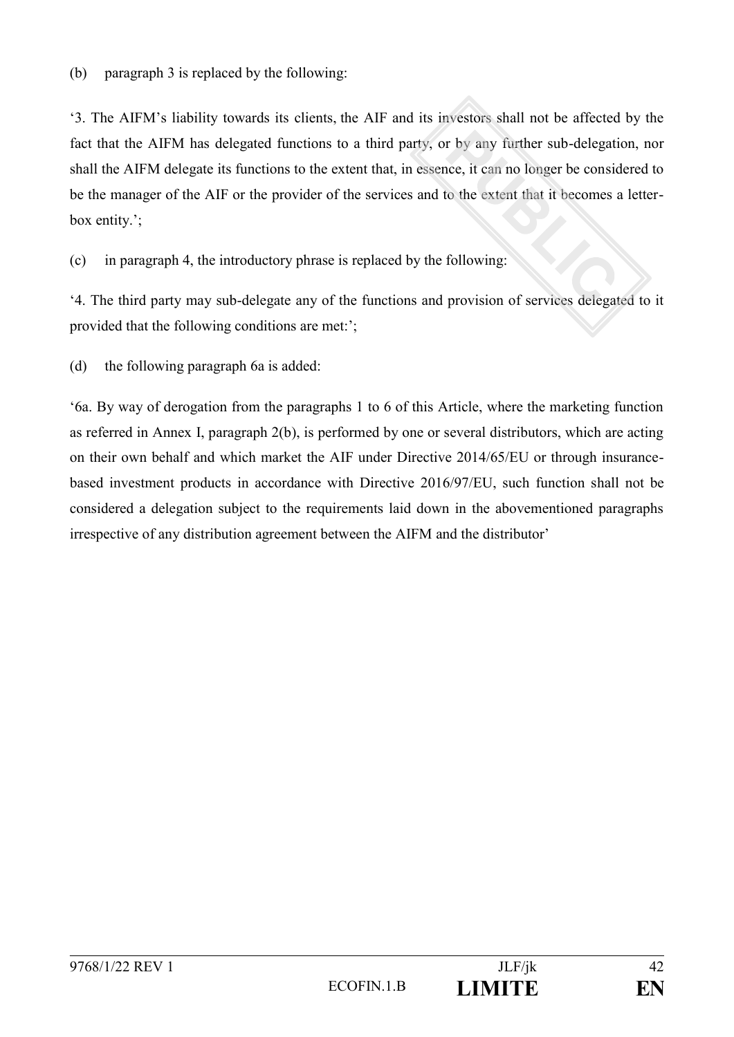(b) paragraph 3 is replaced by the following:

'3. The AIFM's liability towards its clients, the AIF and its investors shall not be affected by the fact that the AIFM has delegated functions to a third party, or by any further sub-delegation, nor shall the AIFM delegate its functions to the extent that, in essence, it can no longer be considered to be the manager of the AIF or the provider of the services and to the extent that it becomes a letter-box entity.';

(c) in paragraph 4, the introductory phrase is replaced by the following:

'4. The third party may sub-delegate any of the functions and provision of services delegated to it provided that the following conditions are met:';

(d) the following paragraph 6a is added:

'6a. By way of derogation from the paragraphs 1 to 6 of this Article, where the marketing function as referred in Annex I, paragraph 2(b), is performed by one or several distributors, which are acting on their own behalf and which market the AIF under Directive 2014/65/EU or through insurance-based investment products in accordance with Directive 2016/97/EU, such function shall not be considered a delegation subject to the requirements laid down in the abovementioned paragraphs irrespective of any distribution agreement between the AIFM and the distributor'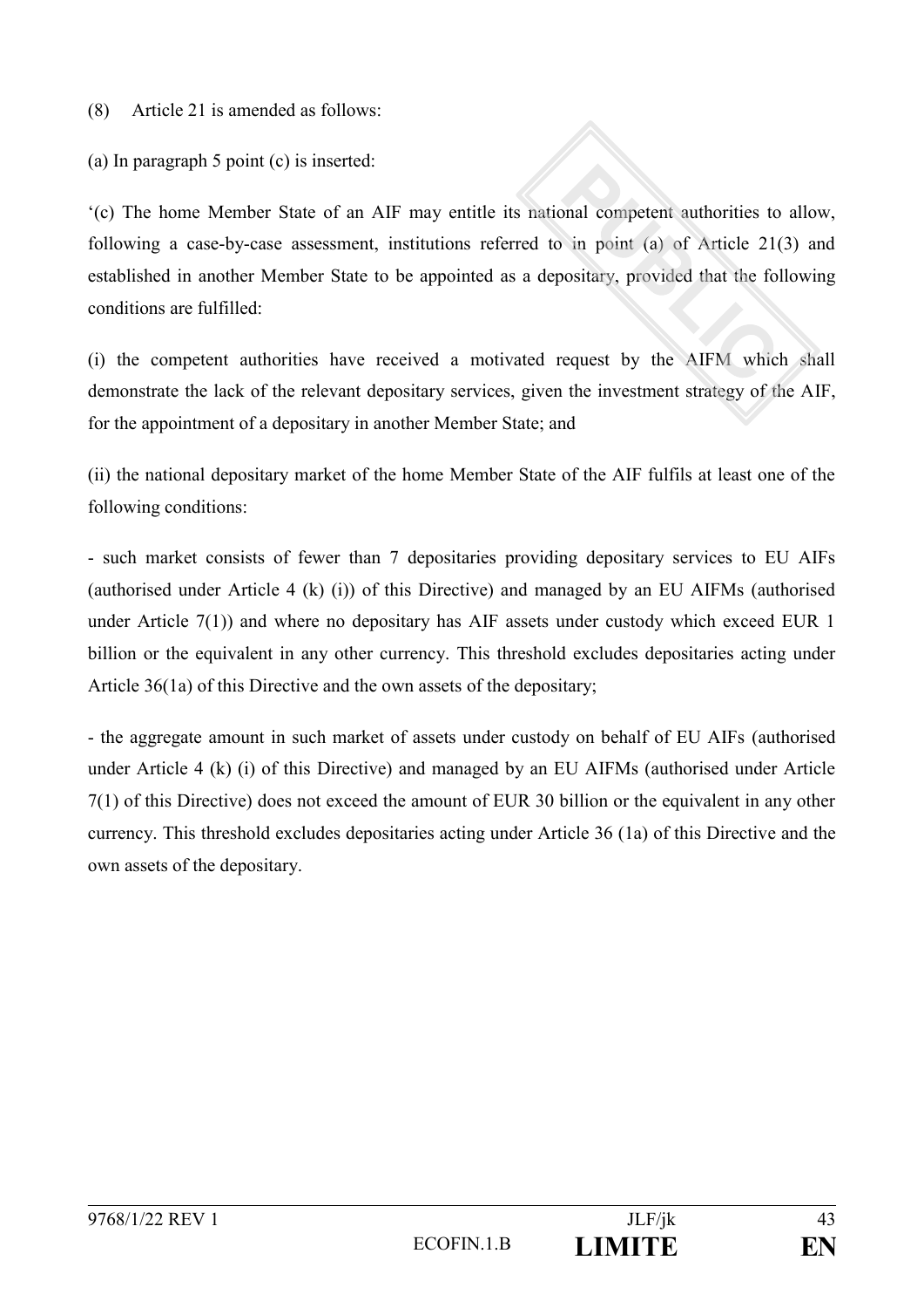(8) Article 21 is amended as follows:

(a) In paragraph 5 point (c) is inserted:

'(c) The home Member State of an AIF may entitle its national competent authorities to allow, following a case-by-case assessment, institutions referred to in point (a) of Article 21(3) and established in another Member State to be appointed as a depositary, provided that the following conditions are fulfilled:

(i) the competent authorities have received a motivated request by the AIFM which shall demonstrate the lack of the relevant depositary services, given the investment strategy of the AIF, for the appointment of a depositary in another Member State; and

(ii) the national depositary market of the home Member State of the AIF fulfils at least one of the following conditions:

- such market consists of fewer than 7 depositaries providing depositary services to EU AIFs (authorised under Article 4 (k) (i)) of this Directive) and managed by an EU AIFMs (authorised under Article 7(1)) and where no depositary has AIF assets under custody which exceed EUR 1 billion or the equivalent in any other currency. This threshold excludes depositaries acting under Article 36(1a) of this Directive and the own assets of the depositary;

- the aggregate amount in such market of assets under custody on behalf of EU AIFs (authorised under Article 4 (k) (i) of this Directive) and managed by an EU AIFMs (authorised under Article 7(1) of this Directive) does not exceed the amount of EUR 30 billion or the equivalent in any other currency. This threshold excludes depositaries acting under Article 36 (1a) of this Directive and the own assets of the depositary.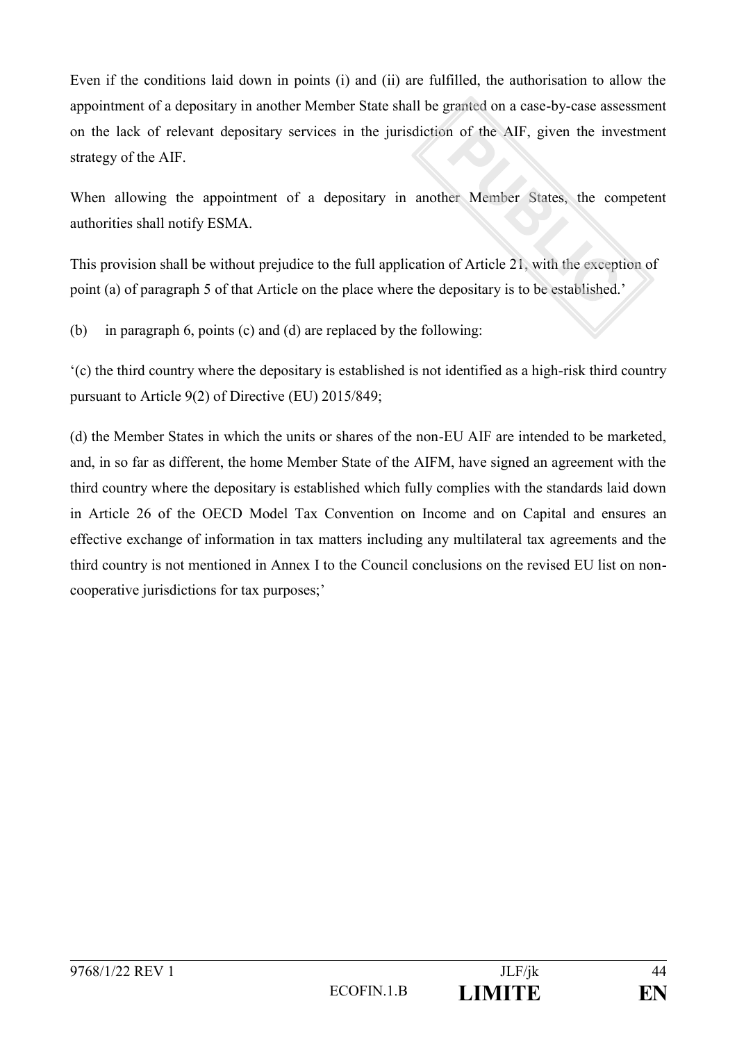Even if the conditions laid down in points (i) and (ii) are fulfilled, the authorisation to allow the appointment of a depositary in another Member State shall be granted on a case-by-case assessment on the lack of relevant depositary services in the jurisdiction of the AIF, given the investment strategy of the AIF.

When allowing the appointment of a depositary in another Member States, the competent authorities shall notify ESMA.

This provision shall be without prejudice to the full application of Article 21, with the exception of point (a) of paragraph 5 of that Article on the place where the depositary is to be established.'

(b) in paragraph 6, points (c) and (d) are replaced by the following:

'(c) the third country where the depositary is established is not identified as a high-risk third country pursuant to Article 9(2) of Directive (EU) 2015/849;

(d) the Member States in which the units or shares of the non-EU AIF are intended to be marketed, and, in so far as different, the home Member State of the AIFM, have signed an agreement with the third country where the depositary is established which fully complies with the standards laid down in Article 26 of the OECD Model Tax Convention on Income and on Capital and ensures an effective exchange of information in tax matters including any multilateral tax agreements and the third country is not mentioned in Annex I to the Council conclusions on the revised EU list on non-cooperative jurisdictions for tax purposes;'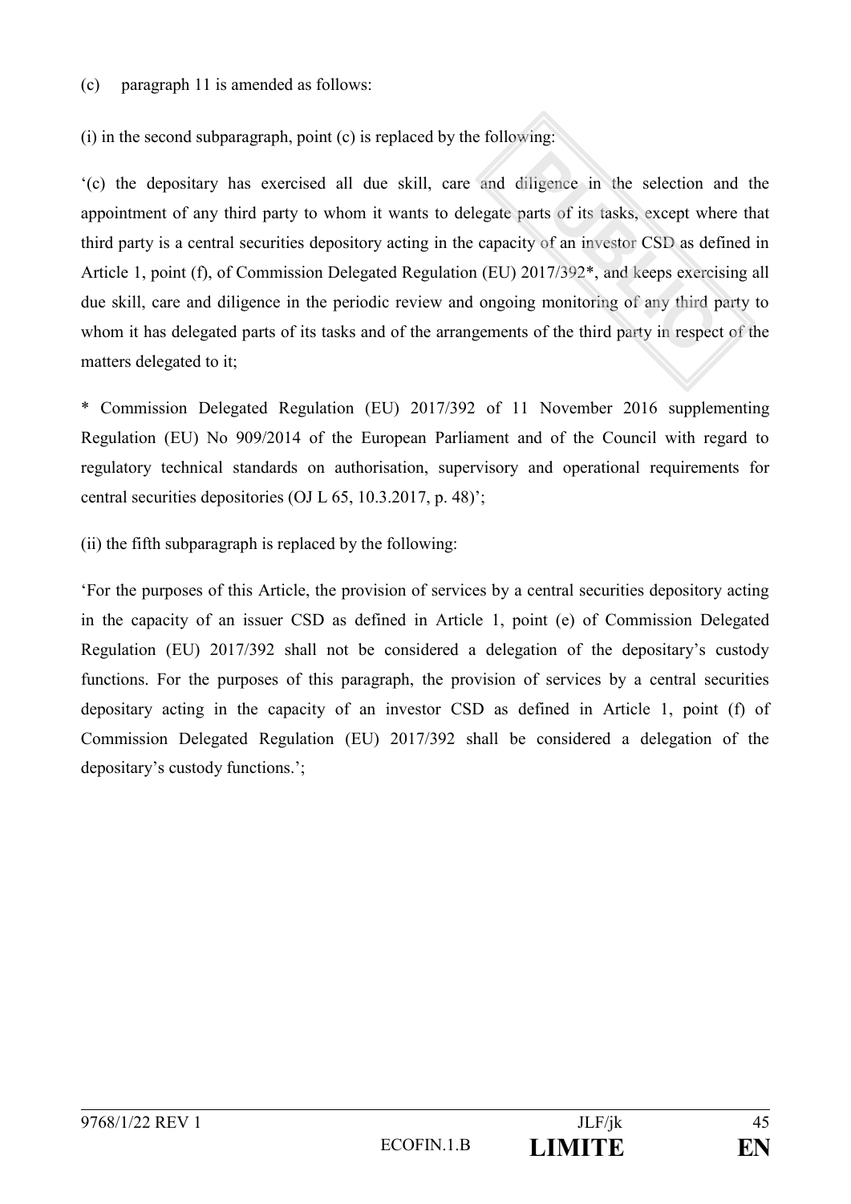(c) paragraph 11 is amended as follows:

(i) in the second subparagraph, point (c) is replaced by the following:

'(c) the depositary has exercised all due skill, care and diligence in the selection and the appointment of any third party to whom it wants to delegate parts of its tasks, except where that third party is a central securities depository acting in the capacity of an investor CSD as defined in Article 1, point (f), of Commission Delegated Regulation (EU) 2017/392*, and keeps exercising all due skill, care and diligence in the periodic review and ongoing monitoring of any third party to whom it has delegated parts of its tasks and of the arrangements of the third party in respect of the matters delegated to it;

* Commission Delegated Regulation (EU) 2017/392 of 11 November 2016 supplementing Regulation (EU) No 909/2014 of the European Parliament and of the Council with regard to regulatory technical standards on authorisation, supervisory and operational requirements for central securities depositories (OJ L 65, 10.3.2017, p. 48)';

(ii) the fifth subparagraph is replaced by the following:

'For the purposes of this Article, the provision of services by a central securities depository acting in the capacity of an issuer CSD as defined in Article 1, point (e) of Commission Delegated Regulation (EU) 2017/392 shall not be considered a delegation of the depositary's custody functions. For the purposes of this paragraph, the provision of services by a central securities depositary acting in the capacity of an investor CSD as defined in Article 1, point (f) of Commission Delegated Regulation (EU) 2017/392 shall be considered a delegation of the depositary's custody functions.';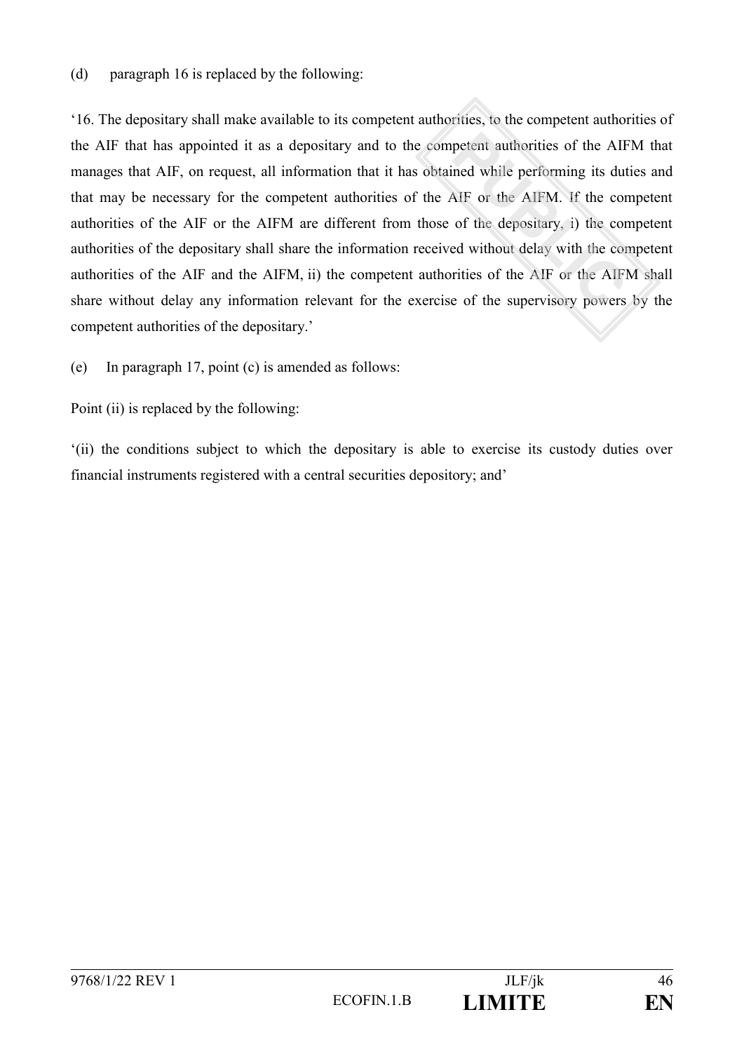(d) paragraph 16 is replaced by the following:

'16. The depositary shall make available to its competent authorities, to the competent authorities of the AIF that has appointed it as a depositary and to the competent authorities of the AIFM that manages that AIF, on request, all information that it has obtained while performing its duties and that may be necessary for the competent authorities of the AIF or the AIFM. If the competent authorities of the AIF or the AIFM are different from those of the depositary, i) the competent authorities of the depositary shall share the information received without delay with the competent authorities of the AIF and the AIFM, ii) the competent authorities of the AIF or the AIFM shall share without delay any information relevant for the exercise of the supervisory powers by the competent authorities of the depositary.'

(e) In paragraph 17, point (c) is amended as follows:

Point (ii) is replaced by the following:

'(ii) the conditions subject to which the depositary is able to exercise its custody duties over financial instruments registered with a central securities depository; and'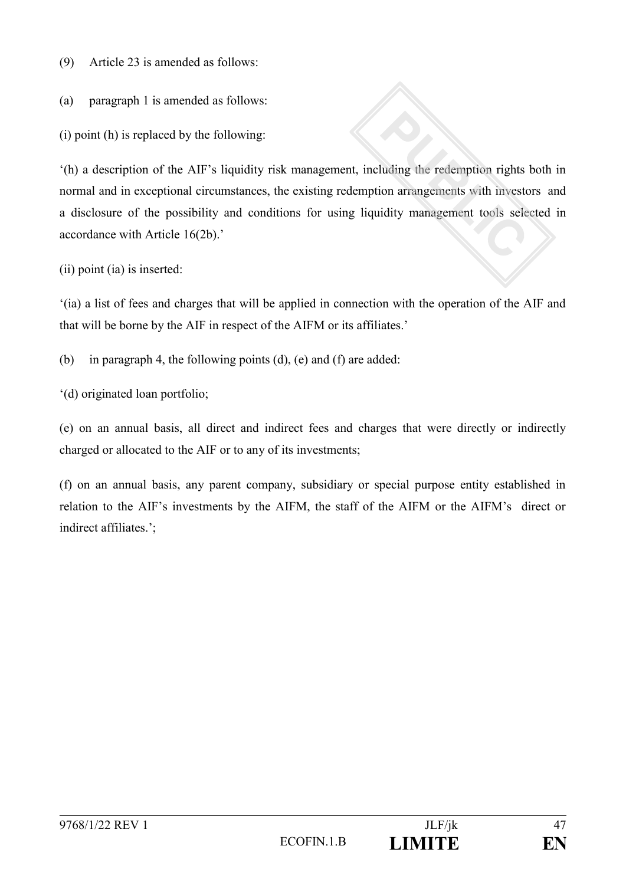(9) Article 23 is amended as follows:

(a) paragraph 1 is amended as follows:

(i) point (h) is replaced by the following:

‘(h) a description of the AIF’s liquidity risk management, including the redemption rights both in normal and in exceptional circumstances, the existing redemption arrangements with investors and a disclosure of the possibility and conditions for using liquidity management tools selected in accordance with Article 16(2b).’

(ii) point (ia) is inserted:

‘(ia) a list of fees and charges that will be applied in connection with the operation of the AIF and that will be borne by the AIF in respect of the AIFM or its affiliates.’

(b) in paragraph 4, the following points (d), (e) and (f) are added:

‘(d) originated loan portfolio;

(e) on an annual basis, all direct and indirect fees and charges that were directly or indirectly charged or allocated to the AIF or to any of its investments;

(f) on an annual basis, any parent company, subsidiary or special purpose entity established in relation to the AIF’s investments by the AIFM, the staff of the AIFM or the AIFM’s direct or indirect affiliates.’;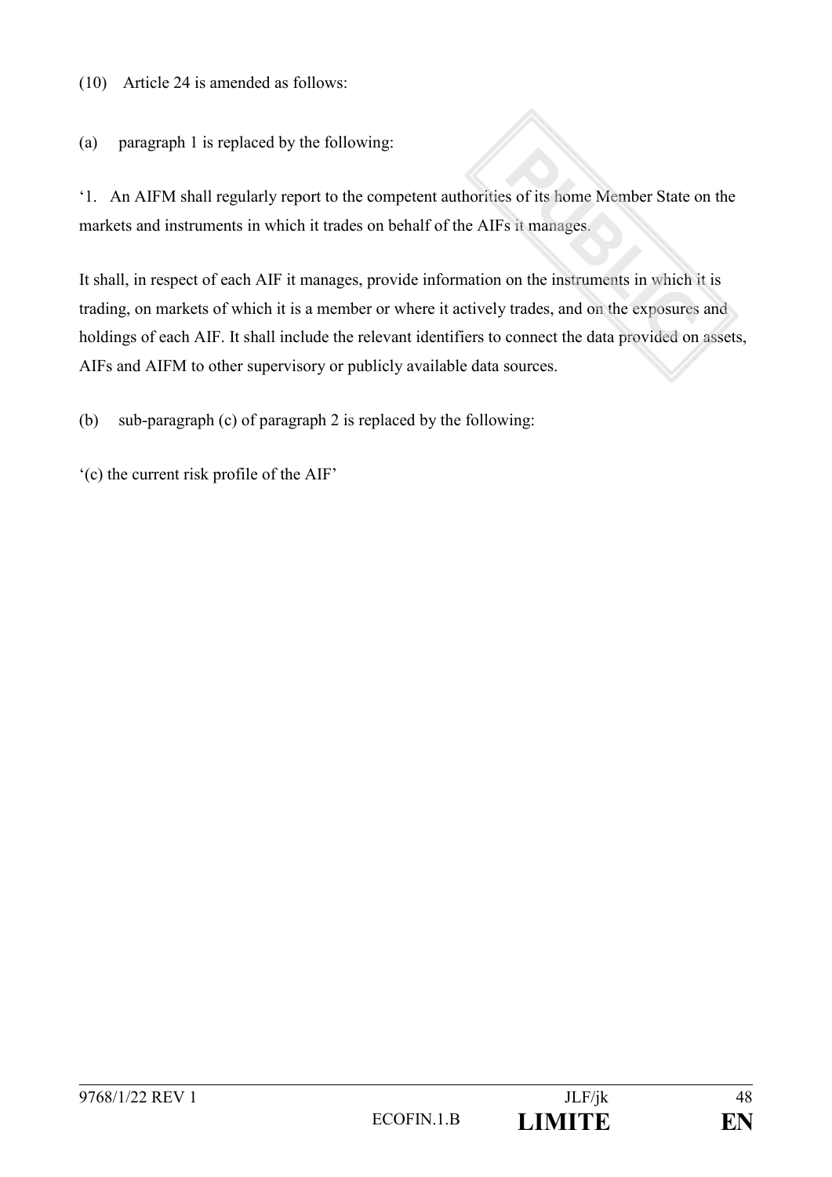(10) Article 24 is amended as follows:

(a) paragraph 1 is replaced by the following:

'1. An AIFM shall regularly report to the competent authorities of its home Member State on the markets and instruments in which it trades on behalf of the AIFs it manages.

It shall, in respect of each AIF it manages, provide information on the instruments in which it is trading, on markets of which it is a member or where it actively trades, and on the exposures and holdings of each AIF. It shall include the relevant identifiers to connect the data provided on assets, AIFs and AIFM to other supervisory or publicly available data sources.

(b) sub-paragraph (c) of paragraph 2 is replaced by the following:

'(c) the current risk profile of the AIF'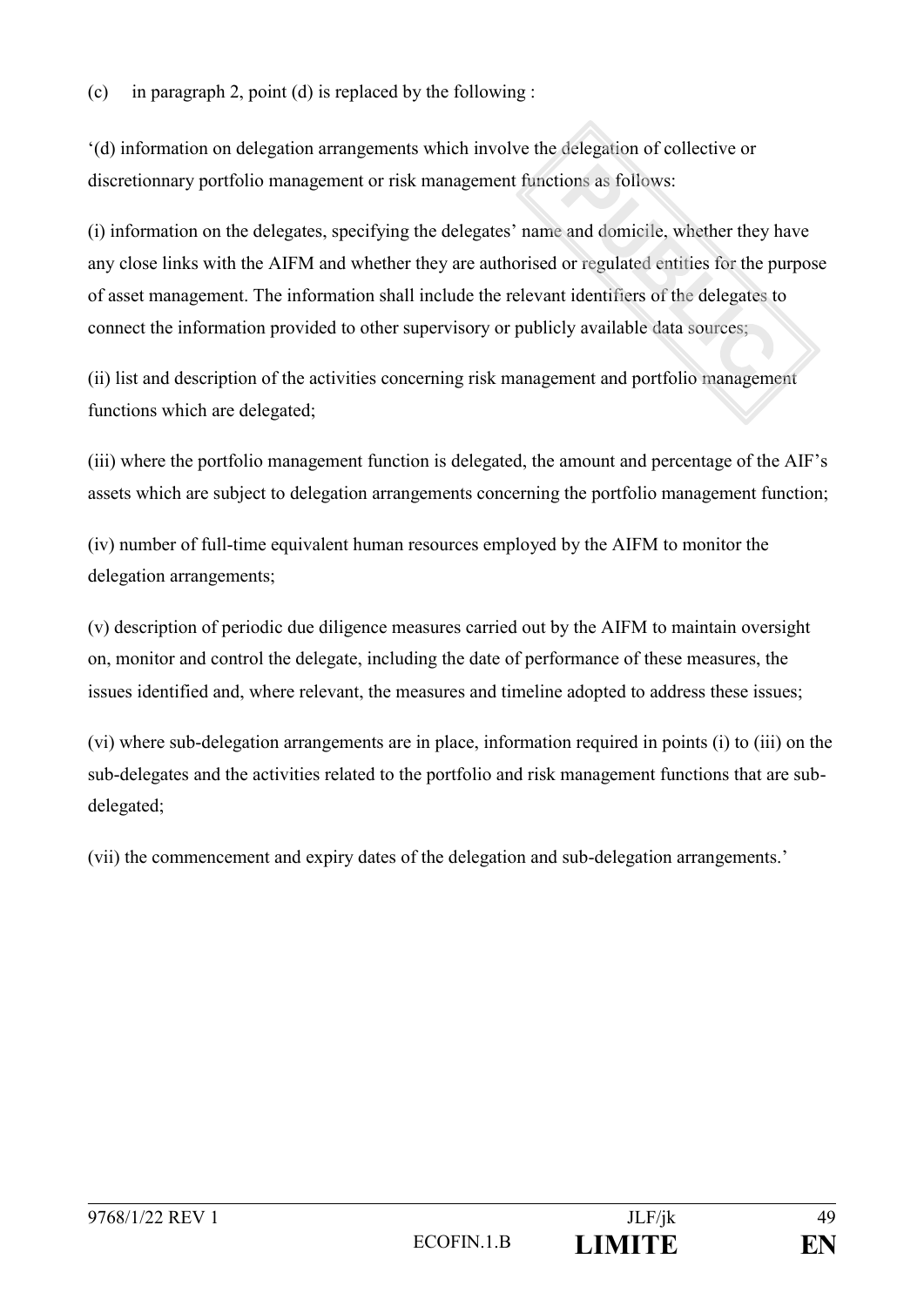(c) in paragraph 2, point (d) is replaced by the following :

'(d) information on delegation arrangements which involve the delegation of collective or discretionnary portfolio management or risk management functions as follows:

(i) information on the delegates, specifying the delegates' name and domicile, whether they have any close links with the AIFM and whether they are authorised or regulated entities for the purpose of asset management. The information shall include the relevant identifiers of the delegates to connect the information provided to other supervisory or publicly available data sources;

(ii) list and description of the activities concerning risk management and portfolio management functions which are delegated;

(iii) where the portfolio management function is delegated, the amount and percentage of the AIF's assets which are subject to delegation arrangements concerning the portfolio management function;

(iv) number of full-time equivalent human resources employed by the AIFM to monitor the delegation arrangements;

(v) description of periodic due diligence measures carried out by the AIFM to maintain oversight on, monitor and control the delegate, including the date of performance of these measures, the issues identified and, where relevant, the measures and timeline adopted to address these issues;

(vi) where sub-delegation arrangements are in place, information required in points (i) to (iii) on the sub-delegates and the activities related to the portfolio and risk management functions that are sub-delegated;

(vii) the commencement and expiry dates of the delegation and sub-delegation arrangements.'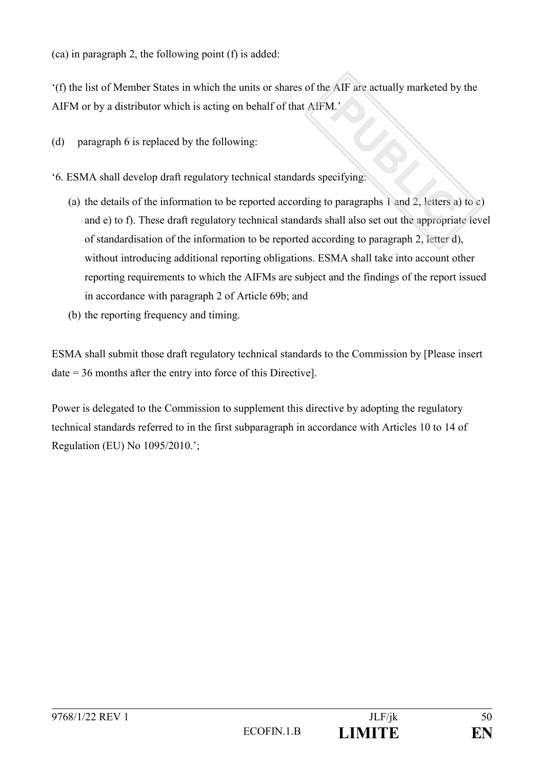(ca) in paragraph 2, the following point (f) is added:

'(f) the list of Member States in which the units or shares of the AIF are actually marketed by the AIFM or by a distributor which is acting on behalf of that AIFM.'

(d) paragraph 6 is replaced by the following:

'6. ESMA shall develop draft regulatory technical standards specifying:

(a) the details of the information to be reported according to paragraphs 1 and 2, letters a) to c) and e) to f). These draft regulatory technical standards shall also set out the appropriate level of standardisation of the information to be reported according to paragraph 2, letter d), without introducing additional reporting obligations. ESMA shall take into account other reporting requirements to which the AIFMs are subject and the findings of the report issued in accordance with paragraph 2 of Article 69b; and

(b) the reporting frequency and timing.

ESMA shall submit those draft regulatory technical standards to the Commission by [Please insert date = 36 months after the entry into force of this Directive].

Power is delegated to the Commission to supplement this directive by adopting the regulatory technical standards referred to in the first subparagraph in accordance with Articles 10 to 14 of Regulation (EU) No 1095/2010.';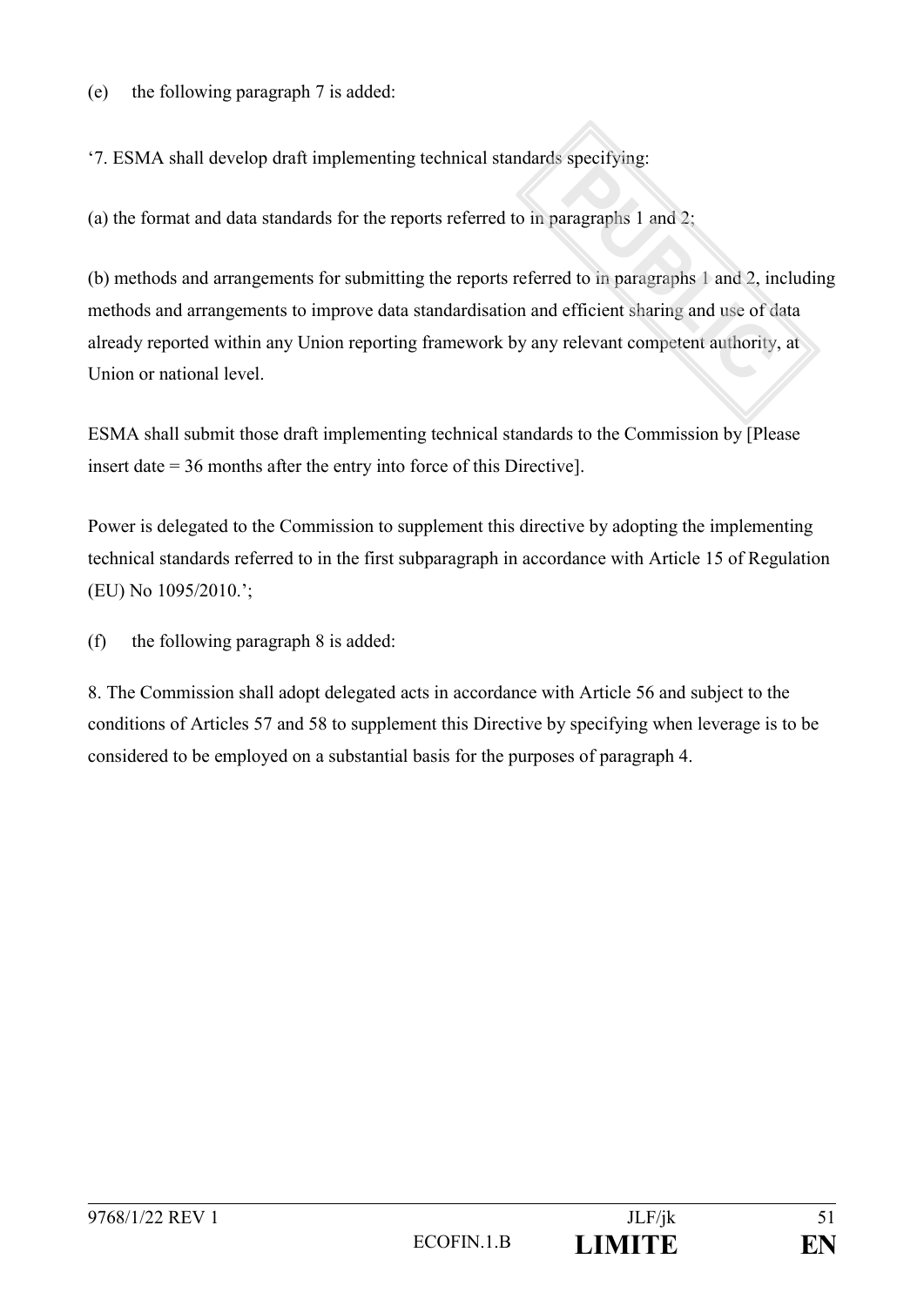(e) the following paragraph 7 is added:

'7. ESMA shall develop draft implementing technical standards specifying:

(a) the format and data standards for the reports referred to in paragraphs 1 and 2;

(b) methods and arrangements for submitting the reports referred to in paragraphs 1 and 2, including methods and arrangements to improve data standardisation and efficient sharing and use of data already reported within any Union reporting framework by any relevant competent authority, at Union or national level.

ESMA shall submit those draft implementing technical standards to the Commission by [Please insert date = 36 months after the entry into force of this Directive].

Power is delegated to the Commission to supplement this directive by adopting the implementing technical standards referred to in the first subparagraph in accordance with Article 15 of Regulation (EU) No 1095/2010.';

(f) the following paragraph 8 is added:

8. The Commission shall adopt delegated acts in accordance with Article 56 and subject to the conditions of Articles 57 and 58 to supplement this Directive by specifying when leverage is to be considered to be employed on a substantial basis for the purposes of paragraph 4.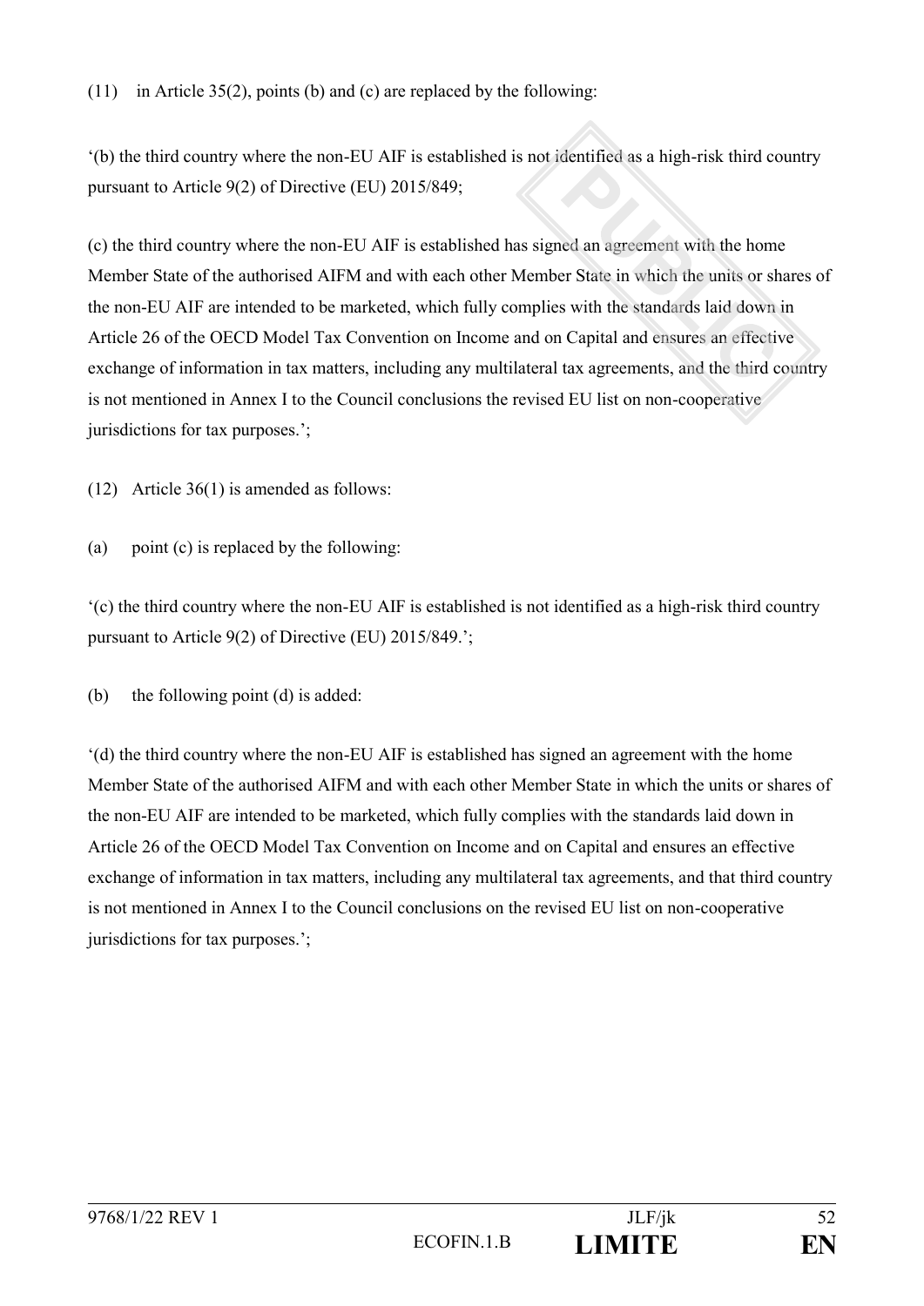(11) in Article 35(2), points (b) and (c) are replaced by the following:

'(b) the third country where the non-EU AIF is established is not identified as a high-risk third country pursuant to Article 9(2) of Directive (EU) 2015/849;

(c) the third country where the non-EU AIF is established has signed an agreement with the home Member State of the authorised AIFM and with each other Member State in which the units or shares of the non-EU AIF are intended to be marketed, which fully complies with the standards laid down in Article 26 of the OECD Model Tax Convention on Income and on Capital and ensures an effective exchange of information in tax matters, including any multilateral tax agreements, and the third country is not mentioned in Annex I to the Council conclusions the revised EU list on non-cooperative jurisdictions for tax purposes.';

(12) Article 36(1) is amended as follows:

(a) point (c) is replaced by the following:

'(c) the third country where the non-EU AIF is established is not identified as a high-risk third country pursuant to Article 9(2) of Directive (EU) 2015/849.';

(b) the following point (d) is added:

'(d) the third country where the non-EU AIF is established has signed an agreement with the home Member State of the authorised AIFM and with each other Member State in which the units or shares of the non-EU AIF are intended to be marketed, which fully complies with the standards laid down in Article 26 of the OECD Model Tax Convention on Income and on Capital and ensures an effective exchange of information in tax matters, including any multilateral tax agreements, and that third country is not mentioned in Annex I to the Council conclusions on the revised EU list on non-cooperative jurisdictions for tax purposes.';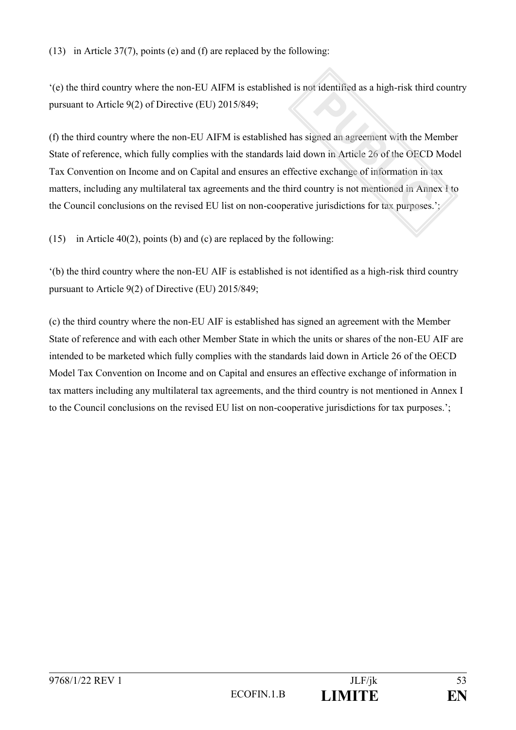(13) in Article 37(7), points (e) and (f) are replaced by the following:

'(e) the third country where the non-EU AIFM is established is not identified as a high-risk third country pursuant to Article 9(2) of Directive (EU) 2015/849;

(f) the third country where the non-EU AIFM is established has signed an agreement with the Member State of reference, which fully complies with the standards laid down in Article 26 of the OECD Model Tax Convention on Income and on Capital and ensures an effective exchange of information in tax matters, including any multilateral tax agreements and the third country is not mentioned in Annex I to the Council conclusions on the revised EU list on non-cooperative jurisdictions for tax purposes.';

(15) in Article 40(2), points (b) and (c) are replaced by the following:

'(b) the third country where the non-EU AIF is established is not identified as a high-risk third country pursuant to Article 9(2) of Directive (EU) 2015/849;

(c) the third country where the non-EU AIF is established has signed an agreement with the Member State of reference and with each other Member State in which the units or shares of the non-EU AIF are intended to be marketed which fully complies with the standards laid down in Article 26 of the OECD Model Tax Convention on Income and on Capital and ensures an effective exchange of information in tax matters including any multilateral tax agreements, and the third country is not mentioned in Annex I to the Council conclusions on the revised EU list on non-cooperative jurisdictions for tax purposes.';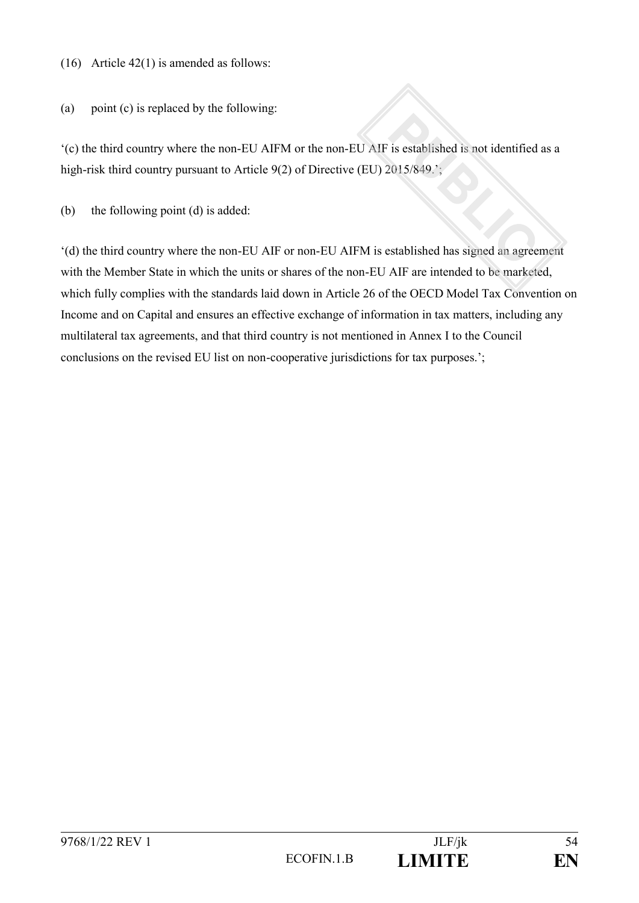(16) Article 42(1) is amended as follows:

(a) point (c) is replaced by the following:

'(c) the third country where the non-EU AIFM or the non-EU AIF is established is not identified as a high-risk third country pursuant to Article 9(2) of Directive (EU) 2015/849.';

(b) the following point (d) is added:

'(d) the third country where the non-EU AIF or non-EU AIFM is established has signed an agreement with the Member State in which the units or shares of the non-EU AIF are intended to be marketed, which fully complies with the standards laid down in Article 26 of the OECD Model Tax Convention on Income and on Capital and ensures an effective exchange of information in tax matters, including any multilateral tax agreements, and that third country is not mentioned in Annex I to the Council conclusions on the revised EU list on non-cooperative jurisdictions for tax purposes.';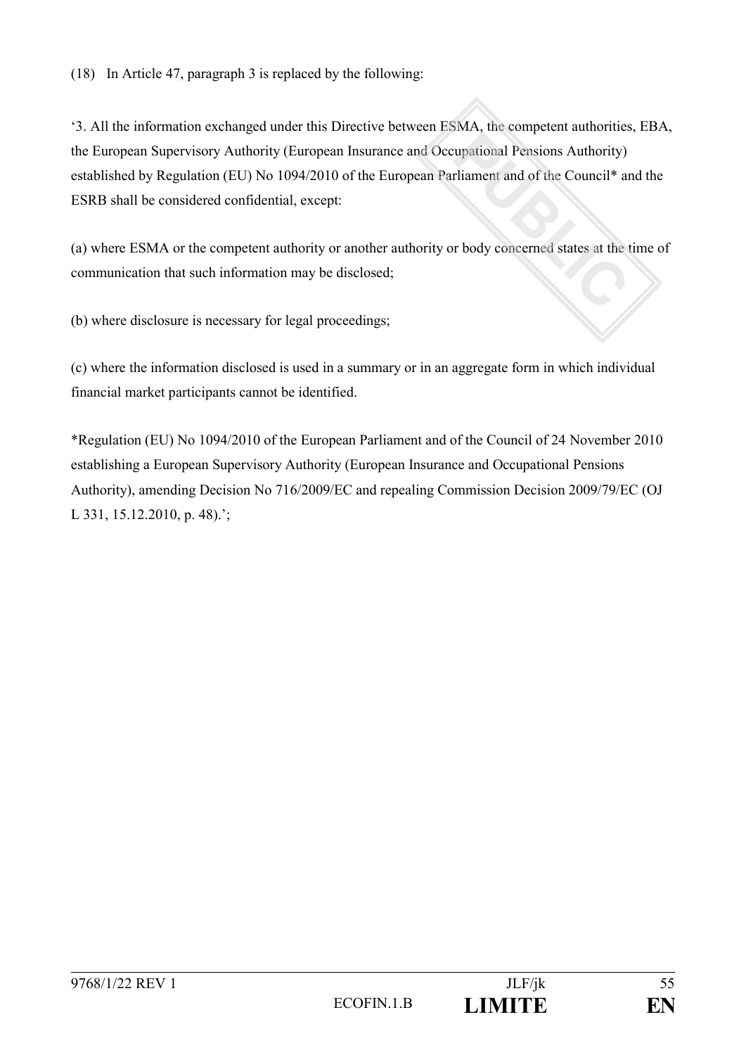(18) In Article 47, paragraph 3 is replaced by the following:

‘3. All the information exchanged under this Directive between ESMA, the competent authorities, EBA, the European Supervisory Authority (European Insurance and Occupational Pensions Authority) established by Regulation (EU) No 1094/2010 of the European Parliament and of the Council* and the ESRB shall be considered confidential, except:

(a) where ESMA or the competent authority or another authority or body concerned states at the time of communication that such information may be disclosed;

(b) where disclosure is necessary for legal proceedings;

(c) where the information disclosed is used in a summary or in an aggregate form in which individual financial market participants cannot be identified.

*Regulation (EU) No 1094/2010 of the European Parliament and of the Council of 24 November 2010 establishing a European Supervisory Authority (European Insurance and Occupational Pensions Authority), amending Decision No 716/2009/EC and repealing Commission Decision 2009/79/EC (OJ L 331, 15.12.2010, p. 48).’;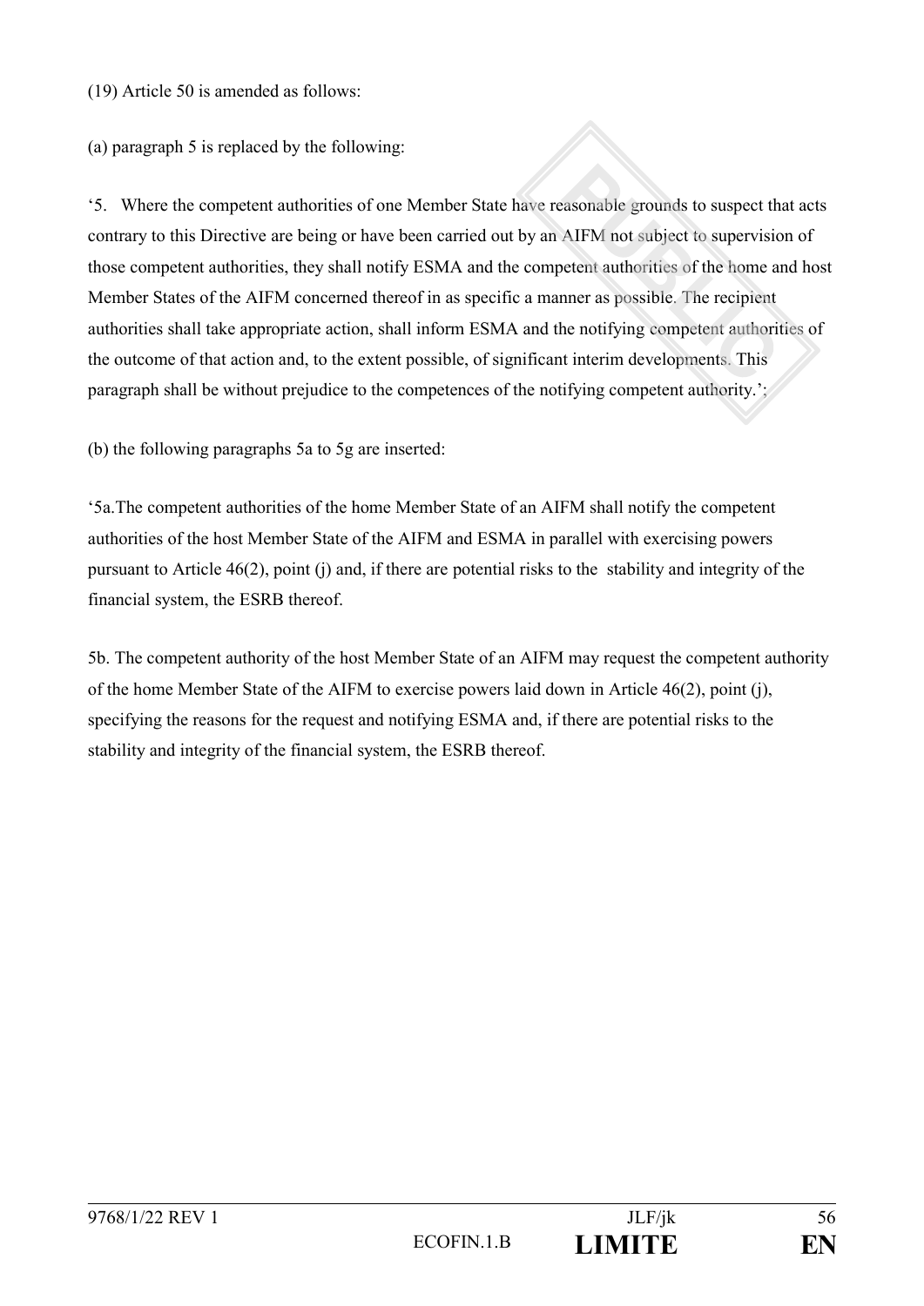(19) Article 50 is amended as follows:

(a) paragraph 5 is replaced by the following:

‘5. Where the competent authorities of one Member State have reasonable grounds to suspect that acts contrary to this Directive are being or have been carried out by an AIFM not subject to supervision of those competent authorities, they shall notify ESMA and the competent authorities of the home and host Member States of the AIFM concerned thereof in as specific a manner as possible. The recipient authorities shall take appropriate action, shall inform ESMA and the notifying competent authorities of the outcome of that action and, to the extent possible, of significant interim developments. This paragraph shall be without prejudice to the competences of the notifying competent authority.’;

(b) the following paragraphs 5a to 5g are inserted:

‘5a.The competent authorities of the home Member State of an AIFM shall notify the competent authorities of the host Member State of the AIFM and ESMA in parallel with exercising powers pursuant to Article 46(2), point (j) and, if there are potential risks to the stability and integrity of the financial system, the ESRB thereof.

5b. The competent authority of the host Member State of an AIFM may request the competent authority of the home Member State of the AIFM to exercise powers laid down in Article 46(2), point (j), specifying the reasons for the request and notifying ESMA and, if there are potential risks to the stability and integrity of the financial system, the ESRB thereof.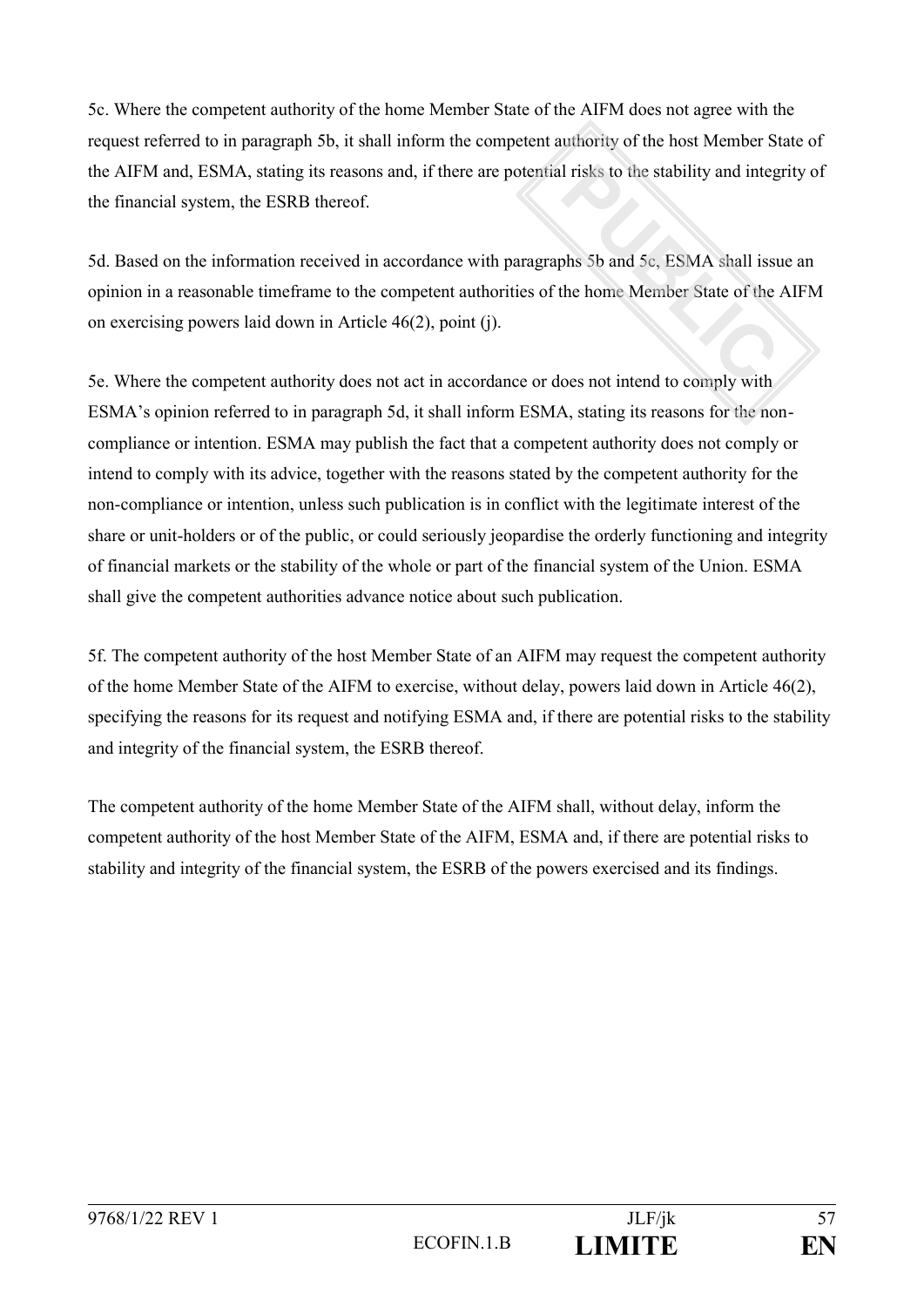5c. Where the competent authority of the home Member State of the AIFM does not agree with the request referred to in paragraph 5b, it shall inform the competent authority of the host Member State of the AIFM and, ESMA, stating its reasons and, if there are potential risks to the stability and integrity of the financial system, the ESRB thereof.

5d. Based on the information received in accordance with paragraphs 5b and 5c, ESMA shall issue an opinion in a reasonable timeframe to the competent authorities of the home Member State of the AIFM on exercising powers laid down in Article 46(2), point (j).

5e. Where the competent authority does not act in accordance or does not intend to comply with ESMA's opinion referred to in paragraph 5d, it shall inform ESMA, stating its reasons for the non-compliance or intention. ESMA may publish the fact that a competent authority does not comply or intend to comply with its advice, together with the reasons stated by the competent authority for the non-compliance or intention, unless such publication is in conflict with the legitimate interest of the share or unit-holders or of the public, or could seriously jeopardise the orderly functioning and integrity of financial markets or the stability of the whole or part of the financial system of the Union. ESMA shall give the competent authorities advance notice about such publication.

5f. The competent authority of the host Member State of an AIFM may request the competent authority of the home Member State of the AIFM to exercise, without delay, powers laid down in Article 46(2), specifying the reasons for its request and notifying ESMA and, if there are potential risks to the stability and integrity of the financial system, the ESRB thereof.

The competent authority of the home Member State of the AIFM shall, without delay, inform the competent authority of the host Member State of the AIFM, ESMA and, if there are potential risks to stability and integrity of the financial system, the ESRB of the powers exercised and its findings.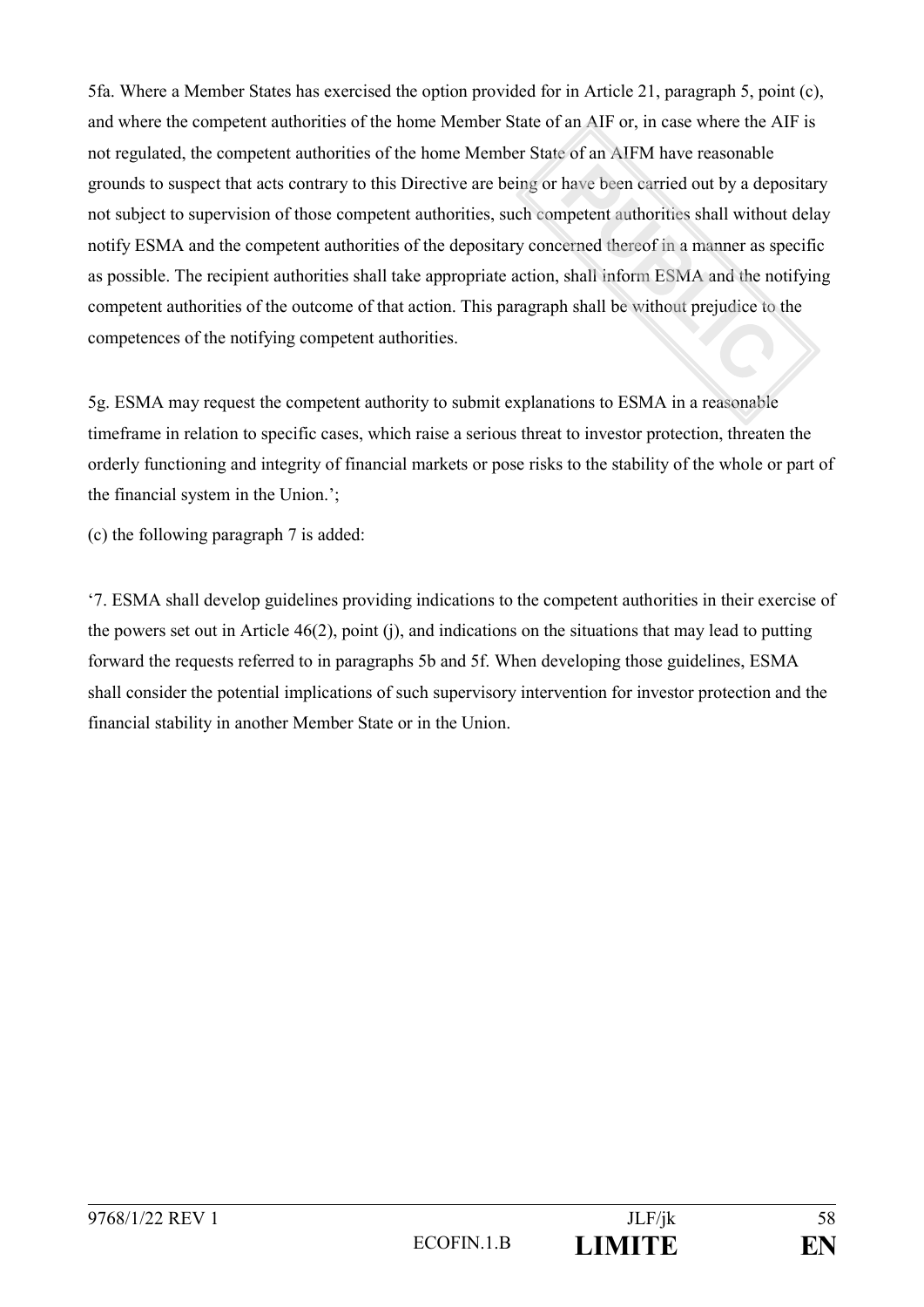5fa. Where a Member States has exercised the option provided for in Article 21, paragraph 5, point (c), and where the competent authorities of the home Member State of an AIF or, in case where the AIF is not regulated, the competent authorities of the home Member State of an AIFM have reasonable grounds to suspect that acts contrary to this Directive are being or have been carried out by a depositary not subject to supervision of those competent authorities, such competent authorities shall without delay notify ESMA and the competent authorities of the depositary concerned thereof in a manner as specific as possible. The recipient authorities shall take appropriate action, shall inform ESMA and the notifying competent authorities of the outcome of that action. This paragraph shall be without prejudice to the competences of the notifying competent authorities.

5g. ESMA may request the competent authority to submit explanations to ESMA in a reasonable timeframe in relation to specific cases, which raise a serious threat to investor protection, threaten the orderly functioning and integrity of financial markets or pose risks to the stability of the whole or part of the financial system in the Union.';

(c) the following paragraph 7 is added:

'7. ESMA shall develop guidelines providing indications to the competent authorities in their exercise of the powers set out in Article 46(2), point (j), and indications on the situations that may lead to putting forward the requests referred to in paragraphs 5b and 5f. When developing those guidelines, ESMA shall consider the potential implications of such supervisory intervention for investor protection and the financial stability in another Member State or in the Union.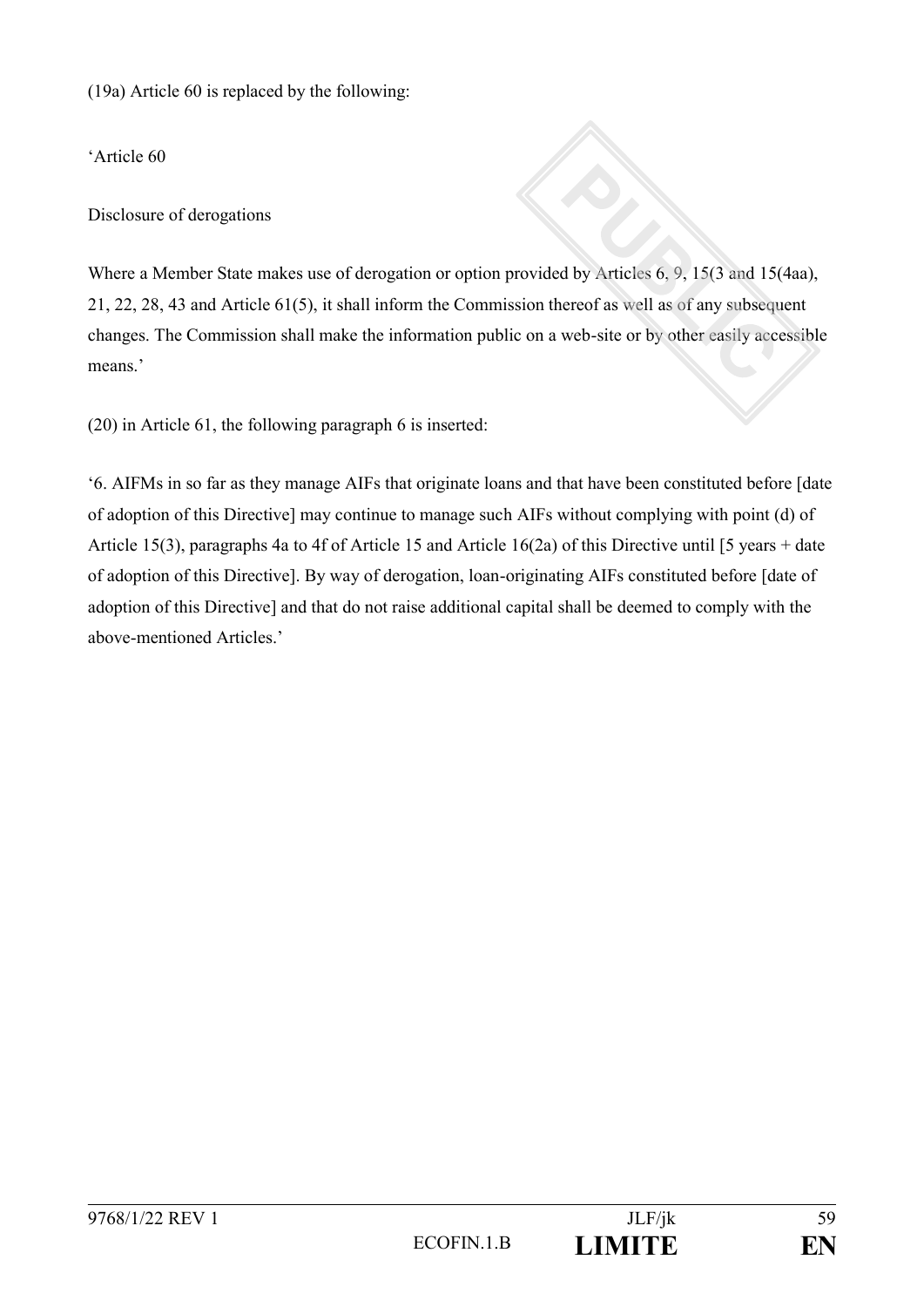(19a) Article 60 is replaced by the following:

'Article 60

Disclosure of derogations

Where a Member State makes use of derogation or option provided by Articles 6, 9, 15(3 and 15(4aa), 21, 22, 28, 43 and Article 61(5), it shall inform the Commission thereof as well as of any subsequent changes. The Commission shall make the information public on a web-site or by other easily accessible means.'

(20) in Article 61, the following paragraph 6 is inserted:

'6. AIFMs in so far as they manage AIFs that originate loans and that have been constituted before [date of adoption of this Directive] may continue to manage such AIFs without complying with point (d) of Article 15(3), paragraphs 4a to 4f of Article 15 and Article 16(2a) of this Directive until [5 years + date of adoption of this Directive]. By way of derogation, loan-originating AIFs constituted before [date of adoption of this Directive] and that do not raise additional capital shall be deemed to comply with the above-mentioned Articles.'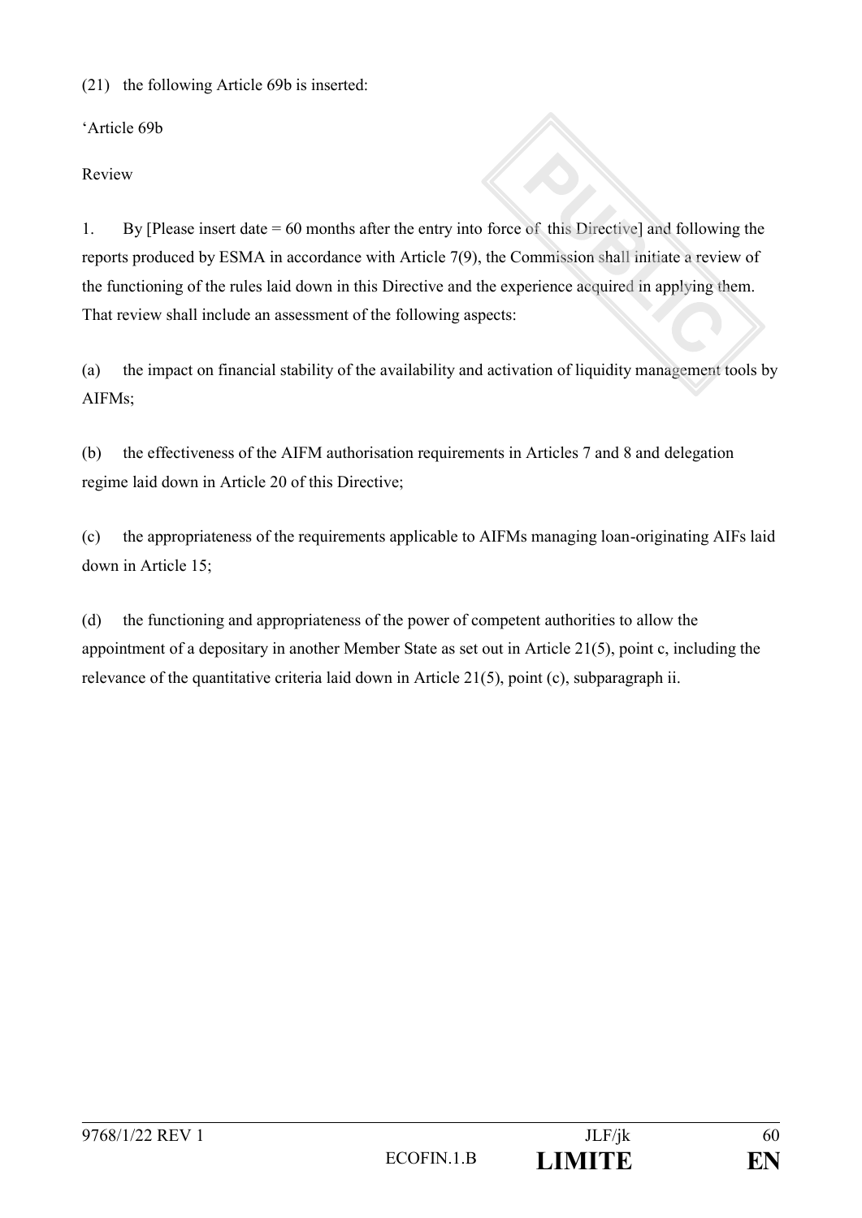(21) the following Article 69b is inserted:

'Article 69b

Review

1. By [Please insert date = 60 months after the entry into force of this Directive] and following the reports produced by ESMA in accordance with Article 7(9), the Commission shall initiate a review of the functioning of the rules laid down in this Directive and the experience acquired in applying them. That review shall include an assessment of the following aspects:

(a) the impact on financial stability of the availability and activation of liquidity management tools by AIFMs;

(b) the effectiveness of the AIFM authorisation requirements in Articles 7 and 8 and delegation regime laid down in Article 20 of this Directive;

(c) the appropriateness of the requirements applicable to AIFMs managing loan-originating AIFs laid down in Article 15;

(d) the functioning and appropriateness of the power of competent authorities to allow the appointment of a depositary in another Member State as set out in Article 21(5), point c, including the relevance of the quantitative criteria laid down in Article 21(5), point (c), subparagraph ii.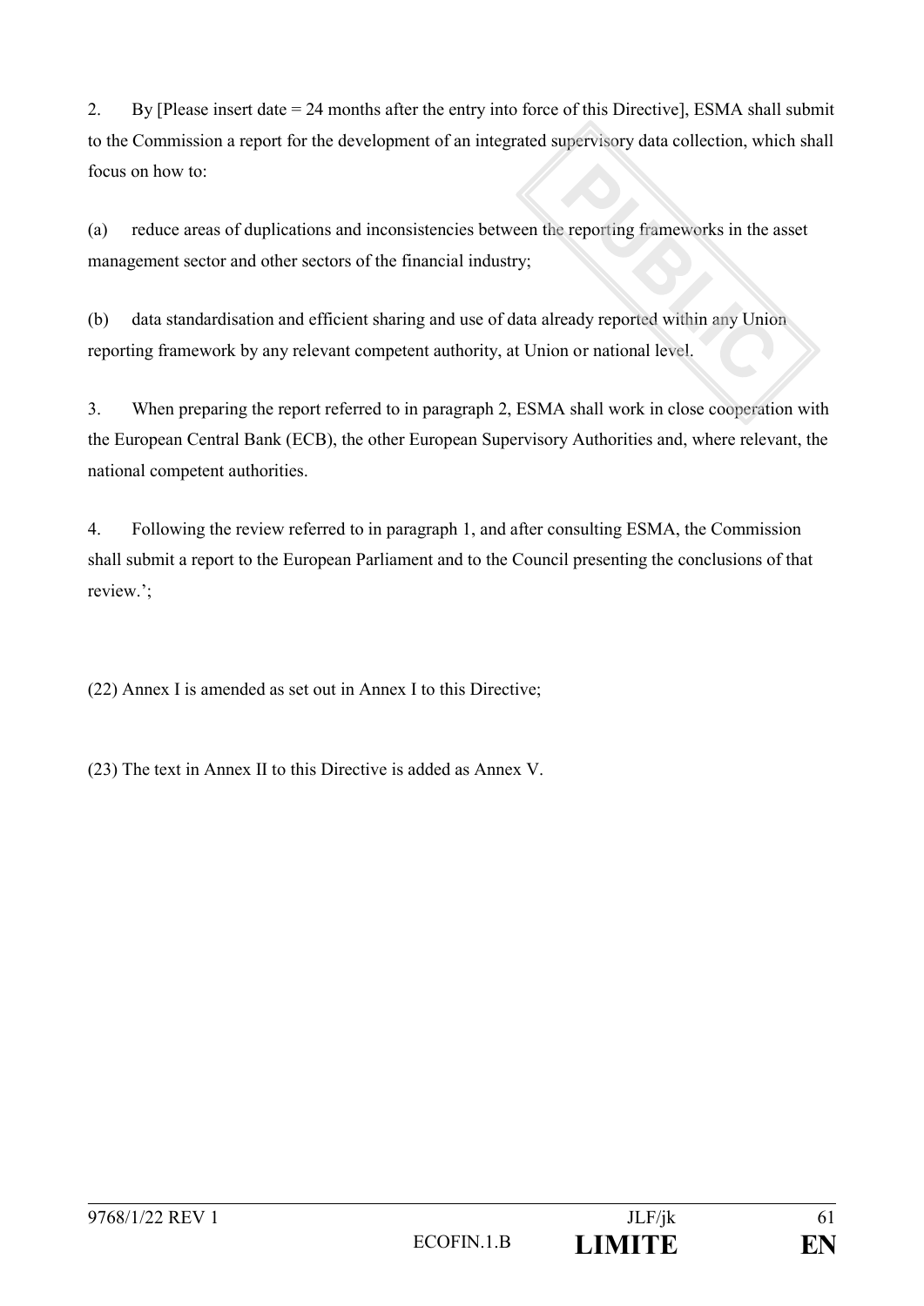2. By [Please insert date = 24 months after the entry into force of this Directive], ESMA shall submit to the Commission a report for the development of an integrated supervisory data collection, which shall focus on how to:

(a) reduce areas of duplications and inconsistencies between the reporting frameworks in the asset management sector and other sectors of the financial industry;

(b) data standardisation and efficient sharing and use of data already reported within any Union reporting framework by any relevant competent authority, at Union or national level.

3. When preparing the report referred to in paragraph 2, ESMA shall work in close cooperation with the European Central Bank (ECB), the other European Supervisory Authorities and, where relevant, the national competent authorities.

4. Following the review referred to in paragraph 1, and after consulting ESMA, the Commission shall submit a report to the European Parliament and to the Council presenting the conclusions of that review.';

(22) Annex I is amended as set out in Annex I to this Directive;

(23) The text in Annex II to this Directive is added as Annex V.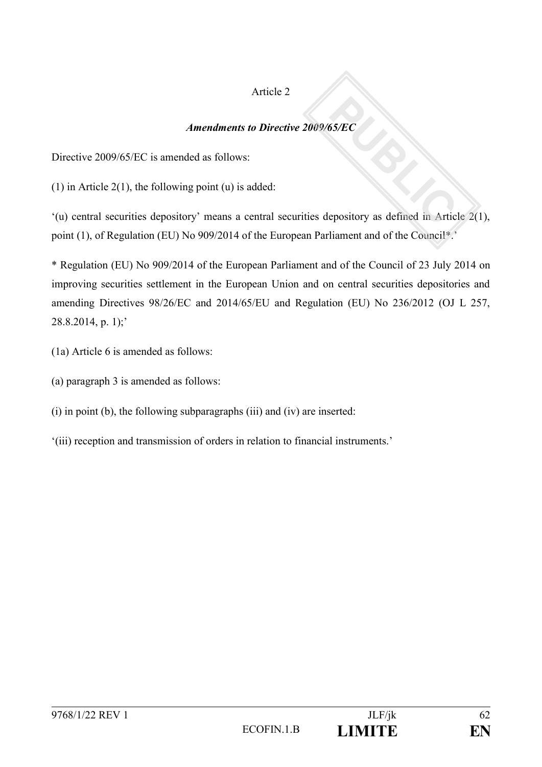Article 2

***Amendments to Directive 2009/65/EC***

Directive 2009/65/EC is amended as follows:

(1) in Article 2(1), the following point (u) is added:

'(u) central securities depository' means a central securities depository as defined in Article 2(1), point (1), of Regulation (EU) No 909/2014 of the European Parliament and of the Council*.'

* Regulation (EU) No 909/2014 of the European Parliament and of the Council of 23 July 2014 on improving securities settlement in the European Union and on central securities depositories and amending Directives 98/26/EC and 2014/65/EU and Regulation (EU) No 236/2012 (OJ L 257, 28.8.2014, p. 1);'

(1a) Article 6 is amended as follows:

(a) paragraph 3 is amended as follows:

(i) in point (b), the following subparagraphs (iii) and (iv) are inserted:

'(iii) reception and transmission of orders in relation to financial instruments.'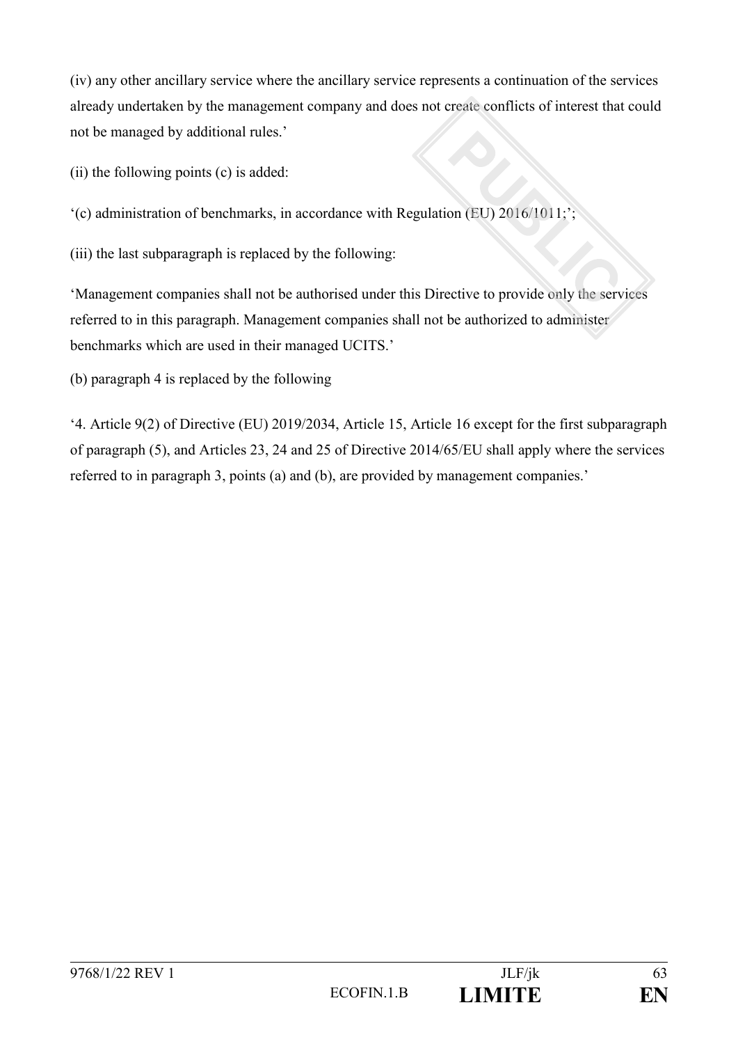(iv) any other ancillary service where the ancillary service represents a continuation of the services already undertaken by the management company and does not create conflicts of interest that could not be managed by additional rules.'

(ii) the following points (c) is added:

'(c) administration of benchmarks, in accordance with Regulation (EU) 2016/1011;';

(iii) the last subparagraph is replaced by the following:

'Management companies shall not be authorised under this Directive to provide only the services referred to in this paragraph. Management companies shall not be authorized to administer benchmarks which are used in their managed UCITS.'

(b) paragraph 4 is replaced by the following

'4. Article 9(2) of Directive (EU) 2019/2034, Article 15, Article 16 except for the first subparagraph of paragraph (5), and Articles 23, 24 and 25 of Directive 2014/65/EU shall apply where the services referred to in paragraph 3, points (a) and (b), are provided by management companies.'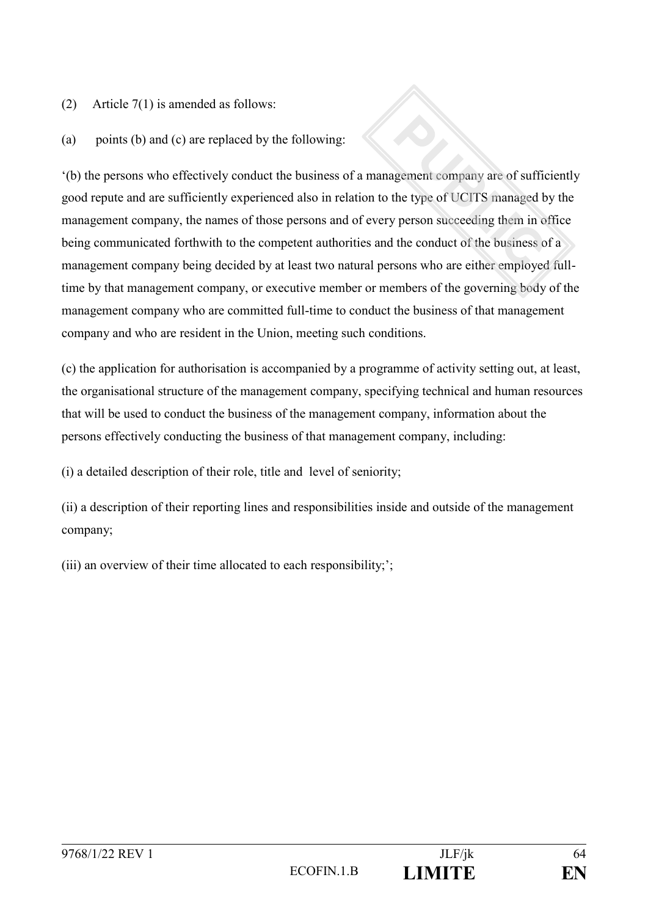(2) Article 7(1) is amended as follows:

(a) points (b) and (c) are replaced by the following:

‘(b) the persons who effectively conduct the business of a management company are of sufficiently good repute and are sufficiently experienced also in relation to the type of UCITS managed by the management company, the names of those persons and of every person succeeding them in office being communicated forthwith to the competent authorities and the conduct of the business of a management company being decided by at least two natural persons who are either employed full-time by that management company, or executive member or members of the governing body of the management company who are committed full-time to conduct the business of that management company and who are resident in the Union, meeting such conditions.

(c) the application for authorisation is accompanied by a programme of activity setting out, at least, the organisational structure of the management company, specifying technical and human resources that will be used to conduct the business of the management company, information about the persons effectively conducting the business of that management company, including:

(i) a detailed description of their role, title and level of seniority;

(ii) a description of their reporting lines and responsibilities inside and outside of the management company;

(iii) an overview of their time allocated to each responsibility;’;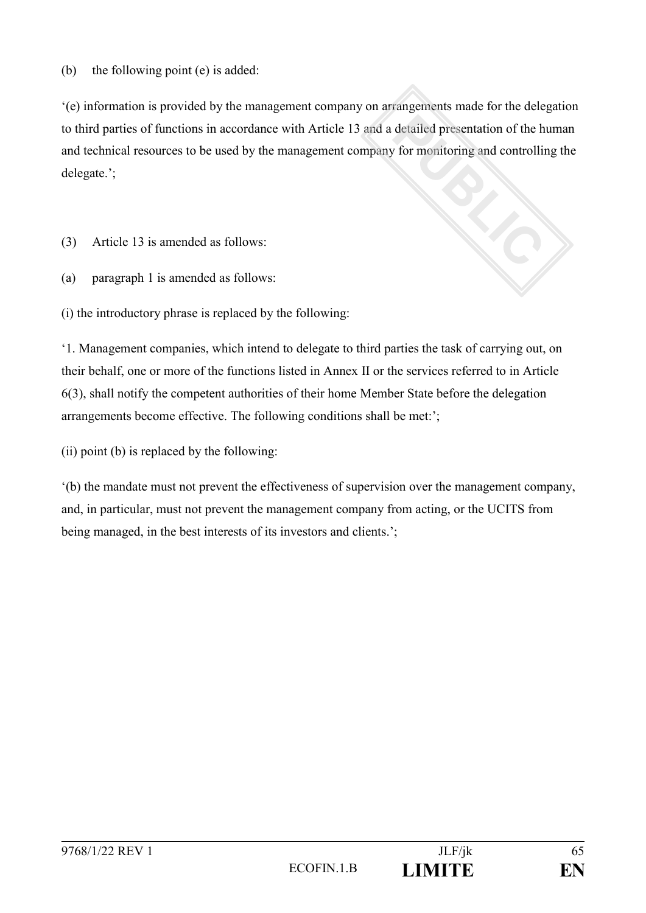(b) the following point (e) is added:

'(e) information is provided by the management company on arrangements made for the delegation to third parties of functions in accordance with Article 13 and a detailed presentation of the human and technical resources to be used by the management company for monitoring and controlling the delegate.';

(3) Article 13 is amended as follows:

(a) paragraph 1 is amended as follows:

(i) the introductory phrase is replaced by the following:

'1. Management companies, which intend to delegate to third parties the task of carrying out, on their behalf, one or more of the functions listed in Annex II or the services referred to in Article 6(3), shall notify the competent authorities of their home Member State before the delegation arrangements become effective. The following conditions shall be met:';

(ii) point (b) is replaced by the following:

'(b) the mandate must not prevent the effectiveness of supervision over the management company, and, in particular, must not prevent the management company from acting, or the UCITS from being managed, in the best interests of its investors and clients.';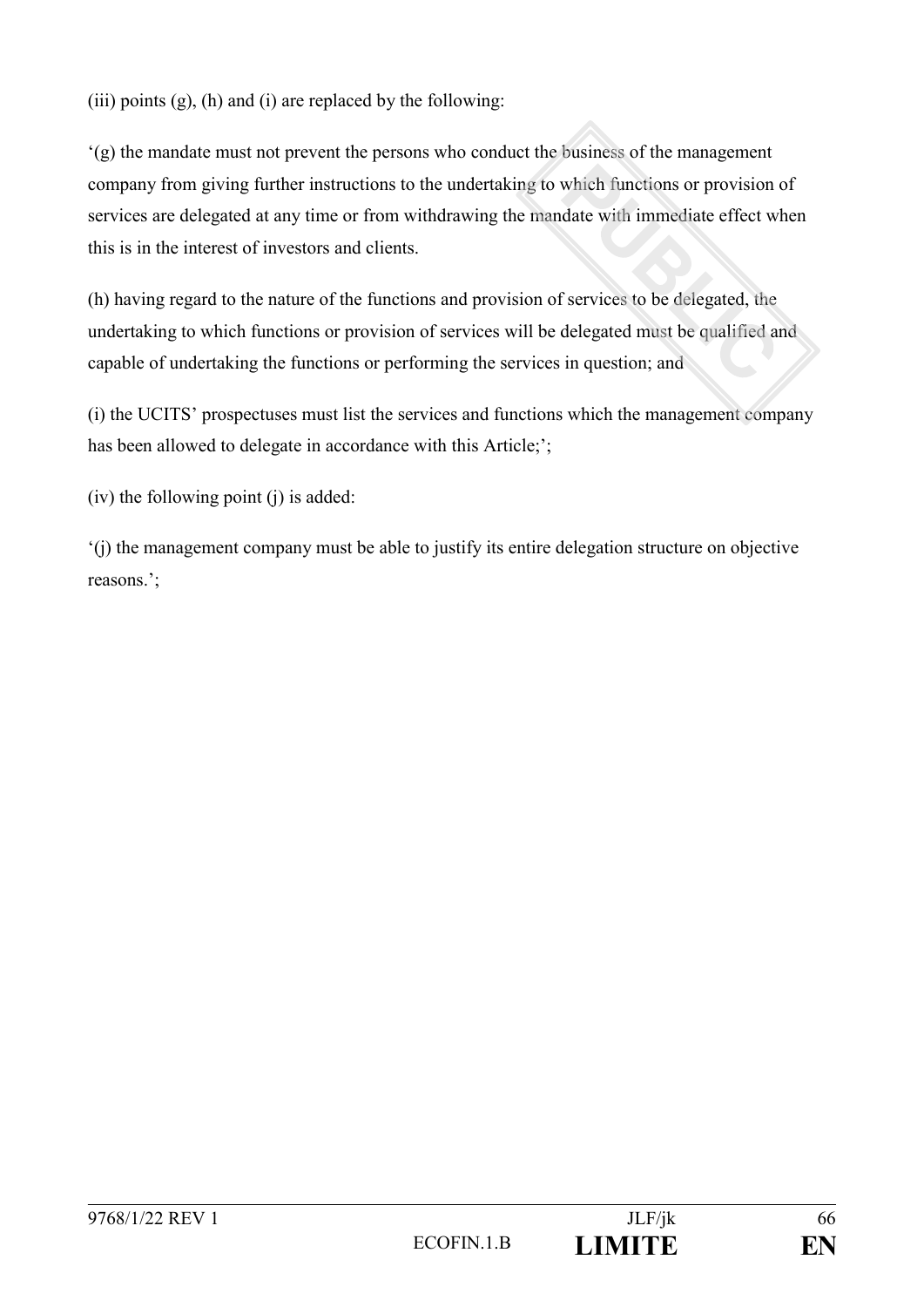(iii) points (g), (h) and (i) are replaced by the following:

'(g) the mandate must not prevent the persons who conduct the business of the management company from giving further instructions to the undertaking to which functions or provision of services are delegated at any time or from withdrawing the mandate with immediate effect when this is in the interest of investors and clients.

(h) having regard to the nature of the functions and provision of services to be delegated, the undertaking to which functions or provision of services will be delegated must be qualified and capable of undertaking the functions or performing the services in question; and

(i) the UCITS' prospectuses must list the services and functions which the management company has been allowed to delegate in accordance with this Article;';

(iv) the following point (j) is added:

'(j) the management company must be able to justify its entire delegation structure on objective reasons.';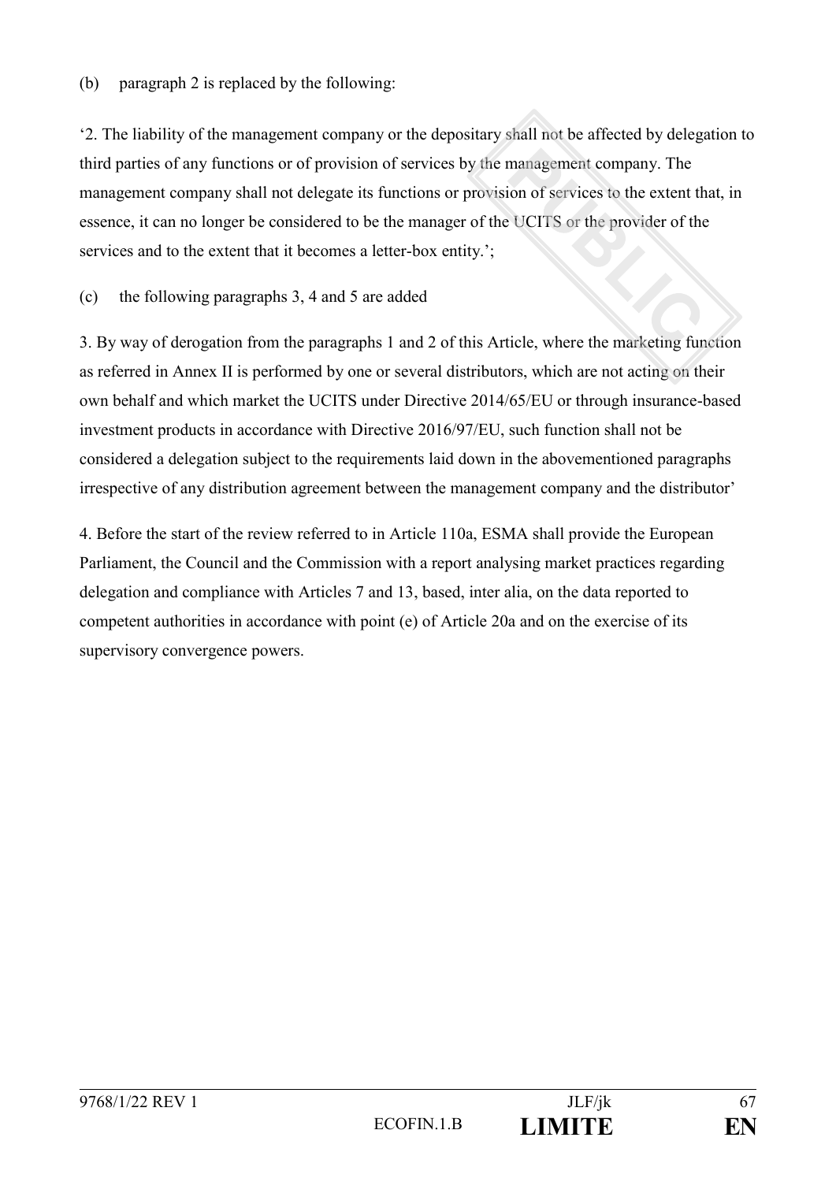(b) paragraph 2 is replaced by the following:

'2. The liability of the management company or the depositary shall not be affected by delegation to third parties of any functions or of provision of services by the management company. The management company shall not delegate its functions or provision of services to the extent that, in essence, it can no longer be considered to be the manager of the UCITS or the provider of the services and to the extent that it becomes a letter-box entity.';

(c) the following paragraphs 3, 4 and 5 are added

3. By way of derogation from the paragraphs 1 and 2 of this Article, where the marketing function as referred in Annex II is performed by one or several distributors, which are not acting on their own behalf and which market the UCITS under Directive 2014/65/EU or through insurance-based investment products in accordance with Directive 2016/97/EU, such function shall not be considered a delegation subject to the requirements laid down in the abovementioned paragraphs irrespective of any distribution agreement between the management company and the distributor'

4. Before the start of the review referred to in Article 110a, ESMA shall provide the European Parliament, the Council and the Commission with a report analysing market practices regarding delegation and compliance with Articles 7 and 13, based, inter alia, on the data reported to competent authorities in accordance with point (e) of Article 20a and on the exercise of its supervisory convergence powers.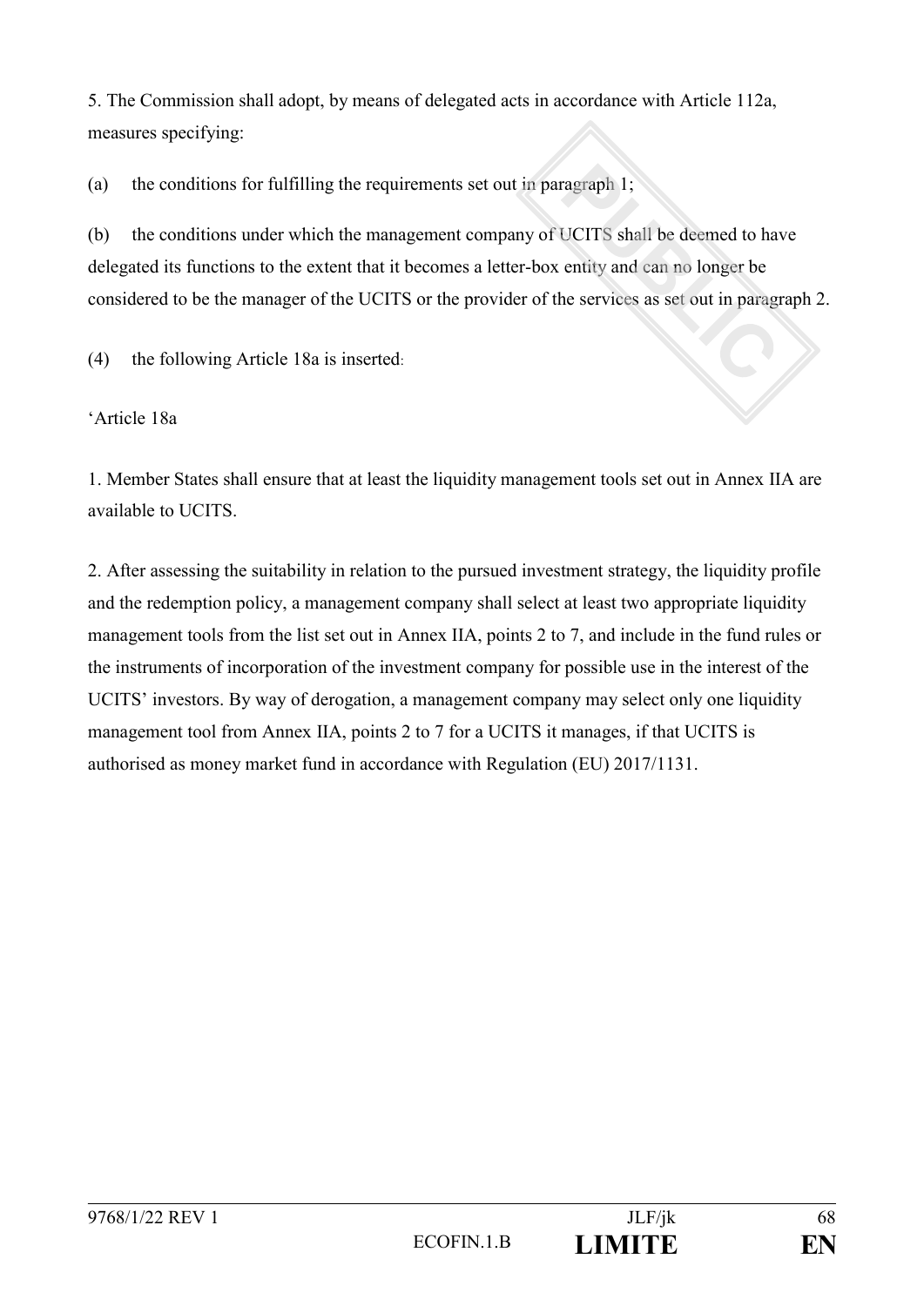5. The Commission shall adopt, by means of delegated acts in accordance with Article 112a, measures specifying:

(a) the conditions for fulfilling the requirements set out in paragraph 1;

(b) the conditions under which the management company of UCITS shall be deemed to have delegated its functions to the extent that it becomes a letter-box entity and can no longer be considered to be the manager of the UCITS or the provider of the services as set out in paragraph 2.

(4) the following Article 18a is inserted:

'Article 18a

1. Member States shall ensure that at least the liquidity management tools set out in Annex IIA are available to UCITS.

2. After assessing the suitability in relation to the pursued investment strategy, the liquidity profile and the redemption policy, a management company shall select at least two appropriate liquidity management tools from the list set out in Annex IIA, points 2 to 7, and include in the fund rules or the instruments of incorporation of the investment company for possible use in the interest of the UCITS' investors. By way of derogation, a management company may select only one liquidity management tool from Annex IIA, points 2 to 7 for a UCITS it manages, if that UCITS is authorised as money market fund in accordance with Regulation (EU) 2017/1131.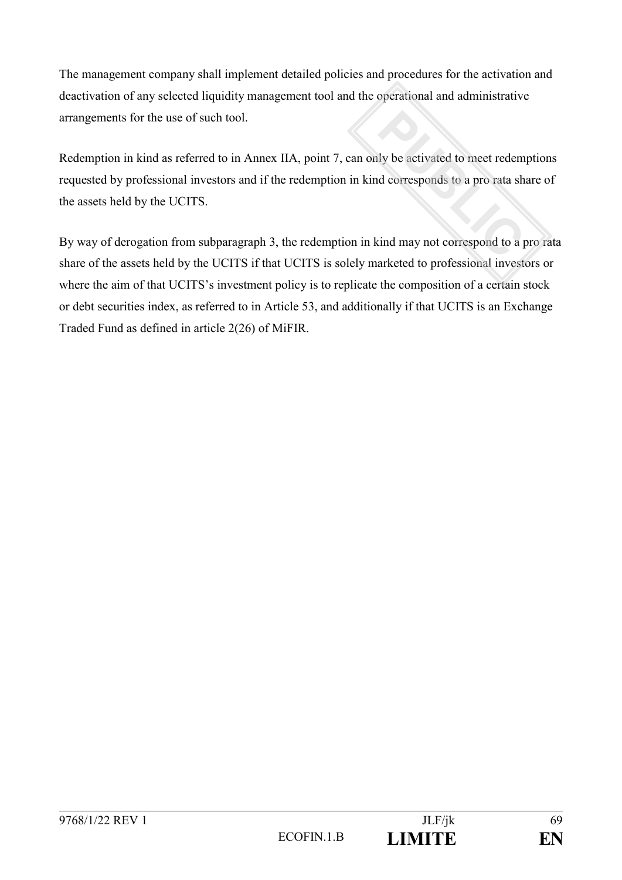The management company shall implement detailed policies and procedures for the activation and deactivation of any selected liquidity management tool and the operational and administrative arrangements for the use of such tool.

Redemption in kind as referred to in Annex IIA, point 7, can only be activated to meet redemptions requested by professional investors and if the redemption in kind corresponds to a pro rata share of the assets held by the UCITS.

By way of derogation from subparagraph 3, the redemption in kind may not correspond to a pro rata share of the assets held by the UCITS if that UCITS is solely marketed to professional investors or where the aim of that UCITS's investment policy is to replicate the composition of a certain stock or debt securities index, as referred to in Article 53, and additionally if that UCITS is an Exchange Traded Fund as defined in article 2(26) of MiFIR.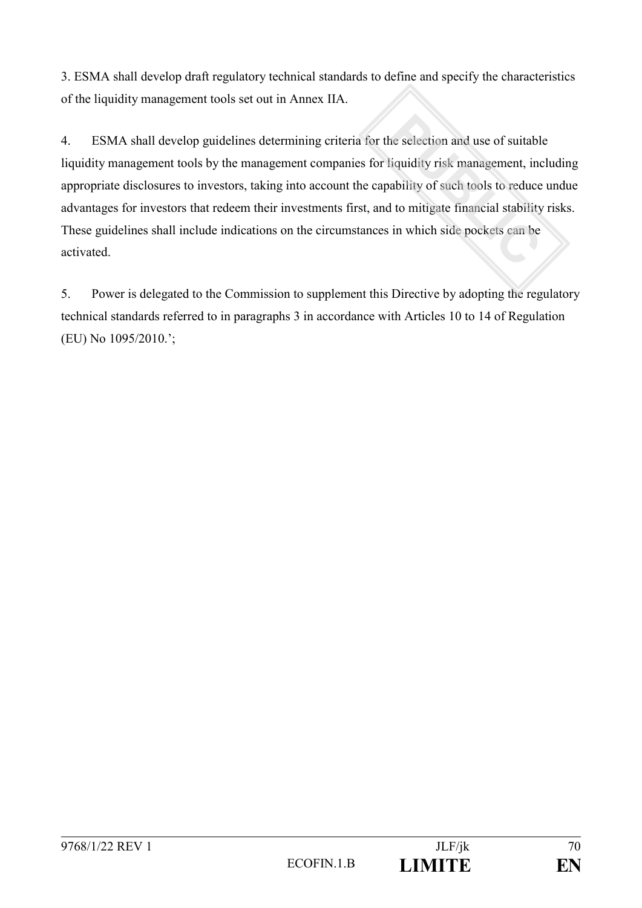3. ESMA shall develop draft regulatory technical standards to define and specify the characteristics of the liquidity management tools set out in Annex IIA.

4. ESMA shall develop guidelines determining criteria for the selection and use of suitable liquidity management tools by the management companies for liquidity risk management, including appropriate disclosures to investors, taking into account the capability of such tools to reduce undue advantages for investors that redeem their investments first, and to mitigate financial stability risks. These guidelines shall include indications on the circumstances in which side pockets can be activated.

5. Power is delegated to the Commission to supplement this Directive by adopting the regulatory technical standards referred to in paragraphs 3 in accordance with Articles 10 to 14 of Regulation (EU) No 1095/2010.';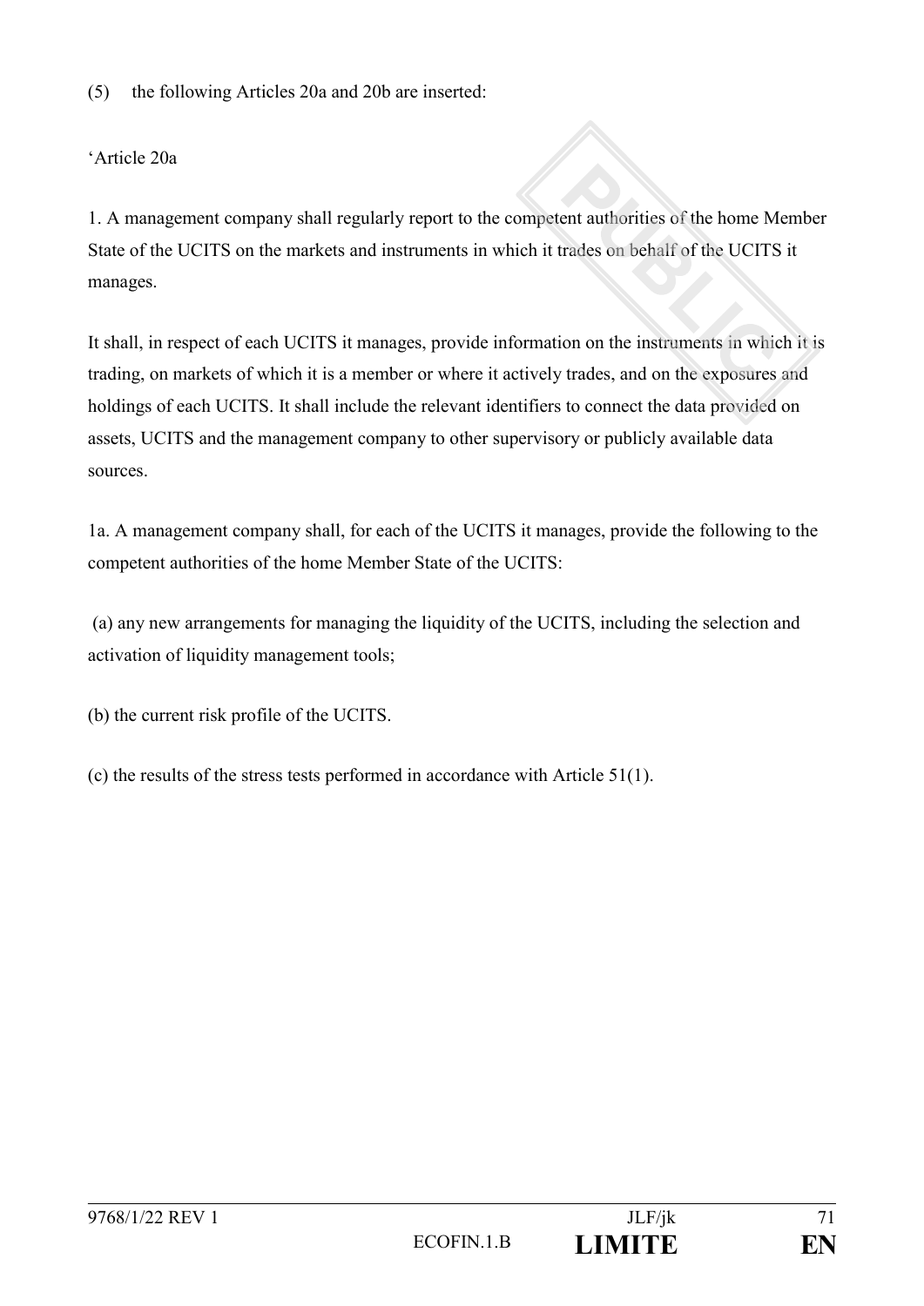(5) the following Articles 20a and 20b are inserted:

'Article 20a

1. A management company shall regularly report to the competent authorities of the home Member State of the UCITS on the markets and instruments in which it trades on behalf of the UCITS it manages.

It shall, in respect of each UCITS it manages, provide information on the instruments in which it is trading, on markets of which it is a member or where it actively trades, and on the exposures and holdings of each UCITS. It shall include the relevant identifiers to connect the data provided on assets, UCITS and the management company to other supervisory or publicly available data sources.

1a. A management company shall, for each of the UCITS it manages, provide the following to the competent authorities of the home Member State of the UCITS:

(a) any new arrangements for managing the liquidity of the UCITS, including the selection and activation of liquidity management tools;

(b) the current risk profile of the UCITS.

(c) the results of the stress tests performed in accordance with Article 51(1).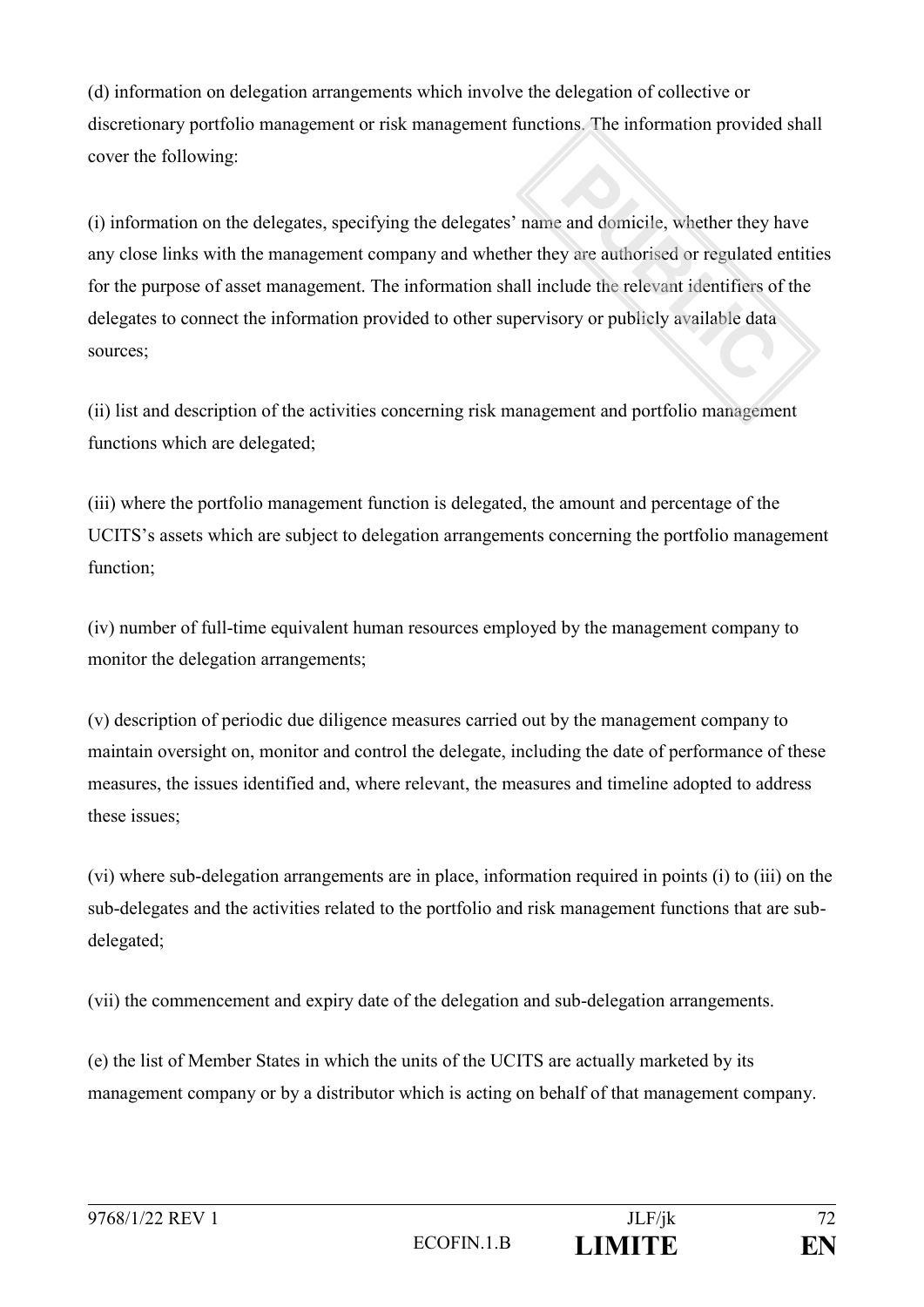(d) information on delegation arrangements which involve the delegation of collective or discretionary portfolio management or risk management functions. The information provided shall cover the following:

(i) information on the delegates, specifying the delegates' name and domicile, whether they have any close links with the management company and whether they are authorised or regulated entities for the purpose of asset management. The information shall include the relevant identifiers of the delegates to connect the information provided to other supervisory or publicly available data sources;

(ii) list and description of the activities concerning risk management and portfolio management functions which are delegated;

(iii) where the portfolio management function is delegated, the amount and percentage of the UCITS's assets which are subject to delegation arrangements concerning the portfolio management function;

(iv) number of full-time equivalent human resources employed by the management company to monitor the delegation arrangements;

(v) description of periodic due diligence measures carried out by the management company to maintain oversight on, monitor and control the delegate, including the date of performance of these measures, the issues identified and, where relevant, the measures and timeline adopted to address these issues;

(vi) where sub-delegation arrangements are in place, information required in points (i) to (iii) on the sub-delegates and the activities related to the portfolio and risk management functions that are sub-delegated;

(vii) the commencement and expiry date of the delegation and sub-delegation arrangements.

(e) the list of Member States in which the units of the UCITS are actually marketed by its management company or by a distributor which is acting on behalf of that management company.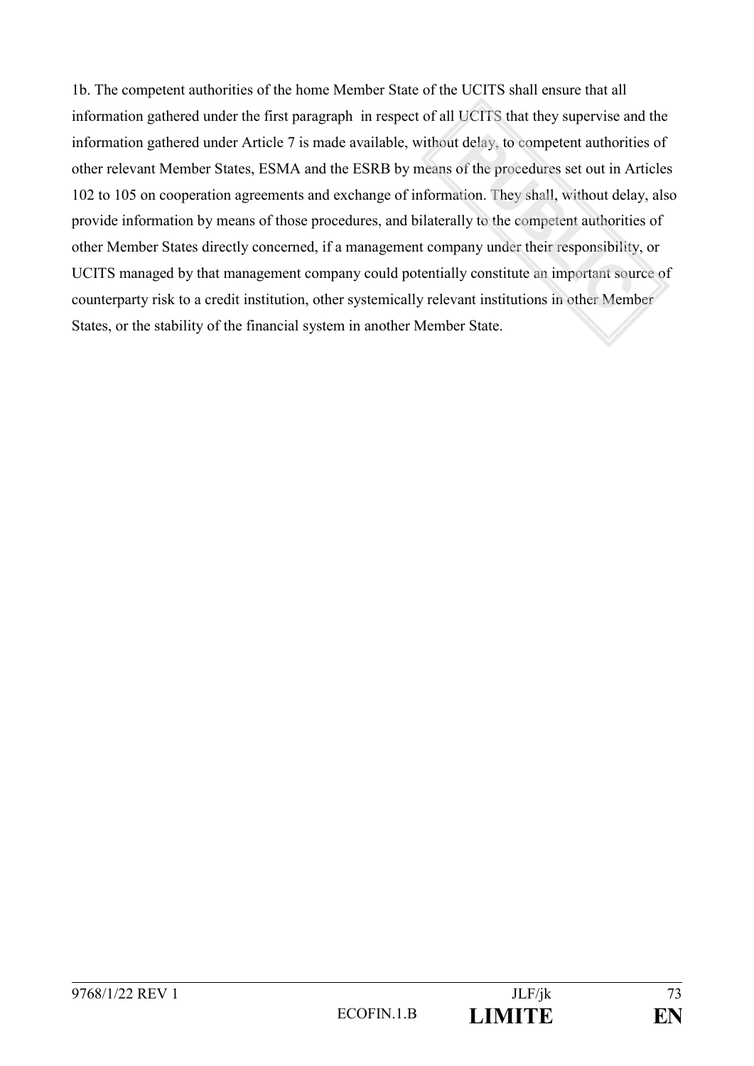1b. The competent authorities of the home Member State of the UCITS shall ensure that all information gathered under the first paragraph in respect of all UCITS that they supervise and the information gathered under Article 7 is made available, without delay, to competent authorities of other relevant Member States, ESMA and the ESRB by means of the procedures set out in Articles 102 to 105 on cooperation agreements and exchange of information. They shall, without delay, also provide information by means of those procedures, and bilaterally to the competent authorities of other Member States directly concerned, if a management company under their responsibility, or UCITS managed by that management company could potentially constitute an important source of counterparty risk to a credit institution, other systemically relevant institutions in other Member States, or the stability of the financial system in another Member State.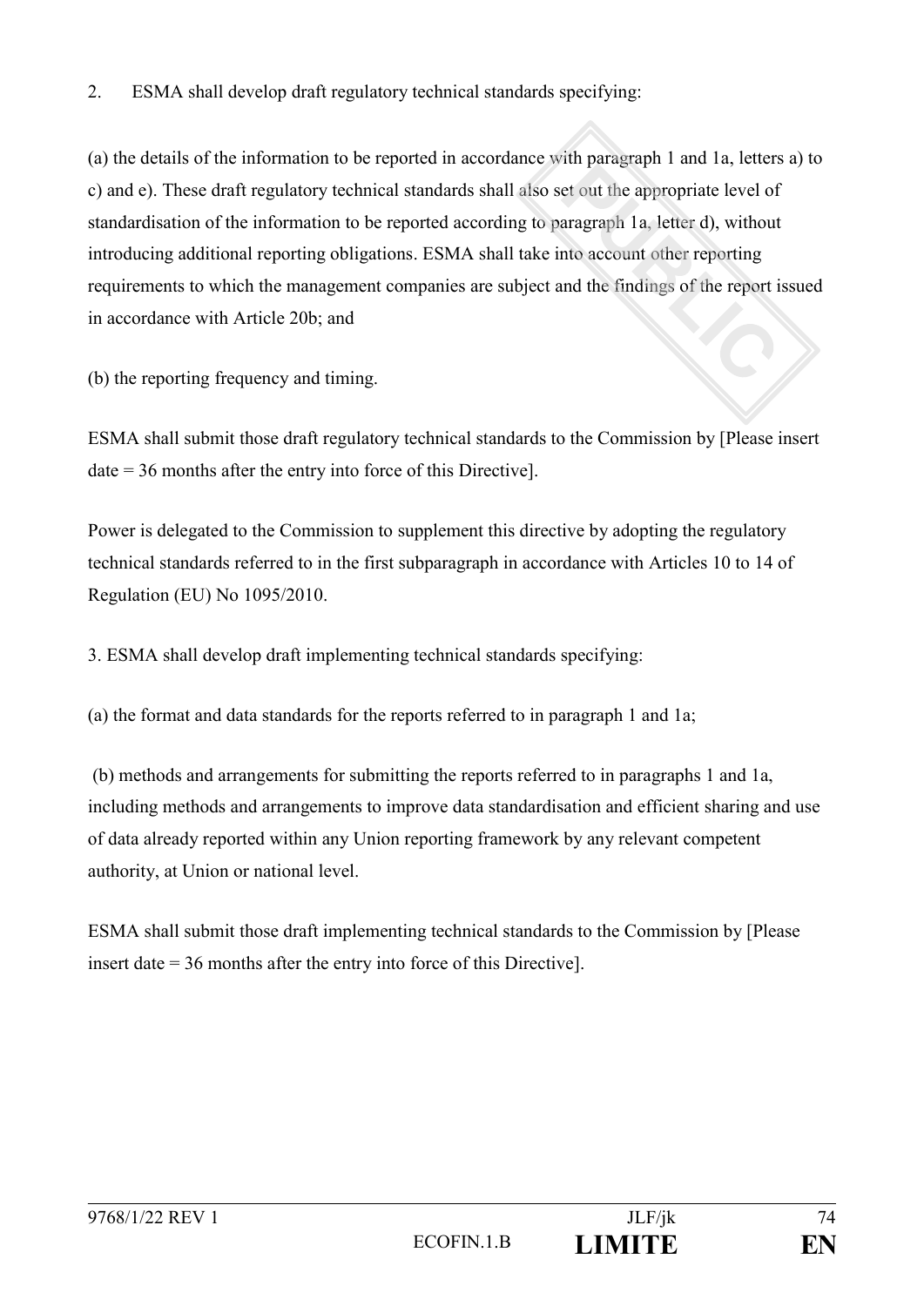2. ESMA shall develop draft regulatory technical standards specifying:

(a) the details of the information to be reported in accordance with paragraph 1 and 1a, letters a) to c) and e). These draft regulatory technical standards shall also set out the appropriate level of standardisation of the information to be reported according to paragraph 1a, letter d), without introducing additional reporting obligations. ESMA shall take into account other reporting requirements to which the management companies are subject and the findings of the report issued in accordance with Article 20b; and

(b) the reporting frequency and timing.

ESMA shall submit those draft regulatory technical standards to the Commission by [Please insert date = 36 months after the entry into force of this Directive].

Power is delegated to the Commission to supplement this directive by adopting the regulatory technical standards referred to in the first subparagraph in accordance with Articles 10 to 14 of Regulation (EU) No 1095/2010.

3. ESMA shall develop draft implementing technical standards specifying:

(a) the format and data standards for the reports referred to in paragraph 1 and 1a;

(b) methods and arrangements for submitting the reports referred to in paragraphs 1 and 1a, including methods and arrangements to improve data standardisation and efficient sharing and use of data already reported within any Union reporting framework by any relevant competent authority, at Union or national level.

ESMA shall submit those draft implementing technical standards to the Commission by [Please insert date = 36 months after the entry into force of this Directive].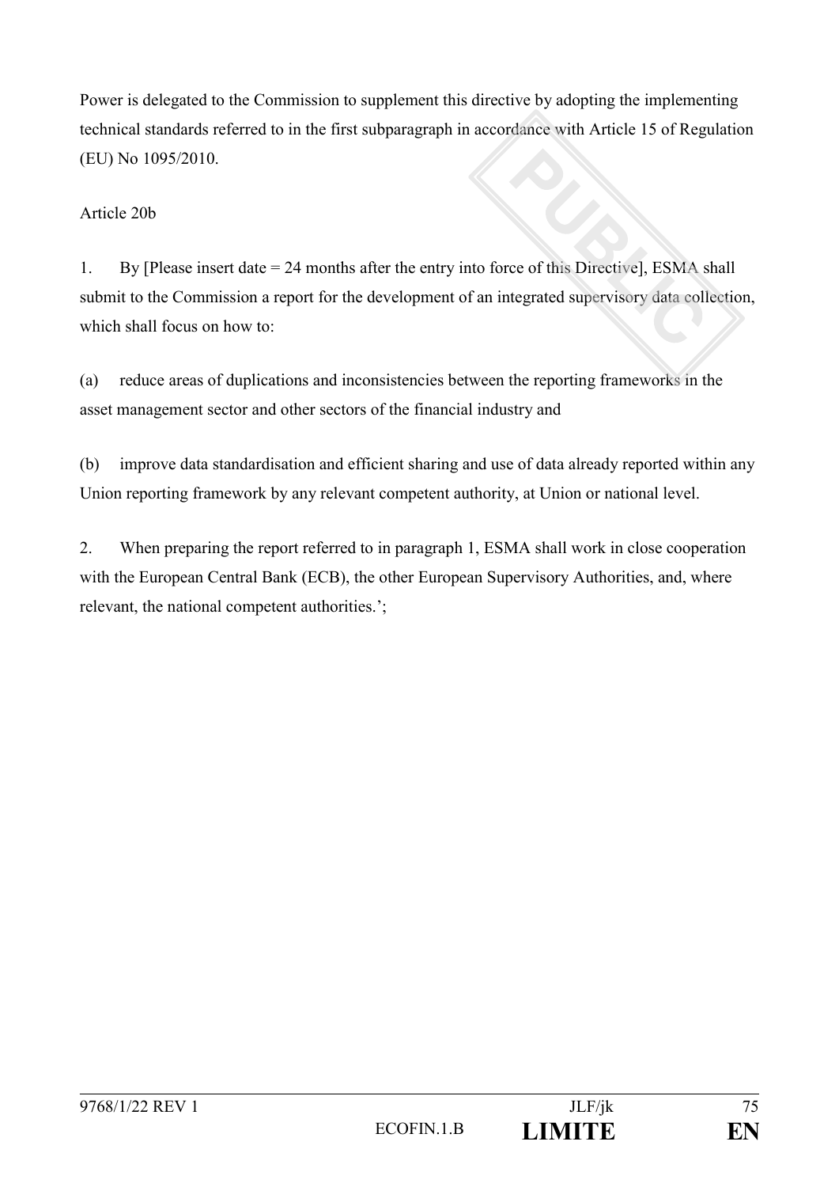Power is delegated to the Commission to supplement this directive by adopting the implementing technical standards referred to in the first subparagraph in accordance with Article 15 of Regulation (EU) No 1095/2010.

Article 20b

1. By [Please insert date = 24 months after the entry into force of this Directive], ESMA shall submit to the Commission a report for the development of an integrated supervisory data collection, which shall focus on how to:

(a) reduce areas of duplications and inconsistencies between the reporting frameworks in the asset management sector and other sectors of the financial industry and

(b) improve data standardisation and efficient sharing and use of data already reported within any Union reporting framework by any relevant competent authority, at Union or national level.

2. When preparing the report referred to in paragraph 1, ESMA shall work in close cooperation with the European Central Bank (ECB), the other European Supervisory Authorities, and, where relevant, the national competent authorities.';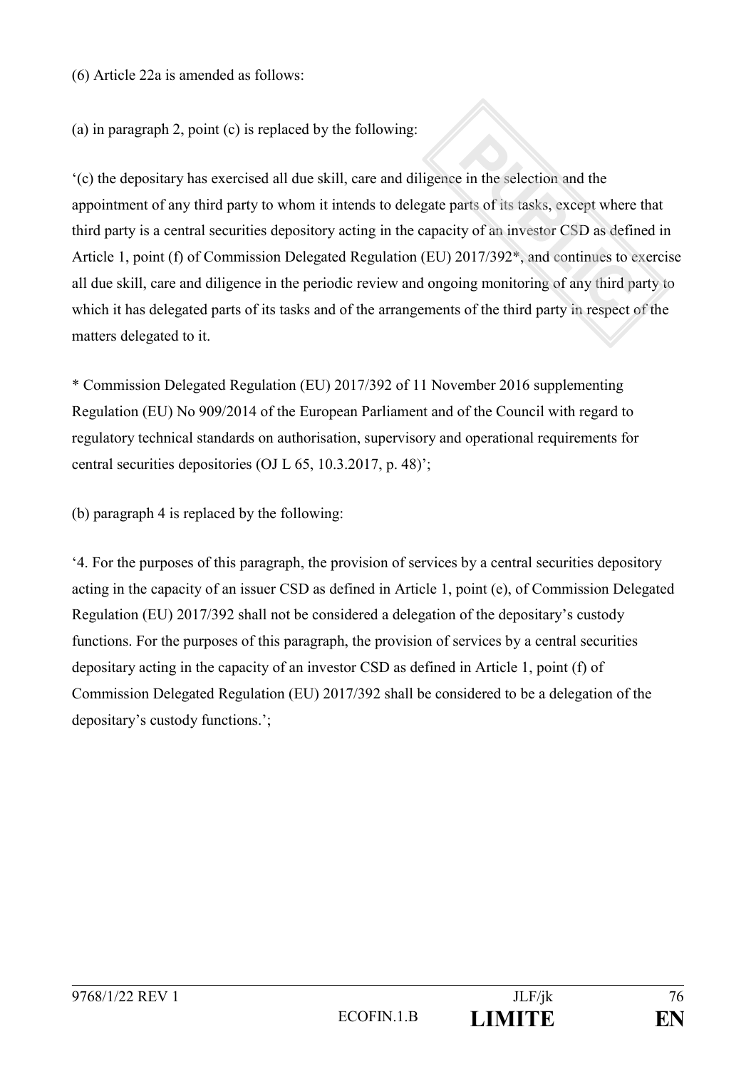(6) Article 22a is amended as follows:

(a) in paragraph 2, point (c) is replaced by the following:

'(c) the depositary has exercised all due skill, care and diligence in the selection and the appointment of any third party to whom it intends to delegate parts of its tasks, except where that third party is a central securities depository acting in the capacity of an investor CSD as defined in Article 1, point (f) of Commission Delegated Regulation (EU) 2017/392*, and continues to exercise all due skill, care and diligence in the periodic review and ongoing monitoring of any third party to which it has delegated parts of its tasks and of the arrangements of the third party in respect of the matters delegated to it.

* Commission Delegated Regulation (EU) 2017/392 of 11 November 2016 supplementing Regulation (EU) No 909/2014 of the European Parliament and of the Council with regard to regulatory technical standards on authorisation, supervisory and operational requirements for central securities depositories (OJ L 65, 10.3.2017, p. 48)';

(b) paragraph 4 is replaced by the following:

'4. For the purposes of this paragraph, the provision of services by a central securities depository acting in the capacity of an issuer CSD as defined in Article 1, point (e), of Commission Delegated Regulation (EU) 2017/392 shall not be considered a delegation of the depositary's custody functions. For the purposes of this paragraph, the provision of services by a central securities depositary acting in the capacity of an investor CSD as defined in Article 1, point (f) of Commission Delegated Regulation (EU) 2017/392 shall be considered to be a delegation of the depositary's custody functions.';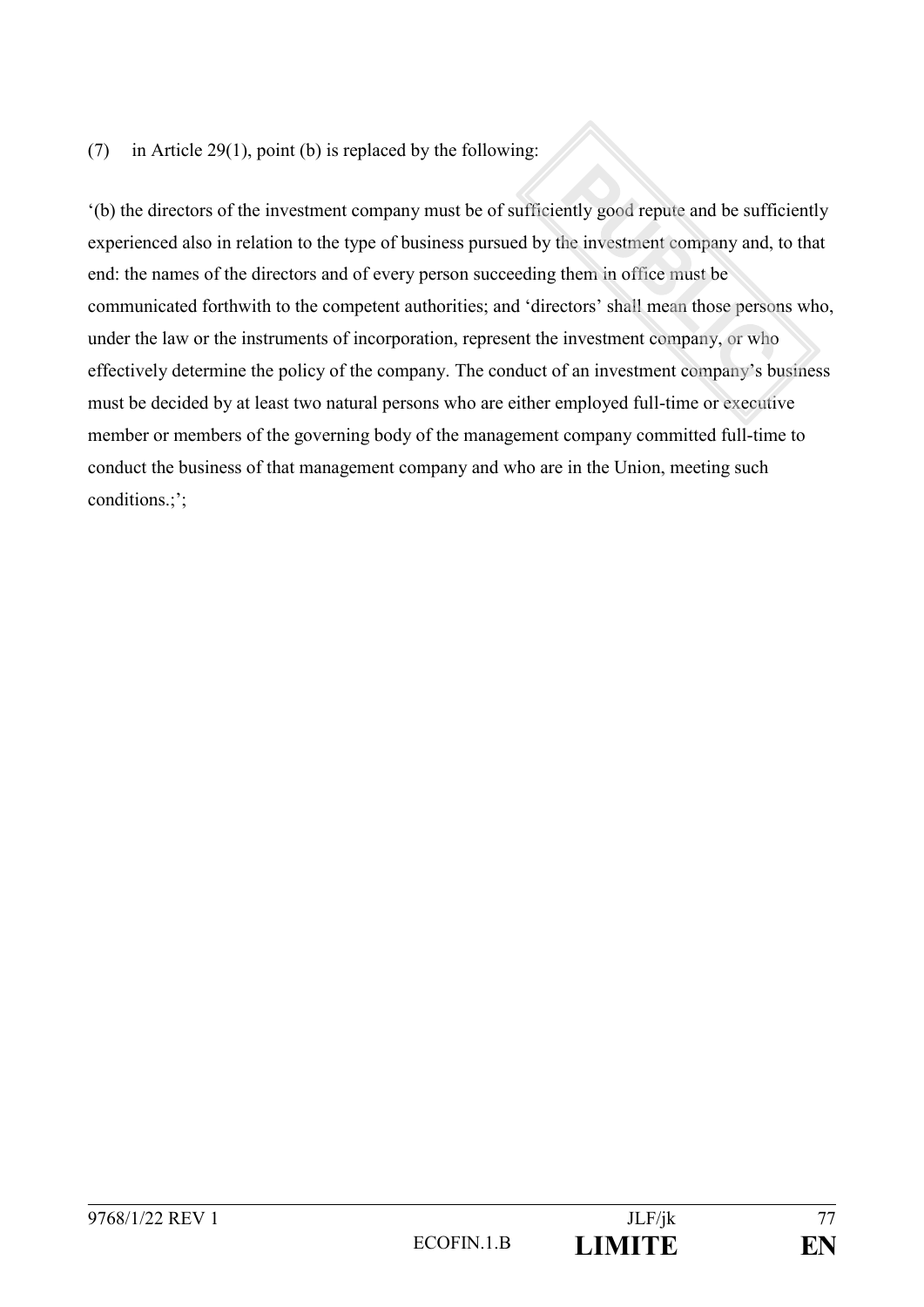(7) in Article 29(1), point (b) is replaced by the following:

'(b) the directors of the investment company must be of sufficiently good repute and be sufficiently experienced also in relation to the type of business pursued by the investment company and, to that end: the names of the directors and of every person succeeding them in office must be communicated forthwith to the competent authorities; and 'directors' shall mean those persons who, under the law or the instruments of incorporation, represent the investment company, or who effectively determine the policy of the company. The conduct of an investment company's business must be decided by at least two natural persons who are either employed full-time or executive member or members of the governing body of the management company committed full-time to conduct the business of that management company and who are in the Union, meeting such conditions.;';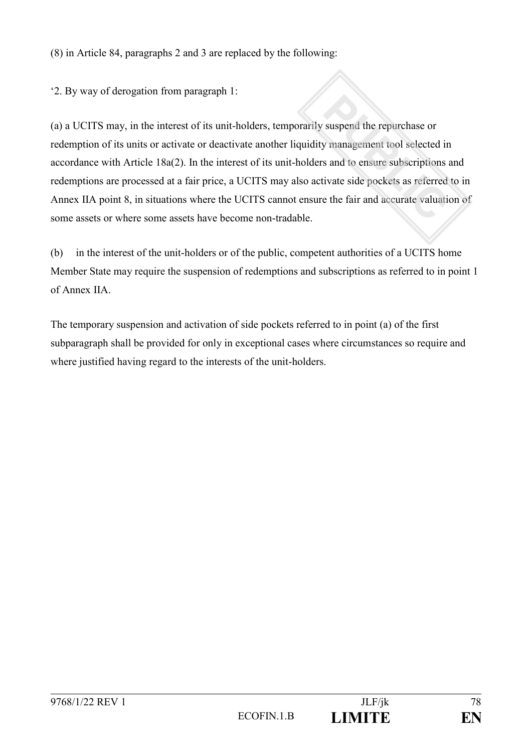(8) in Article 84, paragraphs 2 and 3 are replaced by the following:

'2. By way of derogation from paragraph 1:

(a) a UCITS may, in the interest of its unit-holders, temporarily suspend the repurchase or redemption of its units or activate or deactivate another liquidity management tool selected in accordance with Article 18a(2). In the interest of its unit-holders and to ensure subscriptions and redemptions are processed at a fair price, a UCITS may also activate side pockets as referred to in Annex IIA point 8, in situations where the UCITS cannot ensure the fair and accurate valuation of some assets or where some assets have become non-tradable.

(b) in the interest of the unit-holders or of the public, competent authorities of a UCITS home Member State may require the suspension of redemptions and subscriptions as referred to in point 1 of Annex IIA.

The temporary suspension and activation of side pockets referred to in point (a) of the first subparagraph shall be provided for only in exceptional cases where circumstances so require and where justified having regard to the interests of the unit-holders.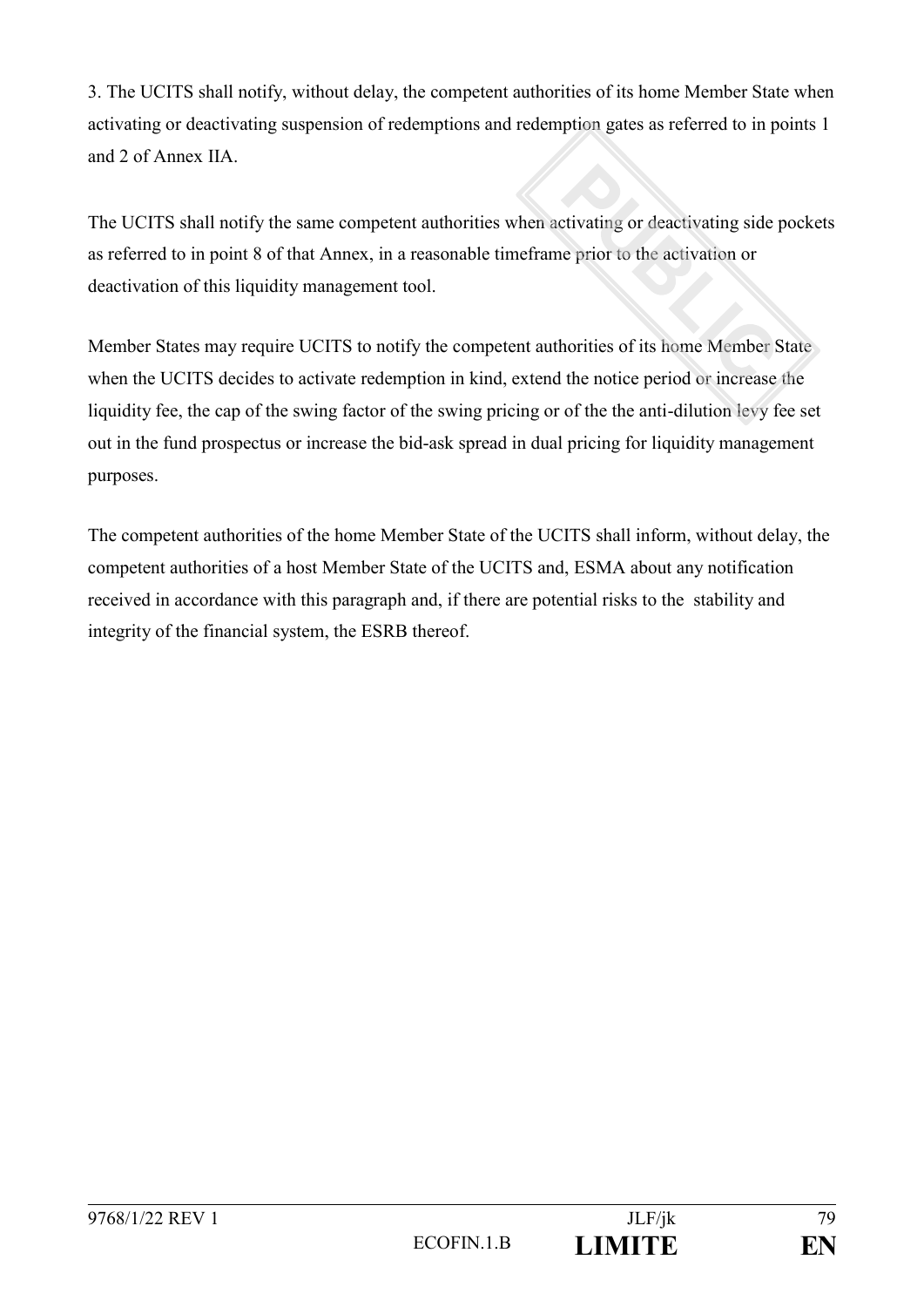3. The UCITS shall notify, without delay, the competent authorities of its home Member State when activating or deactivating suspension of redemptions and redemption gates as referred to in points 1 and 2 of Annex IIA.

The UCITS shall notify the same competent authorities when activating or deactivating side pockets as referred to in point 8 of that Annex, in a reasonable timeframe prior to the activation or deactivation of this liquidity management tool.

Member States may require UCITS to notify the competent authorities of its home Member State when the UCITS decides to activate redemption in kind, extend the notice period or increase the liquidity fee, the cap of the swing factor of the swing pricing or of the the anti-dilution levy fee set out in the fund prospectus or increase the bid-ask spread in dual pricing for liquidity management purposes.

The competent authorities of the home Member State of the UCITS shall inform, without delay, the competent authorities of a host Member State of the UCITS and, ESMA about any notification received in accordance with this paragraph and, if there are potential risks to the stability and integrity of the financial system, the ESRB thereof.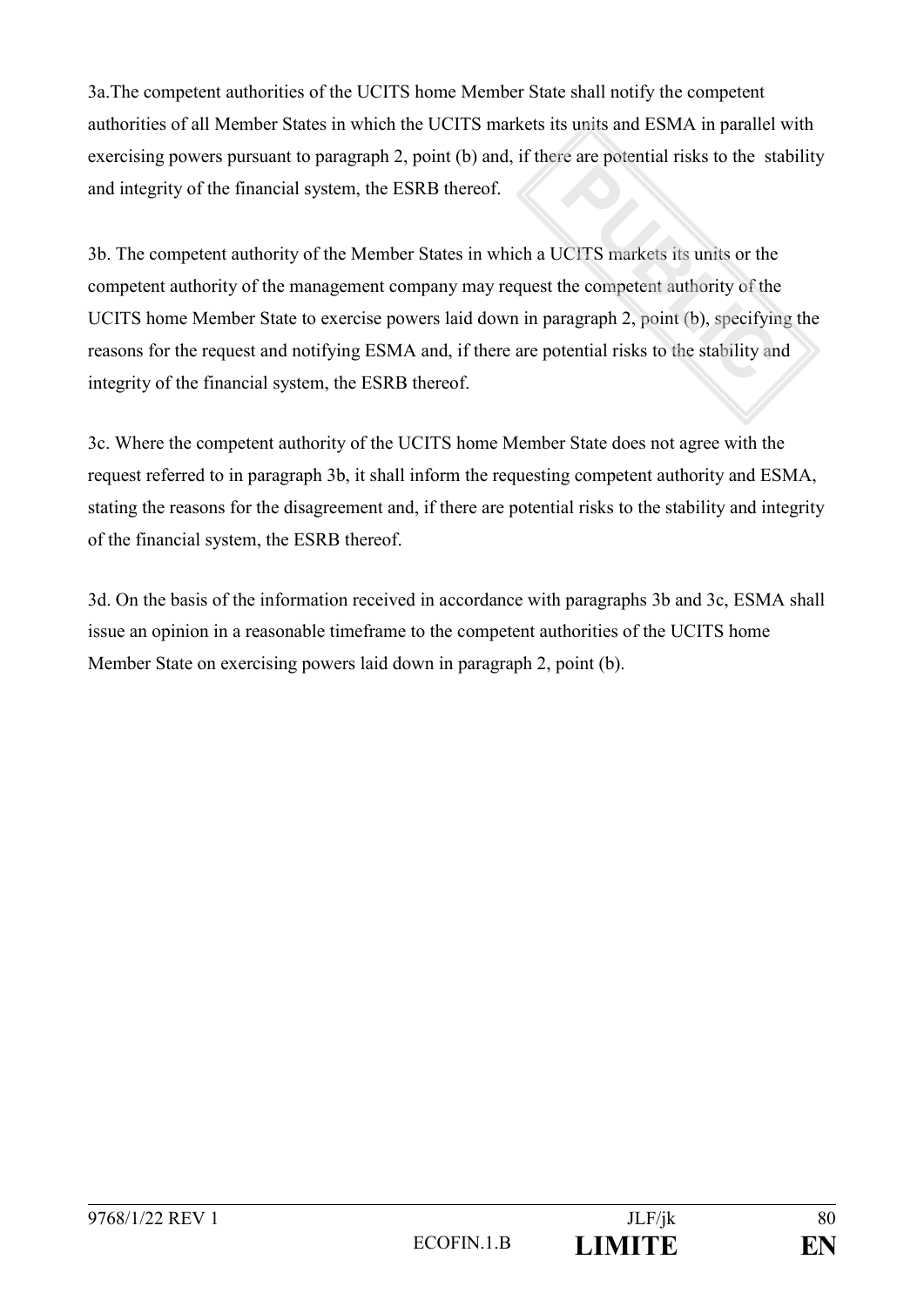3a.The competent authorities of the UCITS home Member State shall notify the competent authorities of all Member States in which the UCITS markets its units and ESMA in parallel with exercising powers pursuant to paragraph 2, point (b) and, if there are potential risks to the stability and integrity of the financial system, the ESRB thereof.

3b. The competent authority of the Member States in which a UCITS markets its units or the competent authority of the management company may request the competent authority of the UCITS home Member State to exercise powers laid down in paragraph 2, point (b), specifying the reasons for the request and notifying ESMA and, if there are potential risks to the stability and integrity of the financial system, the ESRB thereof.

3c. Where the competent authority of the UCITS home Member State does not agree with the request referred to in paragraph 3b, it shall inform the requesting competent authority and ESMA, stating the reasons for the disagreement and, if there are potential risks to the stability and integrity of the financial system, the ESRB thereof.

3d. On the basis of the information received in accordance with paragraphs 3b and 3c, ESMA shall issue an opinion in a reasonable timeframe to the competent authorities of the UCITS home Member State on exercising powers laid down in paragraph 2, point (b).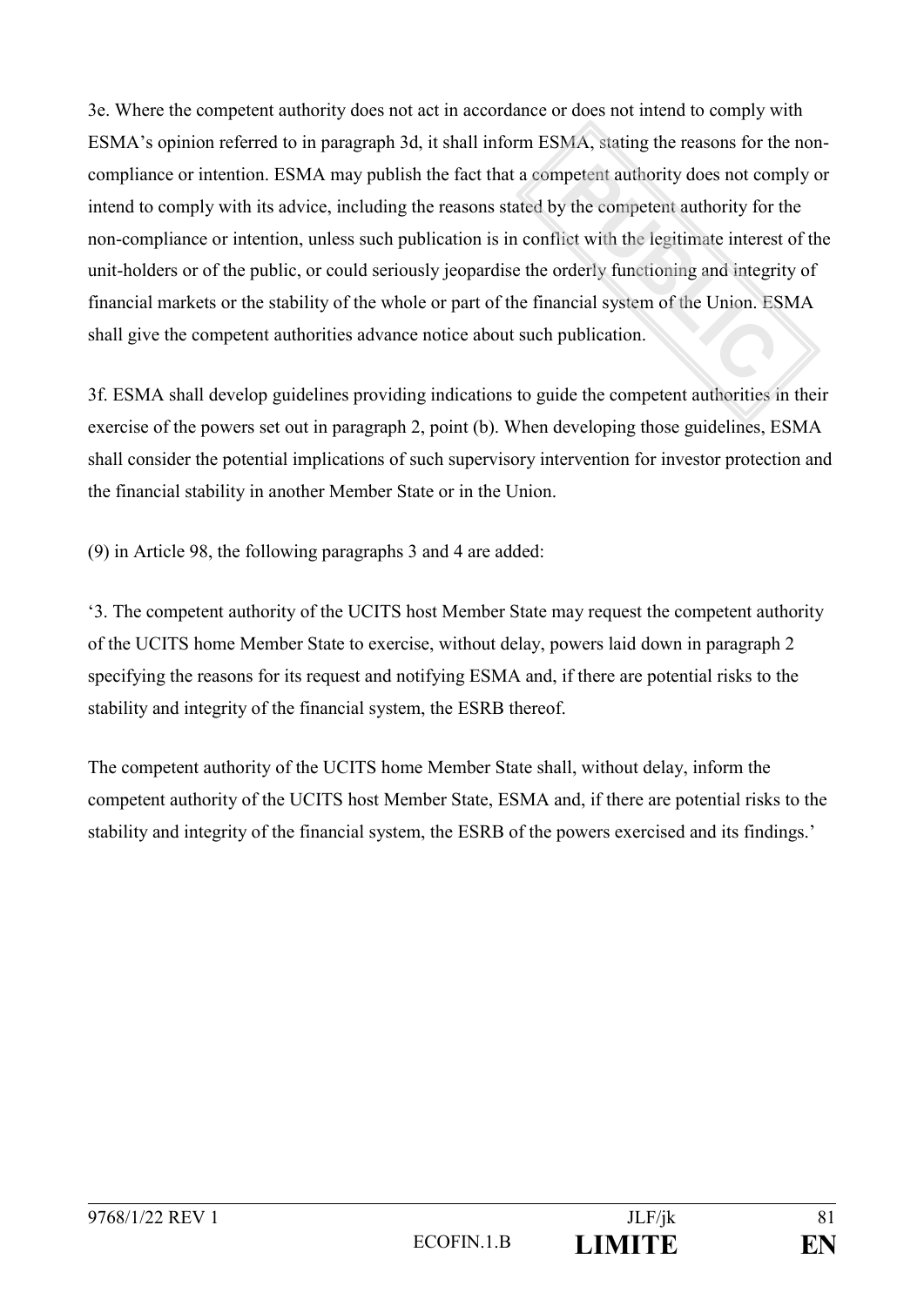3e. Where the competent authority does not act in accordance or does not intend to comply with ESMA's opinion referred to in paragraph 3d, it shall inform ESMA, stating the reasons for the non-compliance or intention. ESMA may publish the fact that a competent authority does not comply or intend to comply with its advice, including the reasons stated by the competent authority for the non-compliance or intention, unless such publication is in conflict with the legitimate interest of the unit-holders or of the public, or could seriously jeopardise the orderly functioning and integrity of financial markets or the stability of the whole or part of the financial system of the Union. ESMA shall give the competent authorities advance notice about such publication.

3f. ESMA shall develop guidelines providing indications to guide the competent authorities in their exercise of the powers set out in paragraph 2, point (b). When developing those guidelines, ESMA shall consider the potential implications of such supervisory intervention for investor protection and the financial stability in another Member State or in the Union.

(9) in Article 98, the following paragraphs 3 and 4 are added:

'3. The competent authority of the UCITS host Member State may request the competent authority of the UCITS home Member State to exercise, without delay, powers laid down in paragraph 2 specifying the reasons for its request and notifying ESMA and, if there are potential risks to the stability and integrity of the financial system, the ESRB thereof.

The competent authority of the UCITS home Member State shall, without delay, inform the competent authority of the UCITS host Member State, ESMA and, if there are potential risks to the stability and integrity of the financial system, the ESRB of the powers exercised and its findings.'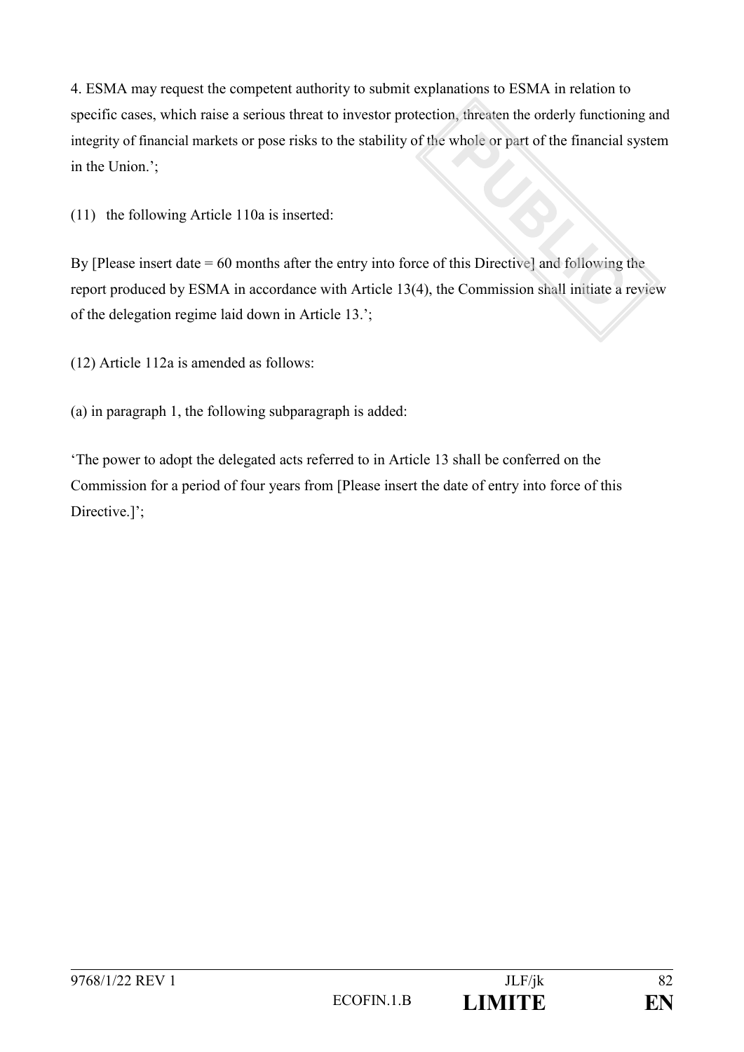4. ESMA may request the competent authority to submit explanations to ESMA in relation to specific cases, which raise a serious threat to investor protection, threaten the orderly functioning and integrity of financial markets or pose risks to the stability of the whole or part of the financial system in the Union.';

(11) the following Article 110a is inserted:

By [Please insert date = 60 months after the entry into force of this Directive] and following the report produced by ESMA in accordance with Article 13(4), the Commission shall initiate a review of the delegation regime laid down in Article 13.';

(12) Article 112a is amended as follows:

(a) in paragraph 1, the following subparagraph is added:

'The power to adopt the delegated acts referred to in Article 13 shall be conferred on the Commission for a period of four years from [Please insert the date of entry into force of this Directive.]';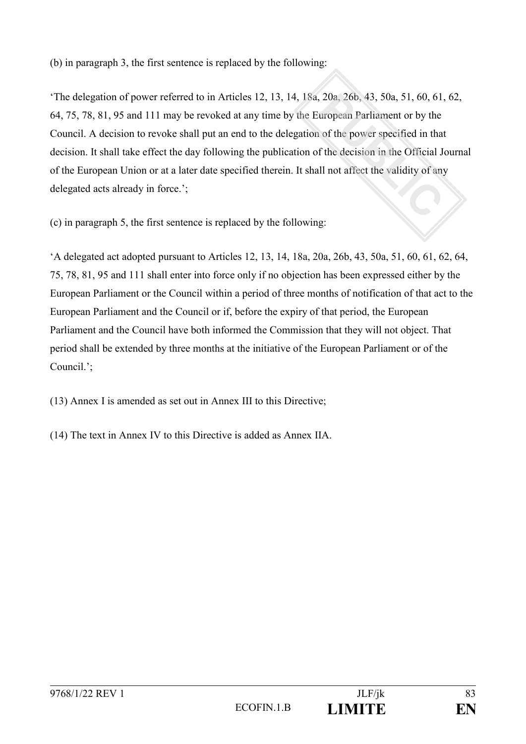(b) in paragraph 3, the first sentence is replaced by the following:

'The delegation of power referred to in Articles 12, 13, 14, 18a, 20a, 26b, 43, 50a, 51, 60, 61, 62, 64, 75, 78, 81, 95 and 111 may be revoked at any time by the European Parliament or by the Council. A decision to revoke shall put an end to the delegation of the power specified in that decision. It shall take effect the day following the publication of the decision in the Official Journal of the European Union or at a later date specified therein. It shall not affect the validity of any delegated acts already in force.';

(c) in paragraph 5, the first sentence is replaced by the following:

'A delegated act adopted pursuant to Articles 12, 13, 14, 18a, 20a, 26b, 43, 50a, 51, 60, 61, 62, 64, 75, 78, 81, 95 and 111 shall enter into force only if no objection has been expressed either by the European Parliament or the Council within a period of three months of notification of that act to the European Parliament and the Council or if, before the expiry of that period, the European Parliament and the Council have both informed the Commission that they will not object. That period shall be extended by three months at the initiative of the European Parliament or of the Council.';

(13) Annex I is amended as set out in Annex III to this Directive;

(14) The text in Annex IV to this Directive is added as Annex IIA.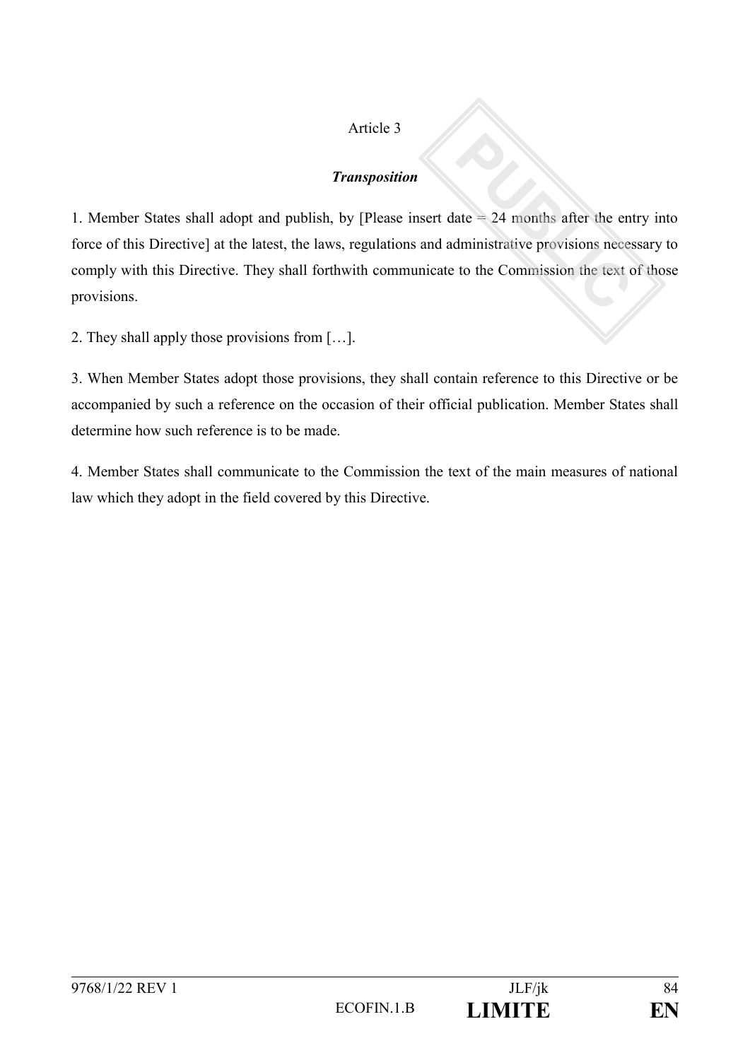Article 3

***Transposition***

1. Member States shall adopt and publish, by [Please insert date = 24 months after the entry into force of this Directive] at the latest, the laws, regulations and administrative provisions necessary to comply with this Directive. They shall forthwith communicate to the Commission the text of those provisions.

2. They shall apply those provisions from […].

3. When Member States adopt those provisions, they shall contain reference to this Directive or be accompanied by such a reference on the occasion of their official publication. Member States shall determine how such reference is to be made.

4. Member States shall communicate to the Commission the text of the main measures of national law which they adopt in the field covered by this Directive.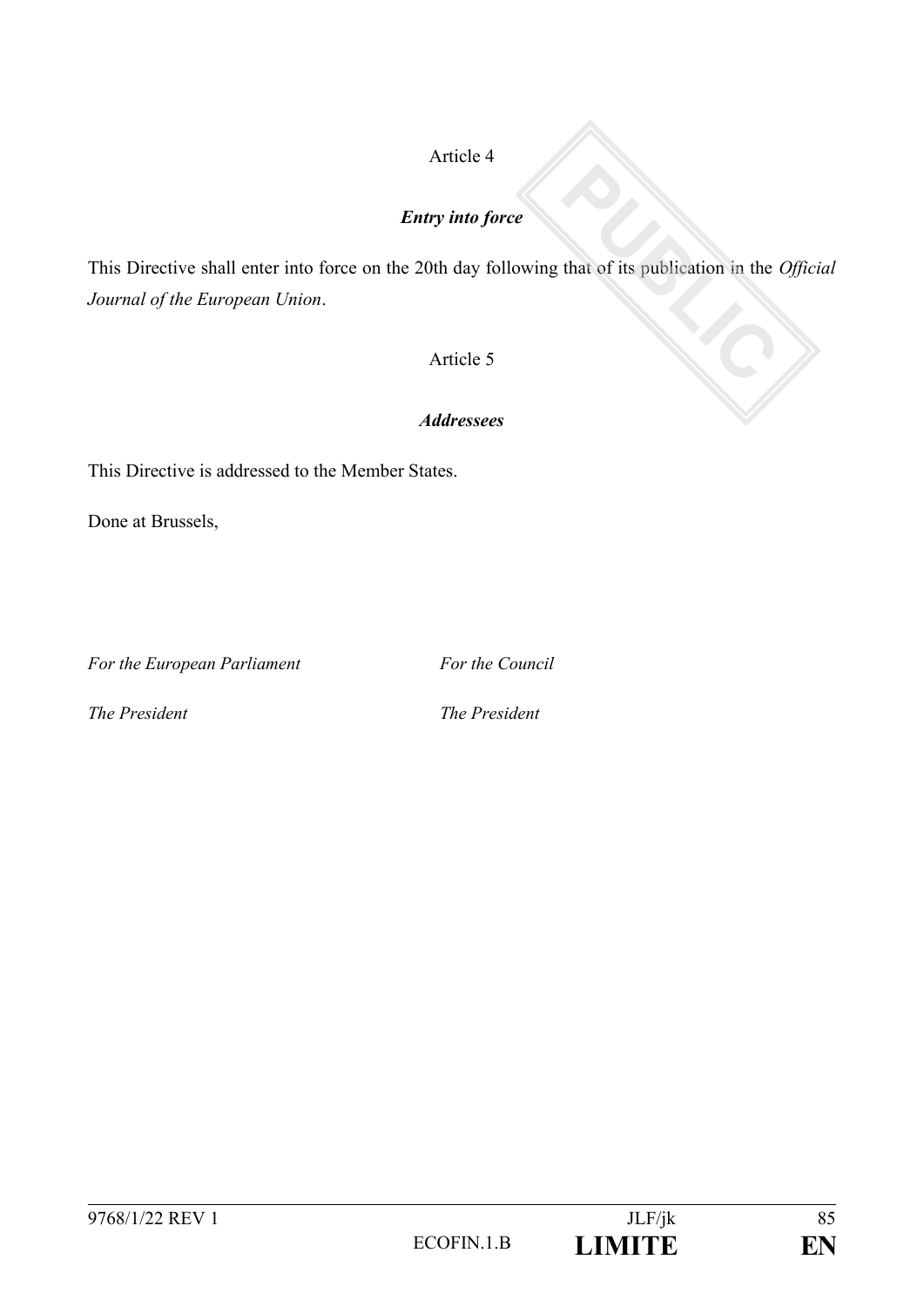Article 4

***Entry into force***

This Directive shall enter into force on the 20th day following that of its publication in the *Official Journal of the European Union*.

Article 5

***Addressees***

This Directive is addressed to the Member States.

Done at Brussels,

*For the European Parliament*

*The President*

*For the Council*

*The President*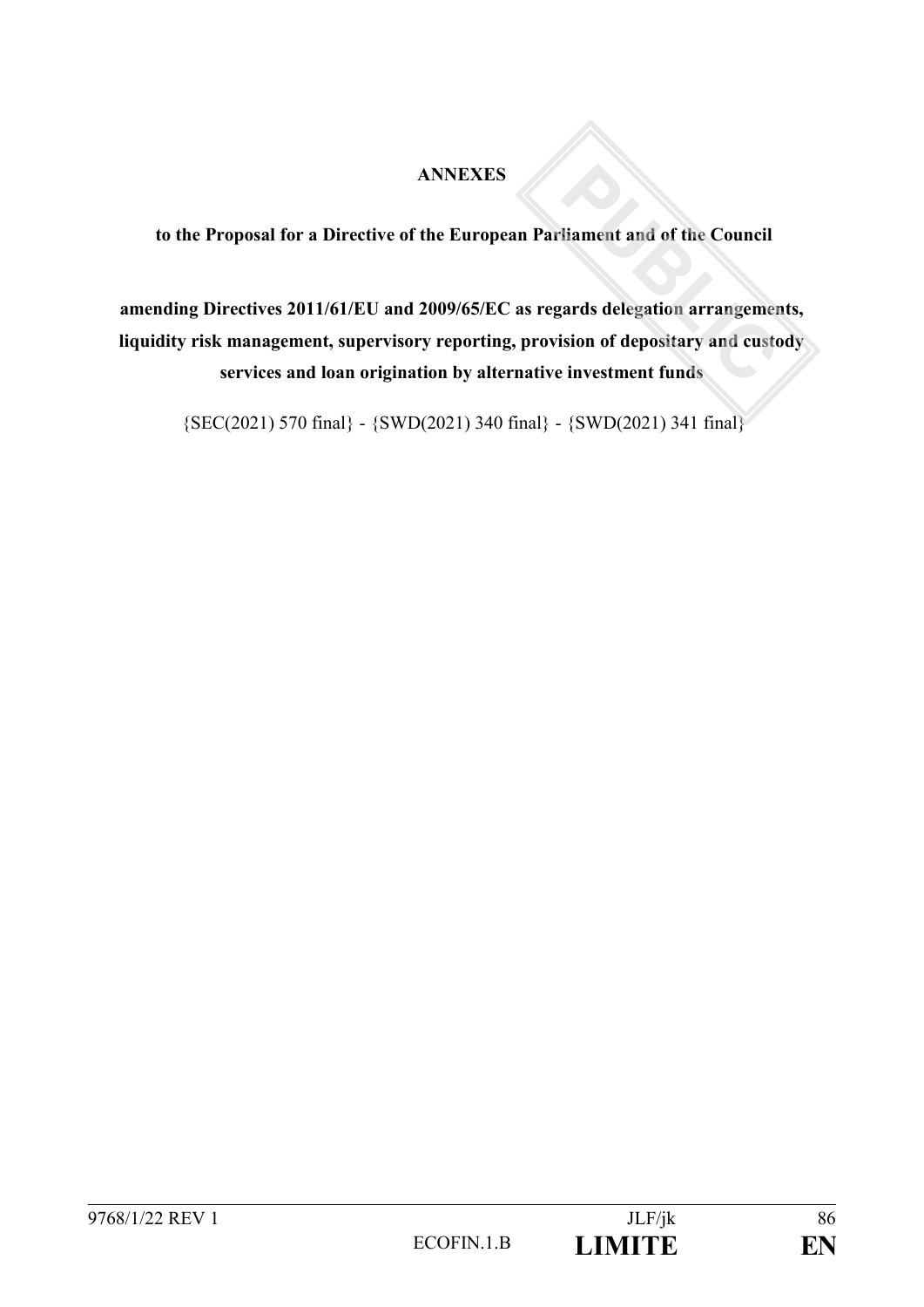**ANNEXES**

**to the Proposal for a Directive of the European Parliament and of the Council**

**amending Directives 2011/61/EU and 2009/65/EC as regards delegation arrangements, liquidity risk management, supervisory reporting, provision of depositary and custody services and loan origination by alternative investment funds**

{SEC(2021) 570 final} - {SWD(2021) 340 final} - {SWD(2021) 341 final}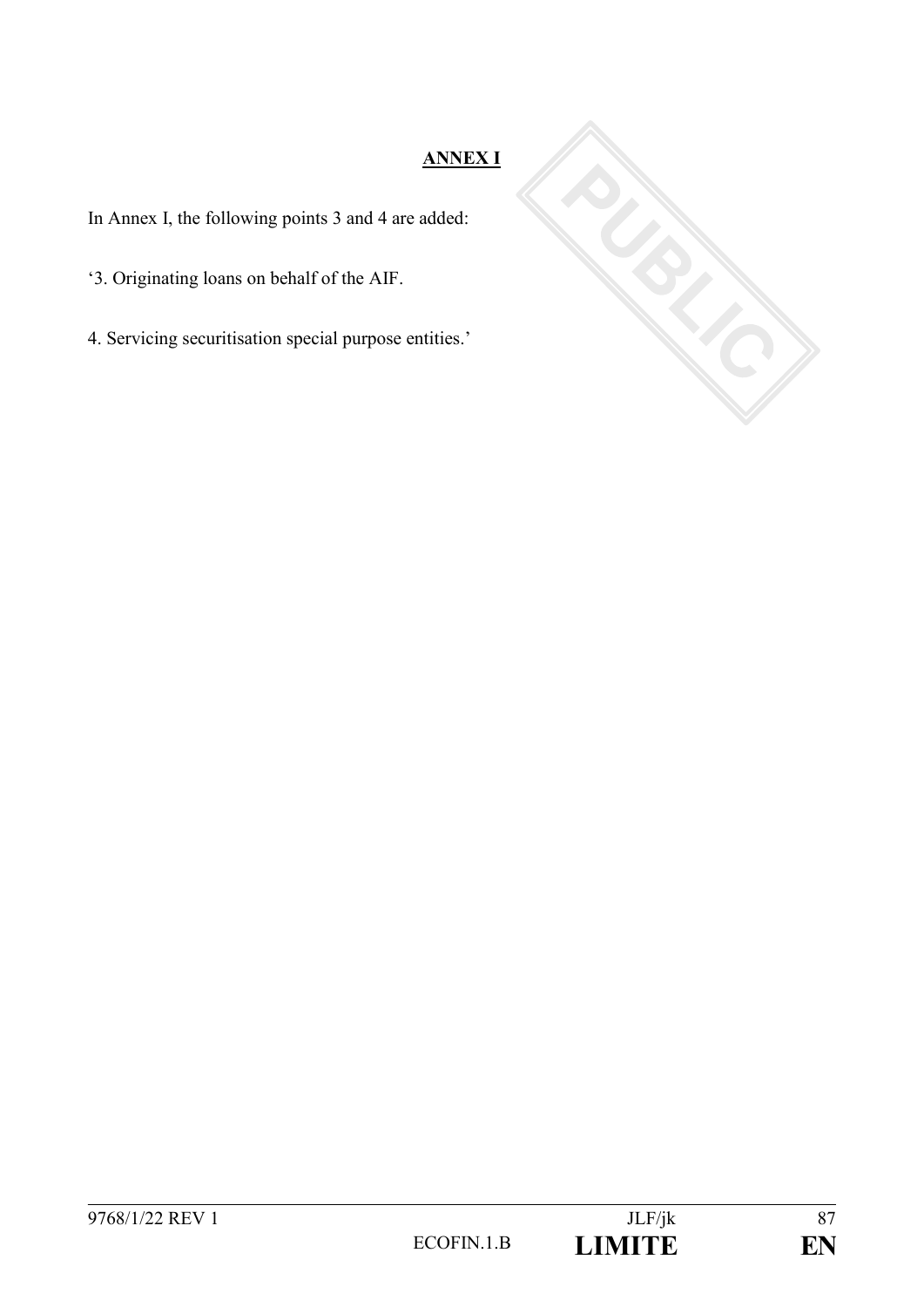## ANNEX I

In Annex I, the following points 3 and 4 are added:

'3. Originating loans on behalf of the AIF.

4. Servicing securitisation special purpose entities.'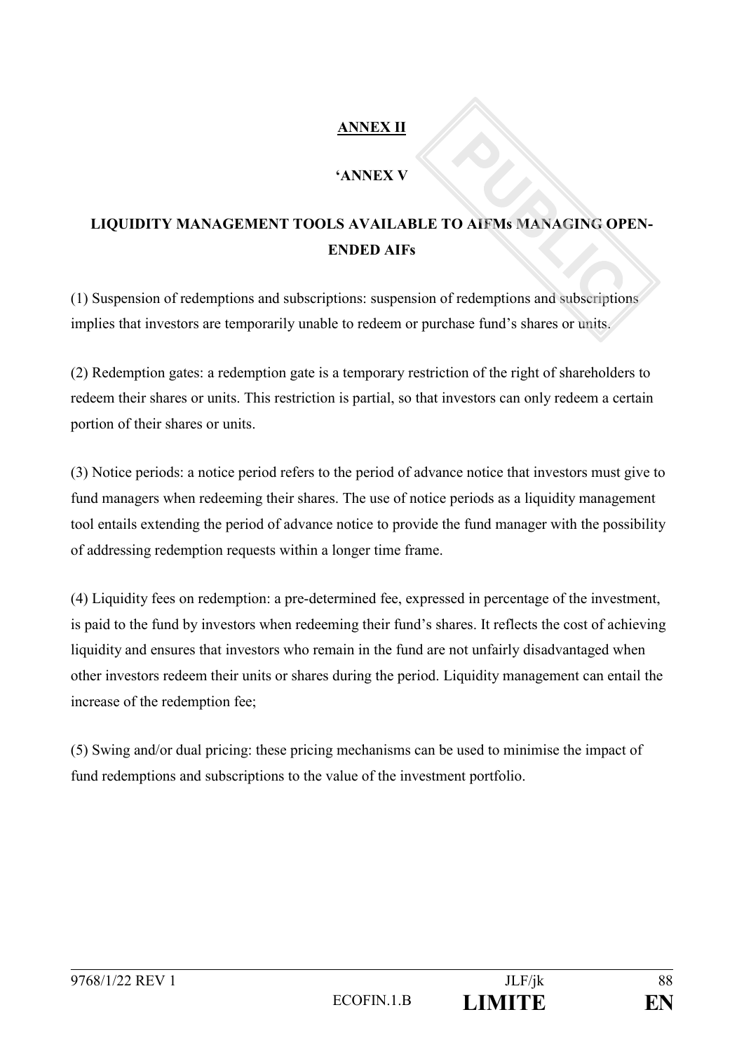**<u>ANNEX II</u>**

**'ANNEX V**

**LIQUIDITY MANAGEMENT TOOLS AVAILABLE TO AIFMs MANAGING OPEN-ENDED AIFs**

(1) Suspension of redemptions and subscriptions: suspension of redemptions and subscriptions implies that investors are temporarily unable to redeem or purchase fund's shares or units.

(2) Redemption gates: a redemption gate is a temporary restriction of the right of shareholders to redeem their shares or units. This restriction is partial, so that investors can only redeem a certain portion of their shares or units.

(3) Notice periods: a notice period refers to the period of advance notice that investors must give to fund managers when redeeming their shares. The use of notice periods as a liquidity management tool entails extending the period of advance notice to provide the fund manager with the possibility of addressing redemption requests within a longer time frame.

(4) Liquidity fees on redemption: a pre-determined fee, expressed in percentage of the investment, is paid to the fund by investors when redeeming their fund's shares. It reflects the cost of achieving liquidity and ensures that investors who remain in the fund are not unfairly disadvantaged when other investors redeem their units or shares during the period. Liquidity management can entail the increase of the redemption fee;

(5) Swing and/or dual pricing: these pricing mechanisms can be used to minimise the impact of fund redemptions and subscriptions to the value of the investment portfolio.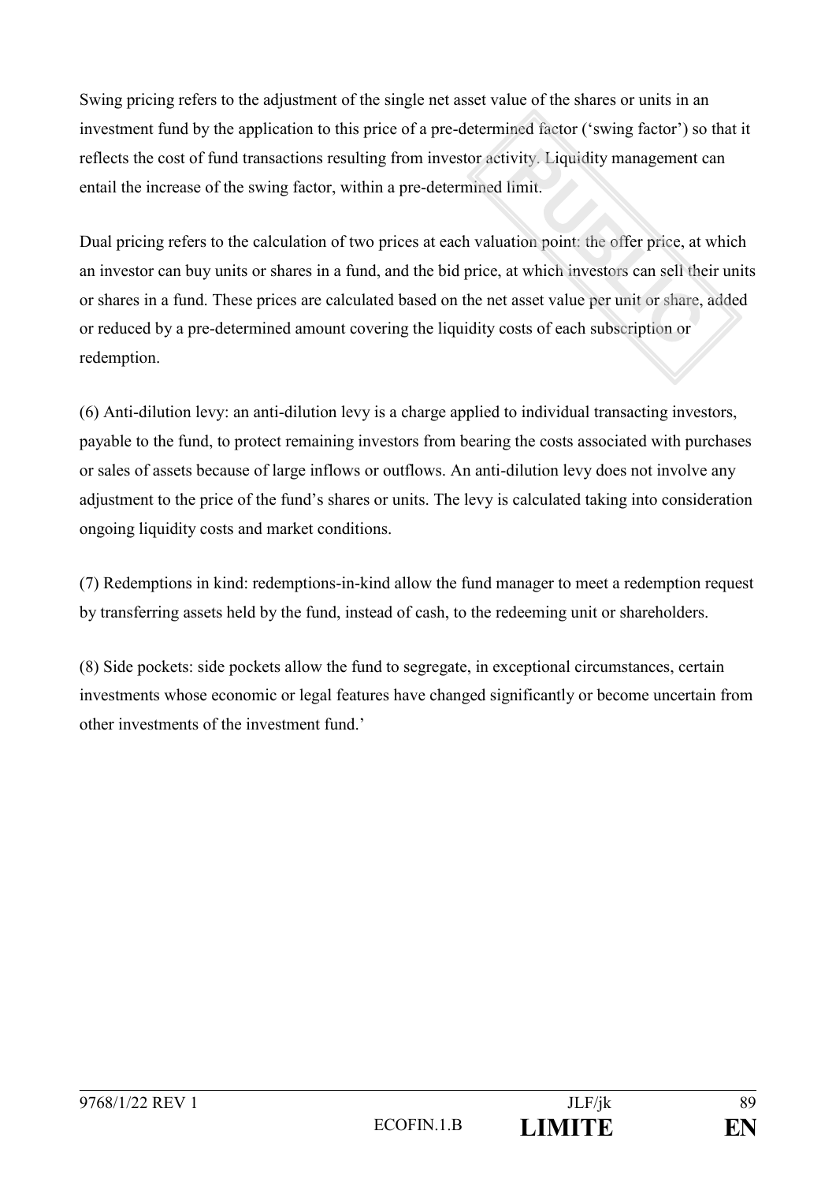Swing pricing refers to the adjustment of the single net asset value of the shares or units in an investment fund by the application to this price of a pre-determined factor ('swing factor') so that it reflects the cost of fund transactions resulting from investor activity. Liquidity management can entail the increase of the swing factor, within a pre-determined limit.

Dual pricing refers to the calculation of two prices at each valuation point: the offer price, at which an investor can buy units or shares in a fund, and the bid price, at which investors can sell their units or shares in a fund. These prices are calculated based on the net asset value per unit or share, added or reduced by a pre-determined amount covering the liquidity costs of each subscription or redemption.

(6) Anti-dilution levy: an anti-dilution levy is a charge applied to individual transacting investors, payable to the fund, to protect remaining investors from bearing the costs associated with purchases or sales of assets because of large inflows or outflows. An anti-dilution levy does not involve any adjustment to the price of the fund's shares or units. The levy is calculated taking into consideration ongoing liquidity costs and market conditions.

(7) Redemptions in kind: redemptions-in-kind allow the fund manager to meet a redemption request by transferring assets held by the fund, instead of cash, to the redeeming unit or shareholders.

(8) Side pockets: side pockets allow the fund to segregate, in exceptional circumstances, certain investments whose economic or legal features have changed significantly or become uncertain from other investments of the investment fund.'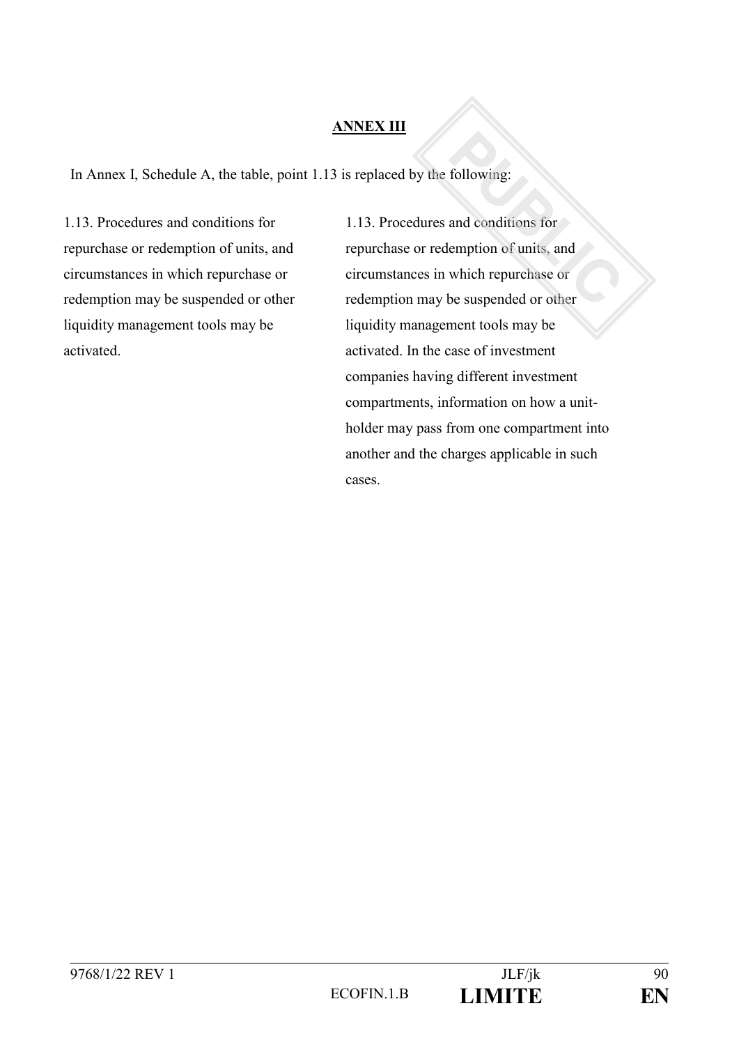**ANNEX III**

In Annex I, Schedule A, the table, point 1.13 is replaced by the following:

| | |
|---|---|
| 1.13. Procedures and conditions for repurchase or redemption of units, and circumstances in which repurchase or redemption may be suspended or other liquidity management tools may be activated. | 1.13. Procedures and conditions for repurchase or redemption of units, and circumstances in which repurchase or redemption may be suspended or other liquidity management tools may be activated. In the case of investment companies having different investment compartments, information on how a unit-holder may pass from one compartment into another and the charges applicable in such cases. |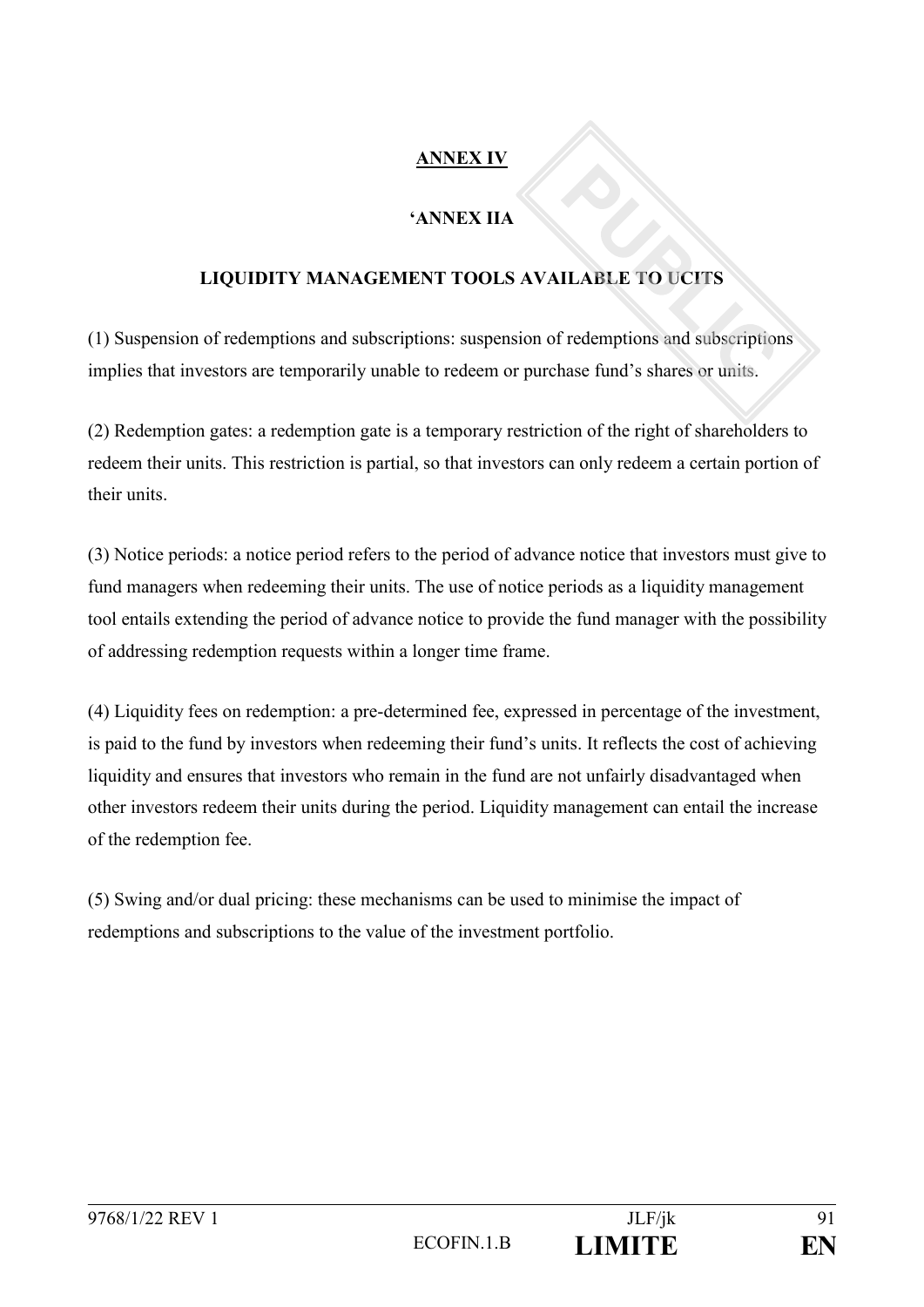## ANNEX IV

### 'ANNEX IIA

### LIQUIDITY MANAGEMENT TOOLS AVAILABLE TO UCITS

(1) Suspension of redemptions and subscriptions: suspension of redemptions and subscriptions implies that investors are temporarily unable to redeem or purchase fund's shares or units.

(2) Redemption gates: a redemption gate is a temporary restriction of the right of shareholders to redeem their units. This restriction is partial, so that investors can only redeem a certain portion of their units.

(3) Notice periods: a notice period refers to the period of advance notice that investors must give to fund managers when redeeming their units. The use of notice periods as a liquidity management tool entails extending the period of advance notice to provide the fund manager with the possibility of addressing redemption requests within a longer time frame.

(4) Liquidity fees on redemption: a pre-determined fee, expressed in percentage of the investment, is paid to the fund by investors when redeeming their fund's units. It reflects the cost of achieving liquidity and ensures that investors who remain in the fund are not unfairly disadvantaged when other investors redeem their units during the period. Liquidity management can entail the increase of the redemption fee.

(5) Swing and/or dual pricing: these mechanisms can be used to minimise the impact of redemptions and subscriptions to the value of the investment portfolio.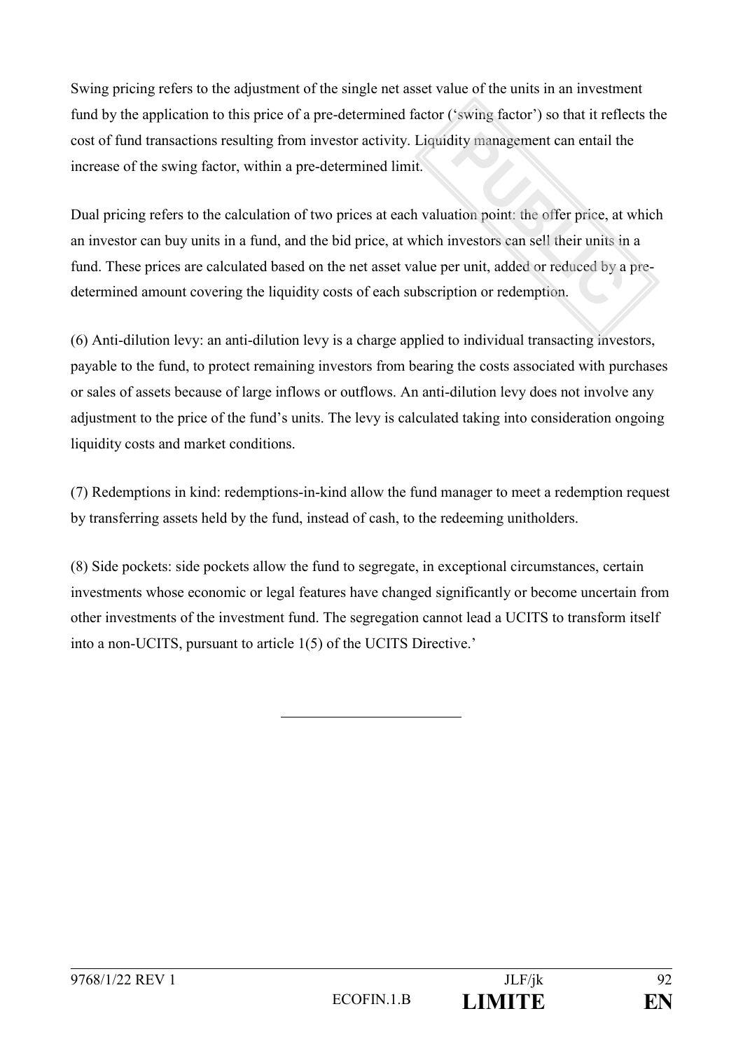Swing pricing refers to the adjustment of the single net asset value of the units in an investment fund by the application to this price of a pre-determined factor ('swing factor') so that it reflects the cost of fund transactions resulting from investor activity. Liquidity management can entail the increase of the swing factor, within a pre-determined limit.

Dual pricing refers to the calculation of two prices at each valuation point: the offer price, at which an investor can buy units in a fund, and the bid price, at which investors can sell their units in a fund. These prices are calculated based on the net asset value per unit, added or reduced by a pre-determined amount covering the liquidity costs of each subscription or redemption.

(6) Anti-dilution levy: an anti-dilution levy is a charge applied to individual transacting investors, payable to the fund, to protect remaining investors from bearing the costs associated with purchases or sales of assets because of large inflows or outflows. An anti-dilution levy does not involve any adjustment to the price of the fund's units. The levy is calculated taking into consideration ongoing liquidity costs and market conditions.

(7) Redemptions in kind: redemptions-in-kind allow the fund manager to meet a redemption request by transferring assets held by the fund, instead of cash, to the redeeming unitholders.

(8) Side pockets: side pockets allow the fund to segregate, in exceptional circumstances, certain investments whose economic or legal features have changed significantly or become uncertain from other investments of the investment fund. The segregation cannot lead a UCITS to transform itself into a non-UCITS, pursuant to article 1(5) of the UCITS Directive.'